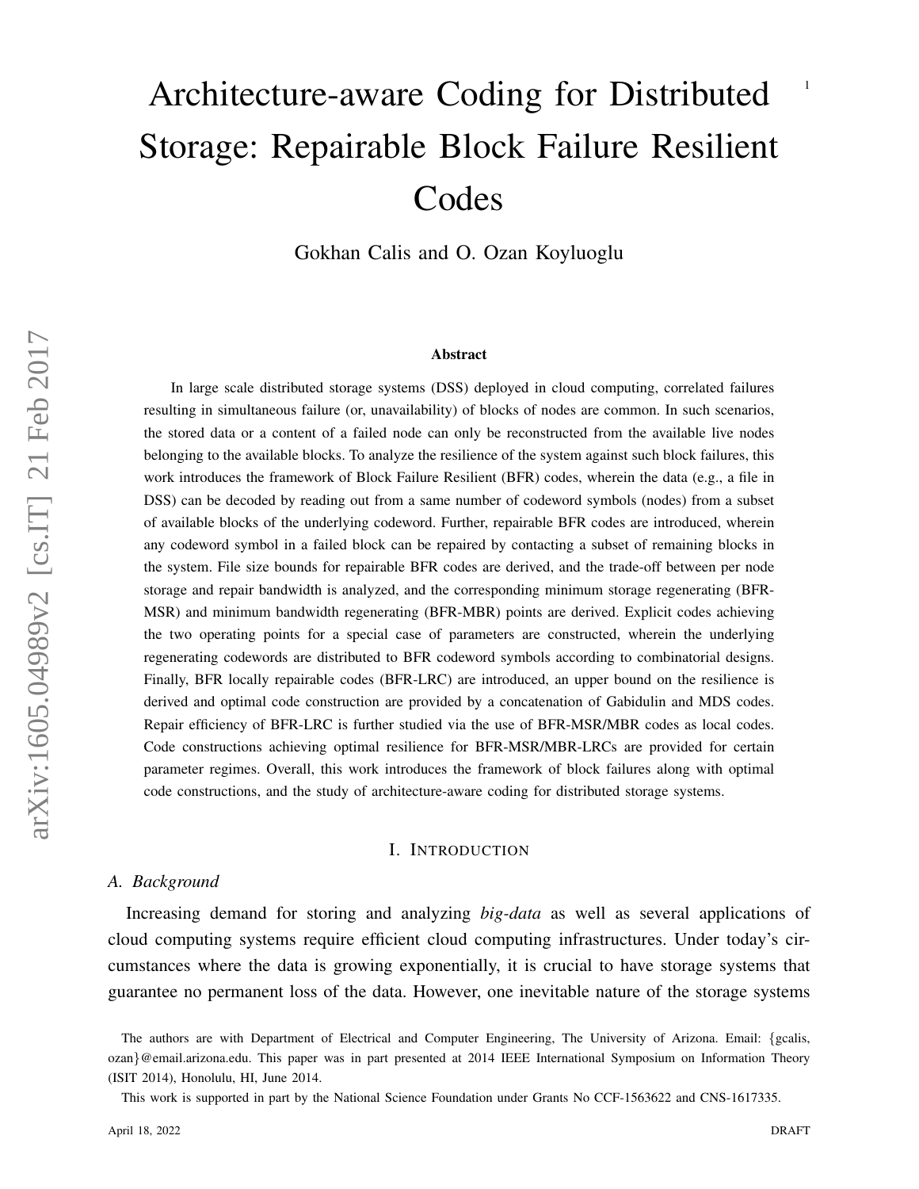# Architecture-aware Coding for Distributed Storage: Repairable Block Failure Resilient Codes

Gokhan Calis and O. Ozan Koyluoglu

### Abstract

In large scale distributed storage systems (DSS) deployed in cloud computing, correlated failures resulting in simultaneous failure (or, unavailability) of blocks of nodes are common. In such scenarios, the stored data or a content of a failed node can only be reconstructed from the available live nodes belonging to the available blocks. To analyze the resilience of the system against such block failures, this work introduces the framework of Block Failure Resilient (BFR) codes, wherein the data (e.g., a file in DSS) can be decoded by reading out from a same number of codeword symbols (nodes) from a subset of available blocks of the underlying codeword. Further, repairable BFR codes are introduced, wherein any codeword symbol in a failed block can be repaired by contacting a subset of remaining blocks in the system. File size bounds for repairable BFR codes are derived, and the trade-off between per node storage and repair bandwidth is analyzed, and the corresponding minimum storage regenerating (BFR-MSR) and minimum bandwidth regenerating (BFR-MBR) points are derived. Explicit codes achieving the two operating points for a special case of parameters are constructed, wherein the underlying regenerating codewords are distributed to BFR codeword symbols according to combinatorial designs. Finally, BFR locally repairable codes (BFR-LRC) are introduced, an upper bound on the resilience is derived and optimal code construction are provided by a concatenation of Gabidulin and MDS codes. Repair efficiency of BFR-LRC is further studied via the use of BFR-MSR/MBR codes as local codes. Code constructions achieving optimal resilience for BFR-MSR/MBR-LRCs are provided for certain parameter regimes. Overall, this work introduces the framework of block failures along with optimal code constructions, and the study of architecture-aware coding for distributed storage systems.

## I. Introduction

### A. Background

Increasing demand for storing and analyzing *big-data* as well as several applications of cloud computing systems require efficient cloud computing infrastructures. Under today's circumstances where the data is growing exponentially, it is crucial to have storage systems that guarantee no permanent loss of the data. However, one inevitable nature of the storage systems

The authors are with Department of Electrical and Computer Engineering, The University of Arizona. Email: {gcalis, ozan}@email.arizona.edu. This paper was in part presented at 2014 IEEE International Symposium on Information Theory (ISIT 2014), Honolulu, HI, June 2014.

This work is supported in part by the National Science Foundation under Grants No CCF-1563622 and CNS-1617335.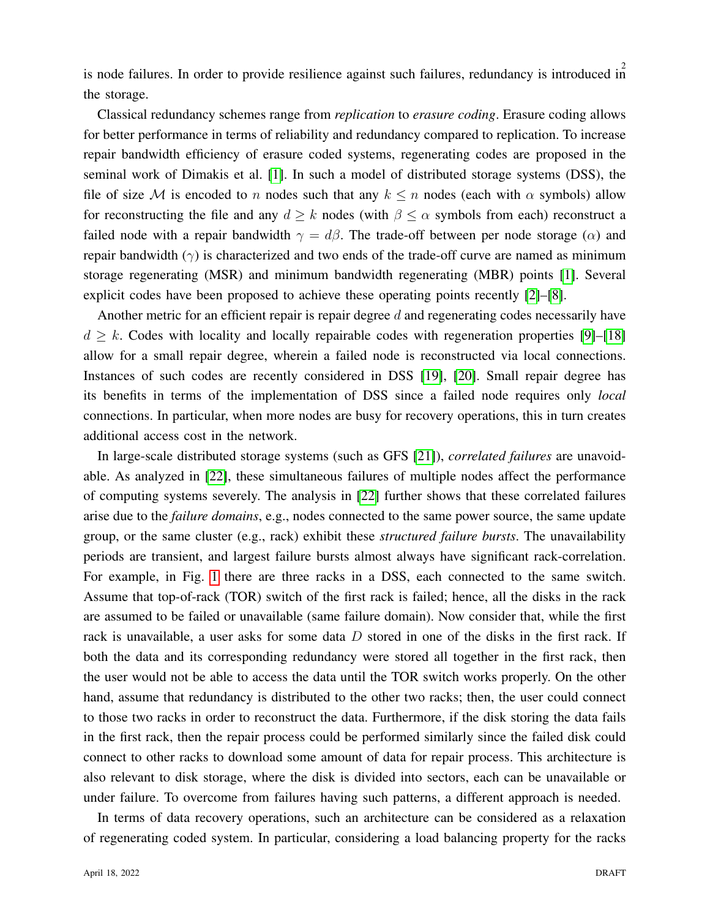is node failures. In order to provide resilience against such failures, redundancy is introduced in the storage.

Classical redundancy schemes range from *replication* to *erasure coding*. Erasure coding allows for better performance in terms of reliability and redundancy compared to replication. To increase repair bandwidth efficiency of erasure coded systems, regenerating codes are proposed in the seminal work of Dimakis et al. [1]. In such a model of distributed storage systems (DSS), the file of size $\mathcal{M}$ is encoded to $n$ nodes such that any $k \leq n$ nodes (each with $\alpha$ symbols) allow for reconstructing the file and any $d \geq k$ nodes (with $\beta \leq \alpha$ symbols from each) reconstruct a failed node with a repair bandwidth $\gamma = d\beta$. The trade-off between per node storage ($\alpha$) and repair bandwidth ($\gamma$) is characterized and two ends of the trade-off curve are named as minimum storage regenerating (MSR) and minimum bandwidth regenerating (MBR) points [1]. Several explicit codes have been proposed to achieve these operating points recently [2]–[8].

Another metric for an efficient repair is repair degree $d$ and regenerating codes necessarily have $d \geq k$. Codes with locality and locally repairable codes with regeneration properties [9]–[18] allow for a small repair degree, wherein a failed node is reconstructed via local connections. Instances of such codes are recently considered in DSS [19], [20]. Small repair degree has its benefits in terms of the implementation of DSS since a failed node requires only *local* connections. In particular, when more nodes are busy for recovery operations, this in turn creates additional access cost in the network.

In large-scale distributed storage systems (such as GFS [21]), *correlated failures* are unavoidable. As analyzed in [22], these simultaneous failures of multiple nodes affect the performance of computing systems severely. The analysis in [22] further shows that these correlated failures arise due to the *failure domains*, e.g., nodes connected to the same power source, the same update group, or the same cluster (e.g., rack) exhibit these *structured failure bursts*. The unavailability periods are transient, and largest failure bursts almost always have significant rack-correlation. For example, in Fig. 1 there are three racks in a DSS, each connected to the same switch. Assume that top-of-rack (TOR) switch of the first rack is failed; hence, all the disks in the rack are assumed to be failed or unavailable (same failure domain). Now consider that, while the first rack is unavailable, a user asks for some data $D$ stored in one of the disks in the first rack. If both the data and its corresponding redundancy were stored all together in the first rack, then the user would not be able to access the data until the TOR switch works properly. On the other hand, assume that redundancy is distributed to the other two racks; then, the user could connect to those two racks in order to reconstruct the data. Furthermore, if the disk storing the data fails in the first rack, then the repair process could be performed similarly since the failed disk could connect to other racks to download some amount of data for repair process. This architecture is also relevant to disk storage, where the disk is divided into sectors, each can be unavailable or under failure. To overcome from failures having such patterns, a different approach is needed.

In terms of data recovery operations, such an architecture can be considered as a relaxation of regenerating coded system. In particular, considering a load balancing property for the racks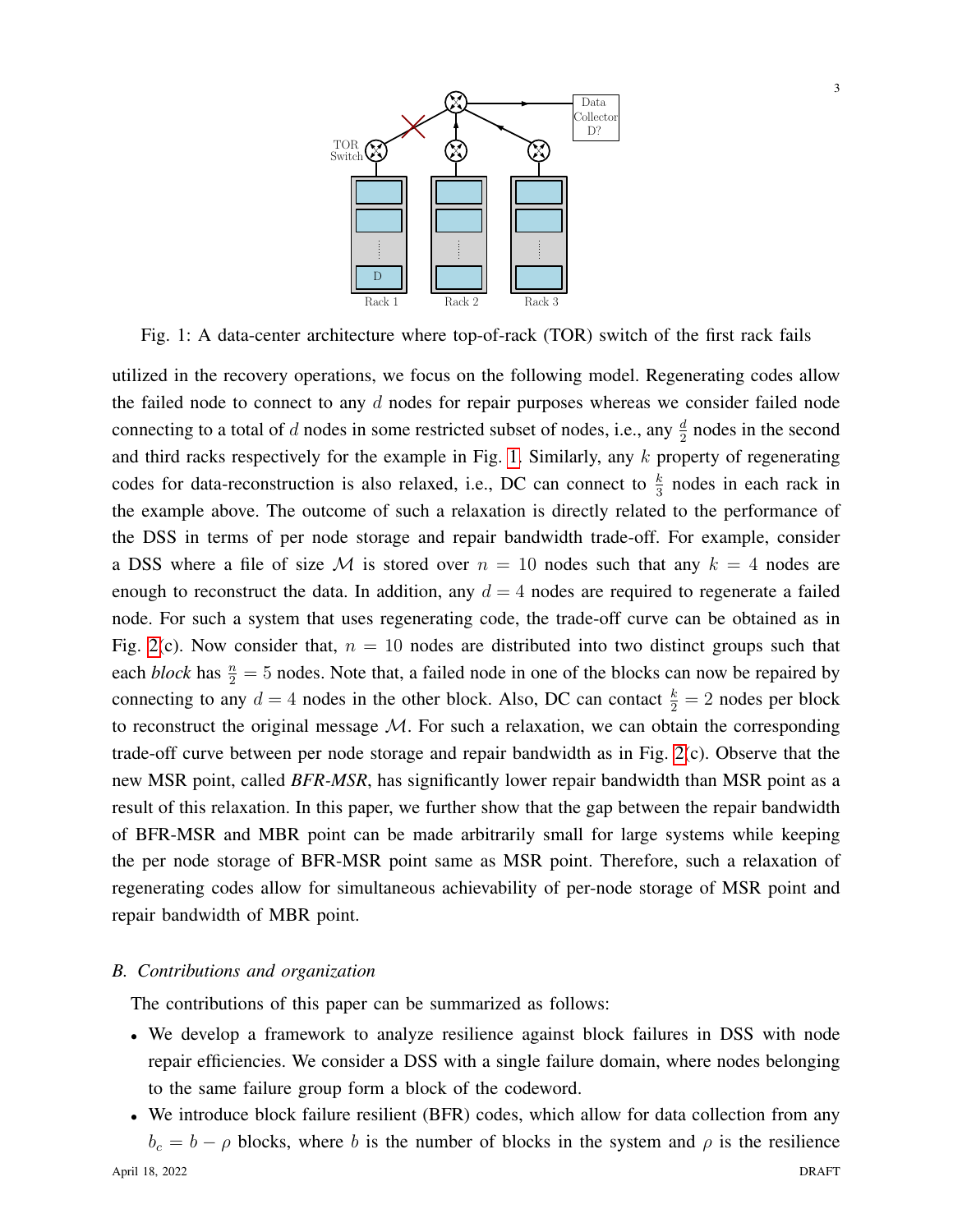Fig. 1: A data-center architecture where top-of-rack (TOR) switch of the first rack fails

utilized in the recovery operations, we focus on the following model. Regenerating codes allow the failed node to connect to any $d$ nodes for repair purposes whereas we consider failed node connecting to a total of $d$ nodes in some restricted subset of nodes, i.e., any $\frac{d}{2}$ nodes in the second and third racks respectively for the example in Fig. 1. Similarly, any $k$ property of regenerating codes for data-reconstruction is also relaxed, i.e., DC can connect to $\frac{k}{3}$ nodes in each rack in the example above. The outcome of such a relaxation is directly related to the performance of the DSS in terms of per node storage and repair bandwidth trade-off. For example, consider a DSS where a file of size $\mathcal{M}$ is stored over $n = 10$ nodes such that any $k = 4$ nodes are enough to reconstruct the data. In addition, any $d = 4$ nodes are required to regenerate a failed node. For such a system that uses regenerating code, the trade-off curve can be obtained as in Fig. 2(c). Now consider that, $n = 10$ nodes are distributed into two distinct groups such that each *block* has $\frac{n}{2} = 5$ nodes. Note that, a failed node in one of the blocks can now be repaired by connecting to any $d = 4$ nodes in the other block. Also, DC can contact $\frac{k}{2} = 2$ nodes per block to reconstruct the original message $\mathcal{M}$. For such a relaxation, we can obtain the corresponding trade-off curve between per node storage and repair bandwidth as in Fig. 2(c). Observe that the new MSR point, called *BFR-MSR*, has significantly lower repair bandwidth than MSR point as a result of this relaxation. In this paper, we further show that the gap between the repair bandwidth of BFR-MSR and MBR point can be made arbitrarily small for large systems while keeping the per node storage of BFR-MSR point same as MSR point. Therefore, such a relaxation of regenerating codes allow for simultaneous achievability of per-node storage of MSR point and repair bandwidth of MBR point.

### *B. Contributions and organization*

The contributions of this paper can be summarized as follows:

- We develop a framework to analyze resilience against block failures in DSS with node repair efficiencies. We consider a DSS with a single failure domain, where nodes belonging to the same failure group form a block of the codeword.
- We introduce block failure resilient (BFR) codes, which allow for data collection from any $b_c = b - \rho$ blocks, where $b$ is the number of blocks in the system and $\rho$ is the resilience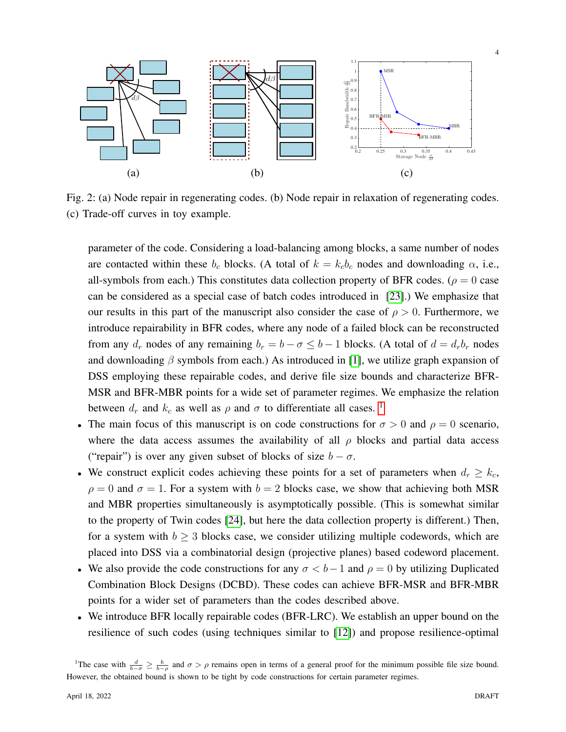Fig. 2: (a) Node repair in regenerating codes. (b) Node repair in relaxation of regenerating codes. (c) Trade-off curves in toy example.

parameter of the code. Considering a load-balancing among blocks, a same number of nodes are contacted within these $b_c$ blocks. (A total of $k = k_c b_c$ nodes and downloading $\alpha$, i.e., all-symbols from each.) This constitutes data collection property of BFR codes. ($\rho = 0$ case can be considered as a special case of batch codes introduced in [23].) We emphasize that our results in this part of the manuscript also consider the case of $\rho > 0$. Furthermore, we introduce repairability in BFR codes, where any node of a failed block can be reconstructed from any $d_r$ nodes of any remaining $b_r = b - \sigma \leq b - 1$ blocks. (A total of $d = d_r b_r$ nodes and downloading $\beta$ symbols from each.) As introduced in [1], we utilize graph expansion of DSS employing these repairable codes, and derive file size bounds and characterize BFR-MSR and BFR-MBR points for a wide set of parameter regimes. We emphasize the relation between $d_r$ and $k_c$ as well as $\rho$ and $\sigma$ to differentiate all cases. [1]

- The main focus of this manuscript is on code constructions for $\sigma > 0$ and $\rho = 0$ scenario, where the data access assumes the availability of all $\rho$ blocks and partial data access ("repair") is over any given subset of blocks of size $b - \sigma$.
- We construct explicit codes achieving these points for a set of parameters when $d_r \geq k_c$, $\rho = 0$ and $\sigma = 1$. For a system with $b = 2$ blocks case, we show that achieving both MSR and MBR properties simultaneously is asymptotically possible. (This is somewhat similar to the property of Twin codes [24], but here the data collection property is different.) Then, for a system with $b \geq 3$ blocks case, we consider utilizing multiple codewords, which are placed into DSS via a combinatorial design (projective planes) based codeword placement.
- We also provide the code constructions for any $\sigma < b - 1$ and $\rho = 0$ by utilizing Duplicated Combination Block Designs (DCBD). These codes can achieve BFR-MSR and BFR-MBR points for a wider set of parameters than the codes described above.
- We introduce BFR locally repairable codes (BFR-LRC). We establish an upper bound on the resilience of such codes (using techniques similar to [12]) and propose resilience-optimal

[1]The case with $\frac{d}{b-\sigma} \geq \frac{k}{b-\rho}$ and $\sigma > \rho$ remains open in terms of a general proof for the minimum possible file size bound. However, the obtained bound is shown to be tight by code constructions for certain parameter regimes.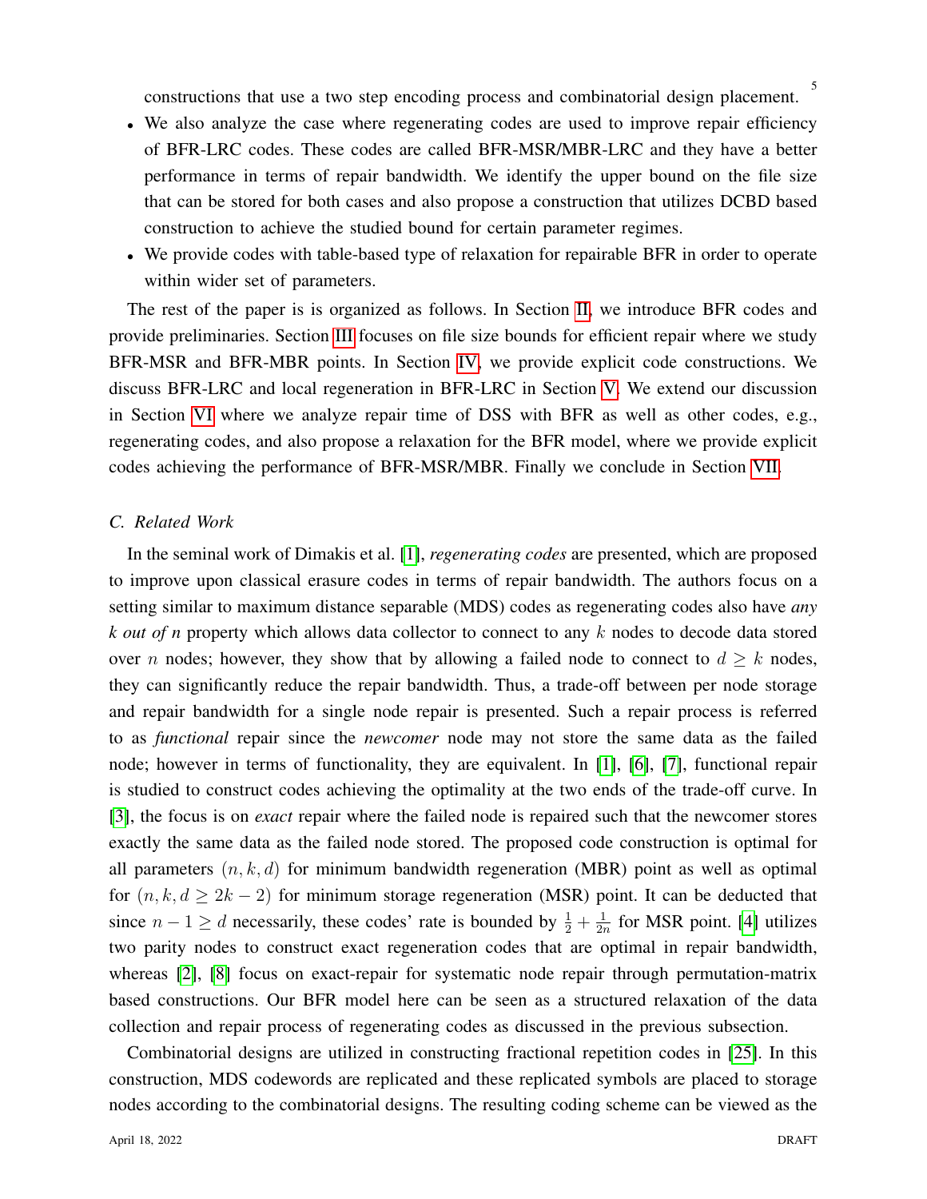constructions that use a two step encoding process and combinatorial design placement.

- We also analyze the case where regenerating codes are used to improve repair efficiency of BFR-LRC codes. These codes are called BFR-MSR/MBR-LRC and they have a better performance in terms of repair bandwidth. We identify the upper bound on the file size that can be stored for both cases and also propose a construction that utilizes DCBD based construction to achieve the studied bound for certain parameter regimes.
- We provide codes with table-based type of relaxation for repairable BFR in order to operate within wider set of parameters.

The rest of the paper is is organized as follows. In Section II, we introduce BFR codes and provide preliminaries. Section III focuses on file size bounds for efficient repair where we study BFR-MSR and BFR-MBR points. In Section IV, we provide explicit code constructions. We discuss BFR-LRC and local regeneration in BFR-LRC in Section V. We extend our discussion in Section VI where we analyze repair time of DSS with BFR as well as other codes, e.g., regenerating codes, and also propose a relaxation for the BFR model, where we provide explicit codes achieving the performance of BFR-MSR/MBR. Finally we conclude in Section VII.

### C. Related Work

In the seminal work of Dimakis et al. [1], *regenerating codes* are presented, which are proposed to improve upon classical erasure codes in terms of repair bandwidth. The authors focus on a setting similar to maximum distance separable (MDS) codes as regenerating codes also have *any k out of n* property which allows data collector to connect to any $k$ nodes to decode data stored over $n$ nodes; however, they show that by allowing a failed node to connect to $d \geq k$ nodes, they can significantly reduce the repair bandwidth. Thus, a trade-off between per node storage and repair bandwidth for a single node repair is presented. Such a repair process is referred to as *functional* repair since the *newcomer* node may not store the same data as the failed node; however in terms of functionality, they are equivalent. In [1], [6], [7], functional repair is studied to construct codes achieving the optimality at the two ends of the trade-off curve. In [3], the focus is on *exact* repair where the failed node is repaired such that the newcomer stores exactly the same data as the failed node stored. The proposed code construction is optimal for all parameters $(n, k, d)$ for minimum bandwidth regeneration (MBR) point as well as optimal for $(n, k, d \geq 2k-2)$ for minimum storage regeneration (MSR) point. It can be deducted that since $n-1 \geq d$ necessarily, these codes' rate is bounded by $\frac{1}{2} + \frac{1}{2n}$ for MSR point. [4] utilizes two parity nodes to construct exact regeneration codes that are optimal in repair bandwidth, whereas [2], [8] focus on exact-repair for systematic node repair through permutation-matrix based constructions. Our BFR model here can be seen as a structured relaxation of the data collection and repair process of regenerating codes as discussed in the previous subsection.

Combinatorial designs are utilized in constructing fractional repetition codes in [25]. In this construction, MDS codewords are replicated and these replicated symbols are placed to storage nodes according to the combinatorial designs. The resulting coding scheme can be viewed as the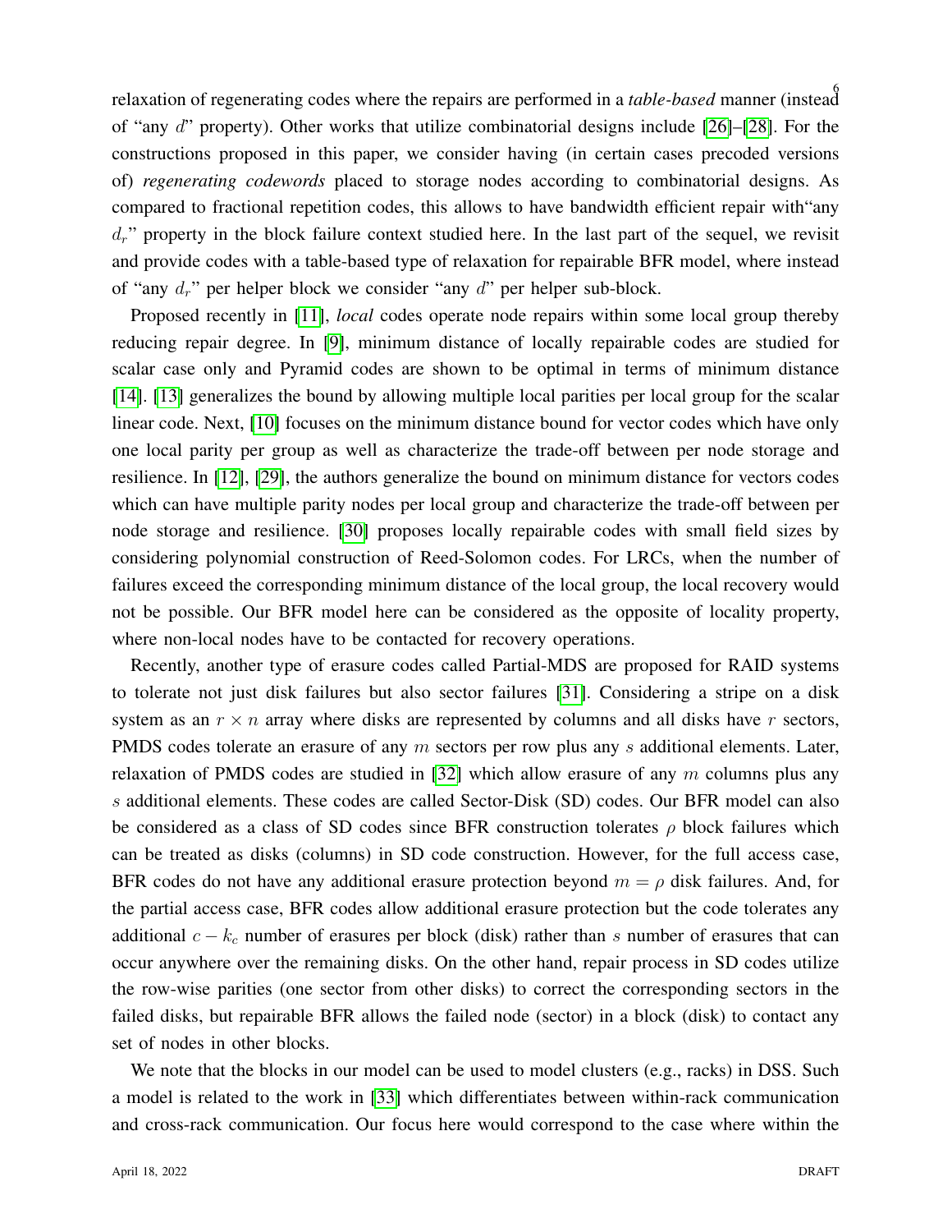relaxation of regenerating codes where the repairs are performed in a *table-based* manner (instead of "any $d$" property). Other works that utilize combinatorial designs include [26]–[28]. For the constructions proposed in this paper, we consider having (in certain cases precoded versions of) *regenerating codewords* placed to storage nodes according to combinatorial designs. As compared to fractional repetition codes, this allows to have bandwidth efficient repair with"any $d_r$" property in the block failure context studied here. In the last part of the sequel, we revisit and provide codes with a table-based type of relaxation for repairable BFR model, where instead of "any $d_r$" per helper block we consider "any $d$" per helper sub-block.

Proposed recently in [11], *local* codes operate node repairs within some local group thereby reducing repair degree. In [9], minimum distance of locally repairable codes are studied for scalar case only and Pyramid codes are shown to be optimal in terms of minimum distance [14]. [13] generalizes the bound by allowing multiple local parities per local group for the scalar linear code. Next, [10] focuses on the minimum distance bound for vector codes which have only one local parity per group as well as characterize the trade-off between per node storage and resilience. In [12], [29], the authors generalize the bound on minimum distance for vectors codes which can have multiple parity nodes per local group and characterize the trade-off between per node storage and resilience. [30] proposes locally repairable codes with small field sizes by considering polynomial construction of Reed-Solomon codes. For LRCs, when the number of failures exceed the corresponding minimum distance of the local group, the local recovery would not be possible. Our BFR model here can be considered as the opposite of locality property, where non-local nodes have to be contacted for recovery operations.

Recently, another type of erasure codes called Partial-MDS are proposed for RAID systems to tolerate not just disk failures but also sector failures [31]. Considering a stripe on a disk system as an $r \times n$ array where disks are represented by columns and all disks have $r$ sectors, PMDS codes tolerate an erasure of any $m$ sectors per row plus any $s$ additional elements. Later, relaxation of PMDS codes are studied in [32] which allow erasure of any $m$ columns plus any $s$ additional elements. These codes are called Sector-Disk (SD) codes. Our BFR model can also be considered as a class of SD codes since BFR construction tolerates $\rho$ block failures which can be treated as disks (columns) in SD code construction. However, for the full access case, BFR codes do not have any additional erasure protection beyond $m = \rho$ disk failures. And, for the partial access case, BFR codes allow additional erasure protection but the code tolerates any additional $c - k_c$ number of erasures per block (disk) rather than $s$ number of erasures that can occur anywhere over the remaining disks. On the other hand, repair process in SD codes utilize the row-wise parities (one sector from other disks) to correct the corresponding sectors in the failed disks, but repairable BFR allows the failed node (sector) in a block (disk) to contact any set of nodes in other blocks.

We note that the blocks in our model can be used to model clusters (e.g., racks) in DSS. Such a model is related to the work in [33] which differentiates between within-rack communication and cross-rack communication. Our focus here would correspond to the case where within the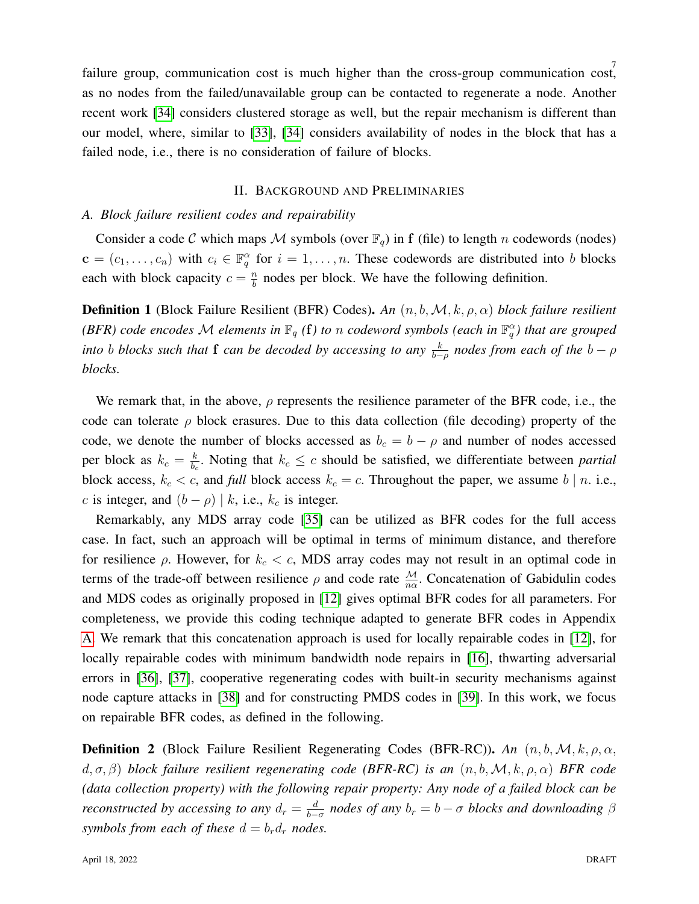failure group, communication cost is much higher than the cross-group communication cost, as no nodes from the failed/unavailable group can be contacted to regenerate a node. Another recent work [34] considers clustered storage as well, but the repair mechanism is different than our model, where, similar to [33], [34] considers availability of nodes in the block that has a failed node, i.e., there is no consideration of failure of blocks.

## II. Background and Preliminaries

### A. Block failure resilient codes and repairability

Consider a code $\mathcal{C}$ which maps $\mathcal{M}$ symbols (over $\mathbb{F}_q$) in $\mathbf{f}$ (file) to length $n$ codewords (nodes) $\mathbf{c} = (c_1, \ldots, c_n)$ with $c_i \in \mathbb{F}_q^\alpha$ for $i = 1, \ldots, n$. These codewords are distributed into $b$ blocks each with block capacity $c = \frac{n}{b}$ nodes per block. We have the following definition.

**Definition 1** (Block Failure Resilient (BFR) Codes). *An $(n, b, \mathcal{M}, k, \rho, \alpha)$ block failure resilient (BFR) code encodes $\mathcal{M}$ elements in $\mathbb{F}_q$ ($\mathbf{f}$) to $n$ codeword symbols (each in $\mathbb{F}_q^\alpha$) that are grouped into $b$ blocks such that $\mathbf{f}$ can be decoded by accessing to any $\frac{k}{b-\rho}$ nodes from each of the $b - \rho$ blocks.*

We remark that, in the above, $\rho$ represents the resilience parameter of the BFR code, i.e., the code can tolerate $\rho$ block erasures. Due to this data collection (file decoding) property of the code, we denote the number of blocks accessed as $b_c = b - \rho$ and number of nodes accessed per block as $k_c = \frac{k}{b_c}$. Noting that $k_c \leq c$ should be satisfied, we differentiate between *partial* block access, $k_c < c$, and *full* block access $k_c = c$. Throughout the paper, we assume $b \mid n$. i.e., $c$ is integer, and $(b - \rho) \mid k$, i.e., $k_c$ is integer.

Remarkably, any MDS array code [35] can be utilized as BFR codes for the full access case. In fact, such an approach will be optimal in terms of minimum distance, and therefore for resilience $\rho$. However, for $k_c < c$, MDS array codes may not result in an optimal code in terms of the trade-off between resilience $\rho$ and code rate $\frac{\mathcal{M}}{n\alpha}$. Concatenation of Gabidulin codes and MDS codes as originally proposed in [12] gives optimal BFR codes for all parameters. For completeness, we provide this coding technique adapted to generate BFR codes in Appendix A. We remark that this concatenation approach is used for locally repairable codes in [12], for locally repairable codes with minimum bandwidth node repairs in [16], thwarting adversarial errors in [36], [37], cooperative regenerating codes with built-in security mechanisms against node capture attacks in [38] and for constructing PMDS codes in [39]. In this work, we focus on repairable BFR codes, as defined in the following.

**Definition 2** (Block Failure Resilient Regenerating Codes (BFR-RC)). *An $(n, b, \mathcal{M}, k, \rho, \alpha, d, \sigma, \beta)$ block failure resilient regenerating code (BFR-RC) is an $(n, b, \mathcal{M}, k, \rho, \alpha)$ BFR code (data collection property) with the following repair property: Any node of a failed block can be reconstructed by accessing to any $d_r = \frac{d}{b-\sigma}$ nodes of any $b_r = b - \sigma$ blocks and downloading $\beta$ symbols from each of these $d = b_r d_r$ nodes.*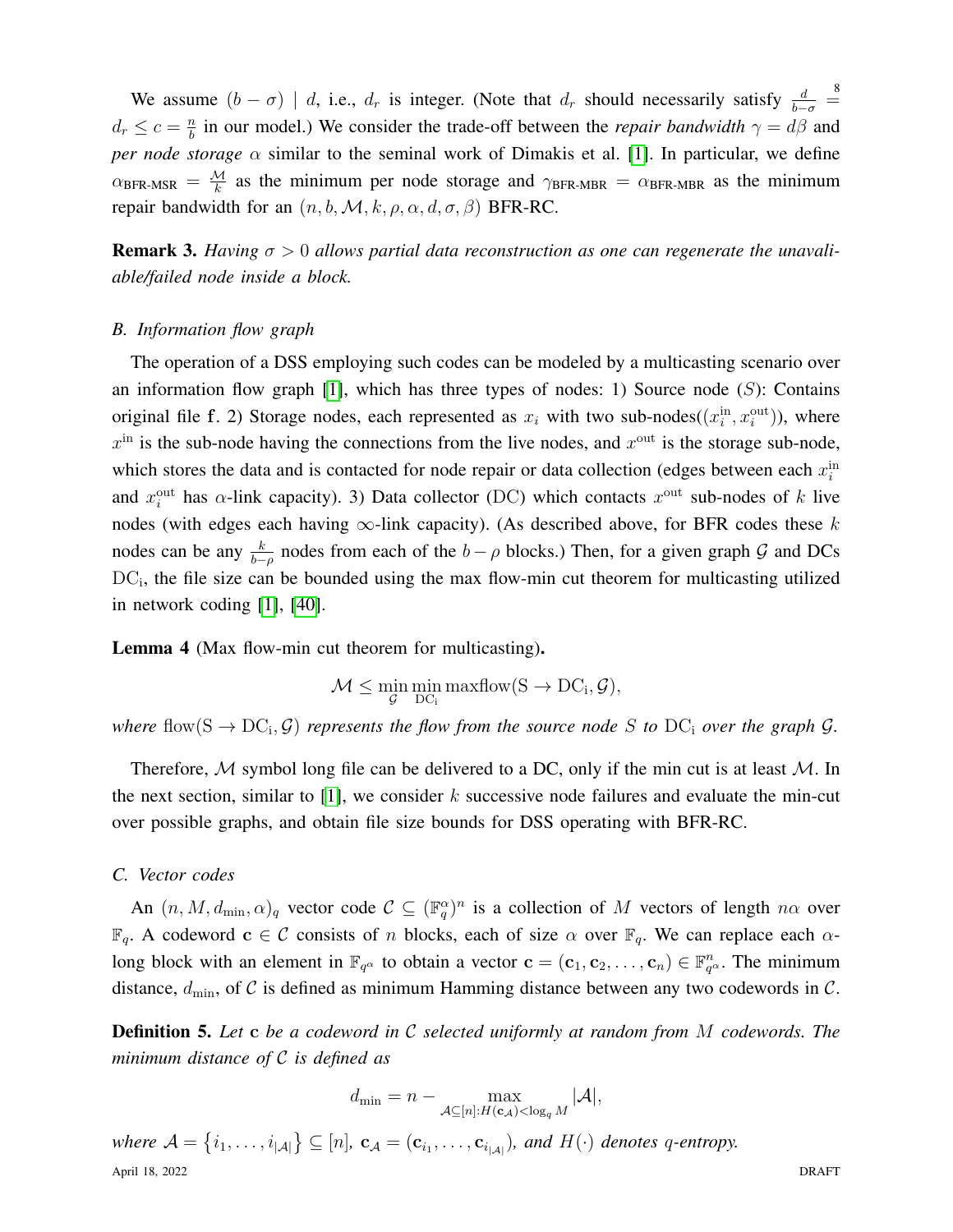We assume $(b-\sigma) \mid d$, i.e., $d_r$ is integer. (Note that $d_r$ should necessarily satisfy $\frac{d}{b-\sigma} = d_r \leq c = \frac{n}{b}$ in our model.) We consider the trade-off between the *repair bandwidth* $\gamma = d\beta$ and *per node storage* $\alpha$ similar to the seminal work of Dimakis et al. [1]. In particular, we define $\alpha_{\text{BFR-MSR}} = \frac{\mathcal{M}}{k}$ as the minimum per node storage and $\gamma_{\text{BFR-MBR}} = \alpha_{\text{BFR-MBR}}$ as the minimum repair bandwidth for an $(n, b, \mathcal{M}, k, \rho, \alpha, d, \sigma, \beta)$ BFR-RC.

**Remark 3.** *Having $\sigma > 0$ allows partial data reconstruction as one can regenerate the unavailable/failed node inside a block.*

### B. Information flow graph

The operation of a DSS employing such codes can be modeled by a multicasting scenario over an information flow graph [1], which has three types of nodes: 1) Source node ($S$): Contains original file $\mathbf{f}$. 2) Storage nodes, each represented as $x_i$ with two sub-nodes($(x_i^{\text{in}}, x_i^{\text{out}})$), where $x^{\text{in}}$ is the sub-node having the connections from the live nodes, and $x^{\text{out}}$ is the storage sub-node, which stores the data and is contacted for node repair or data collection (edges between each $x_i^{\text{in}}$ and $x_i^{\text{out}}$ has $\alpha$-link capacity). 3) Data collector (DC) which contacts $x^{\text{out}}$ sub-nodes of $k$ live nodes (with edges each having $\infty$-link capacity). (As described above, for BFR codes these $k$ nodes can be any $\frac{k}{b-\rho}$ nodes from each of the $b-\rho$ blocks.) Then, for a given graph $\mathcal{G}$ and DCs $\mathrm{DC_i}$, the file size can be bounded using the max flow-min cut theorem for multicasting utilized in network coding [1], [40].

**Lemma 4** (Max flow-min cut theorem for multicasting)**.**

$$\mathcal{M} \leq \min_{\mathcal{G}} \min_{\mathrm{DC_i}} \mathrm{maxflow}(\mathrm{S} \to \mathrm{DC_i}, \mathcal{G}),$$

*where* $\mathrm{flow}(\mathrm{S} \to \mathrm{DC_i}, \mathcal{G})$ *represents the flow from the source node $S$ to $\mathrm{DC_i}$ over the graph $\mathcal{G}$.*

Therefore, $\mathcal{M}$ symbol long file can be delivered to a DC, only if the min cut is at least $\mathcal{M}$. In the next section, similar to [1], we consider $k$ successive node failures and evaluate the min-cut over possible graphs, and obtain file size bounds for DSS operating with BFR-RC.

### C. Vector codes

An $(n, M, d_{\min}, \alpha)_q$ vector code $\mathcal{C} \subseteq (\mathbb{F}_q^\alpha)^n$ is a collection of $M$ vectors of length $n\alpha$ over $\mathbb{F}_q$. A codeword $\mathbf{c} \in \mathcal{C}$ consists of $n$ blocks, each of size $\alpha$ over $\mathbb{F}_q$. We can replace each $\alpha$-long block with an element in $\mathbb{F}_{q^\alpha}$ to obtain a vector $\mathbf{c} = (\mathbf{c}_1, \mathbf{c}_2, \ldots, \mathbf{c}_n) \in \mathbb{F}_{q^\alpha}^n$. The minimum distance, $d_{\min}$, of $\mathcal{C}$ is defined as minimum Hamming distance between any two codewords in $\mathcal{C}$.

**Definition 5.** *Let $\mathbf{c}$ be a codeword in $\mathcal{C}$ selected uniformly at random from $M$ codewords. The minimum distance of $\mathcal{C}$ is defined as*

$$d_{\min} = n - \max_{\mathcal{A} \subseteq [n]: H(\mathbf{c}_{\mathcal{A}}) < \log_q M} |\mathcal{A}|,$$

*where $\mathcal{A} = \{i_1, \ldots, i_{|\mathcal{A}|}\} \subseteq [n]$, $\mathbf{c}_{\mathcal{A}} = (\mathbf{c}_{i_1}, \ldots, \mathbf{c}_{i_{|\mathcal{A}|}})$, and $H(\cdot)$ denotes $q$-entropy.*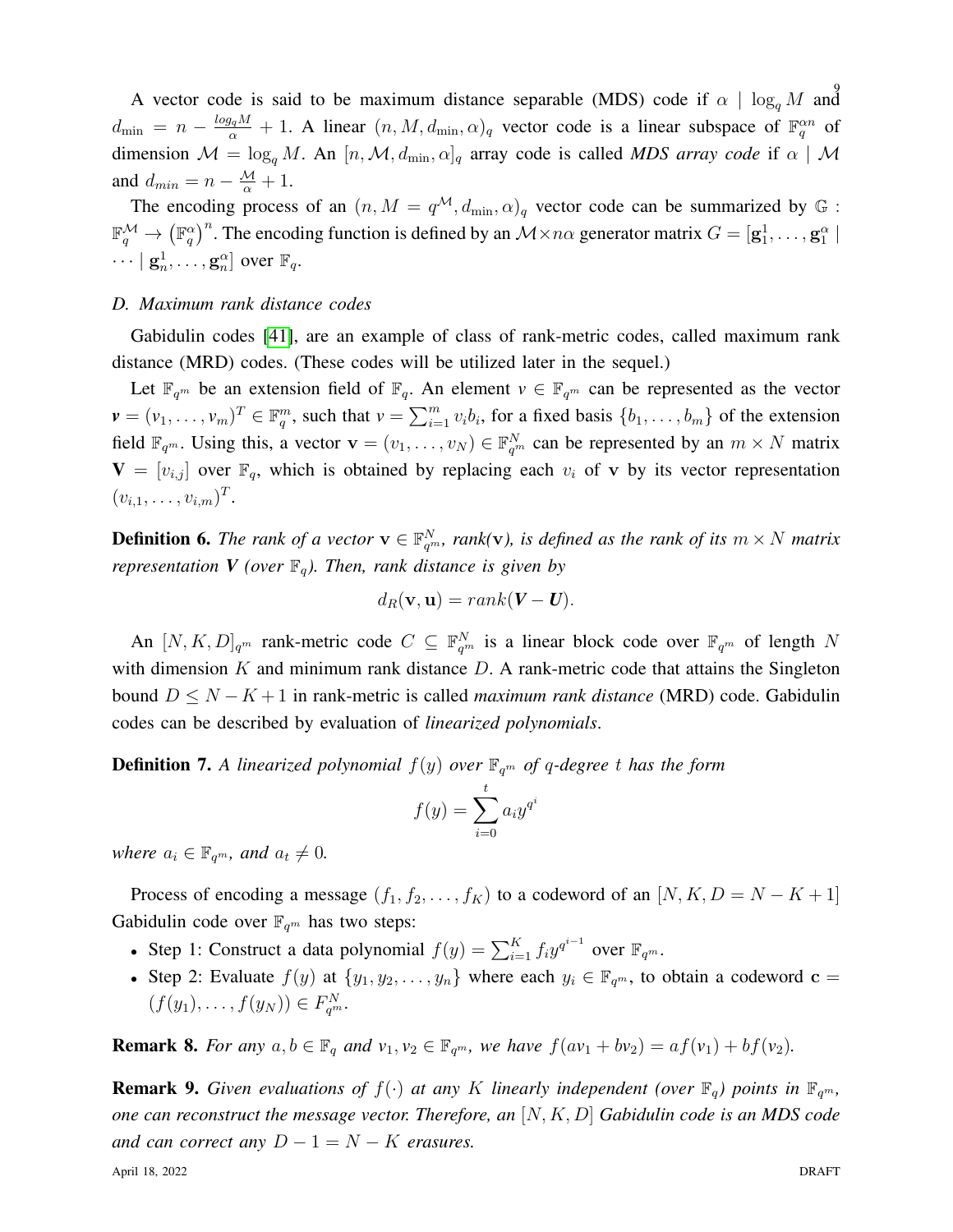A vector code is said to be maximum distance separable (MDS) code if $\alpha \mid \log_q M$ and $d_{\min} = n - \frac{log_q M}{\alpha} + 1$. A linear $(n, M, d_{\min}, \alpha)_q$ vector code is a linear subspace of $\mathbb{F}_q^{\alpha n}$ of dimension $\mathcal{M} = \log_q M$. An $[n, \mathcal{M}, d_{\min}, \alpha]_q$ array code is called *MDS array code* if $\alpha \mid \mathcal{M}$ and $d_{min} = n - \frac{\mathcal{M}}{\alpha} + 1$.

The encoding process of an $(n, M = q^{\mathcal{M}}, d_{\min}, \alpha)_q$ vector code can be summarized by $\mathbb{G} : \mathbb{F}_q^{\mathcal{M}} \to \left(\mathbb{F}_q^{\alpha}\right)^n$. The encoding function is defined by an $\mathcal{M} \times n\alpha$ generator matrix $G = [\mathbf{g}_1^1, \ldots, \mathbf{g}_1^{\alpha} \mid \cdots \mid \mathbf{g}_n^1, \ldots, \mathbf{g}_n^{\alpha}]$ over $\mathbb{F}_q$.

### D. Maximum rank distance codes

Gabidulin codes [41], are an example of class of rank-metric codes, called maximum rank distance (MRD) codes. (These codes will be utilized later in the sequel.)

Let $\mathbb{F}_{q^m}$ be an extension field of $\mathbb{F}_q$. An element $v \in \mathbb{F}_{q^m}$ can be represented as the vector $\boldsymbol{v} = (v_1, \ldots, v_m)^T \in \mathbb{F}_q^m$, such that $v = \sum_{i=1}^m v_i b_i$, for a fixed basis $\{b_1, \ldots, b_m\}$ of the extension field $\mathbb{F}_{q^m}$. Using this, a vector $\mathbf{v} = (v_1, \ldots, v_N) \in \mathbb{F}_{q^m}^N$ can be represented by an $m \times N$ matrix $\mathbf{V} = [v_{i,j}]$ over $\mathbb{F}_q$, which is obtained by replacing each $v_i$ of $\mathbf{v}$ by its vector representation $(v_{i,1}, \ldots, v_{i,m})^T$.

**Definition 6.** *The rank of a vector $\mathbf{v} \in \mathbb{F}_{q^m}^N$, rank($\mathbf{v}$), is defined as the rank of its $m \times N$ matrix representation $\boldsymbol{V}$ (over $\mathbb{F}_q$). Then, rank distance is given by*

$$d_R(\mathbf{v}, \mathbf{u}) = rank(\boldsymbol{V} - \boldsymbol{U}).$$

An $[N, K, D]_{q^m}$ rank-metric code $C \subseteq \mathbb{F}_{q^m}^N$ is a linear block code over $\mathbb{F}_{q^m}$ of length $N$ with dimension $K$ and minimum rank distance $D$. A rank-metric code that attains the Singleton bound $D \leq N - K + 1$ in rank-metric is called *maximum rank distance* (MRD) code. Gabidulin codes can be described by evaluation of *linearized polynomials*.

**Definition 7.** *A linearized polynomial $f(y)$ over $\mathbb{F}_{q^m}$ of $q$-degree $t$ has the form*

$$f(y) = \sum_{i=0}^{t} a_i y^{q^i}$$

*where $a_i \in \mathbb{F}_{q^m}$, and $a_t \neq 0$.*

Process of encoding a message $(f_1, f_2, \ldots, f_K)$ to a codeword of an $[N, K, D = N - K + 1]$ Gabidulin code over $\mathbb{F}_{q^m}$ has two steps:

- Step 1: Construct a data polynomial $f(y) = \sum_{i=1}^{K} f_i y^{q^{i-1}}$ over $\mathbb{F}_{q^m}$.
- Step 2: Evaluate $f(y)$ at $\{y_1, y_2, \ldots, y_n\}$ where each $y_i \in \mathbb{F}_{q^m}$, to obtain a codeword $\mathbf{c} = (f(y_1), \ldots, f(y_N)) \in F_{q^m}^N$.

**Remark 8.** *For any $a, b \in \mathbb{F}_q$ and $v_1, v_2 \in \mathbb{F}_{q^m}$, we have $f(av_1 + bv_2) = af(v_1) + bf(v_2)$.*

**Remark 9.** *Given evaluations of $f(\cdot)$ at any $K$ linearly independent (over $\mathbb{F}_q$) points in $\mathbb{F}_{q^m}$, one can reconstruct the message vector. Therefore, an $[N, K, D]$ Gabidulin code is an MDS code and can correct any $D - 1 = N - K$ erasures.*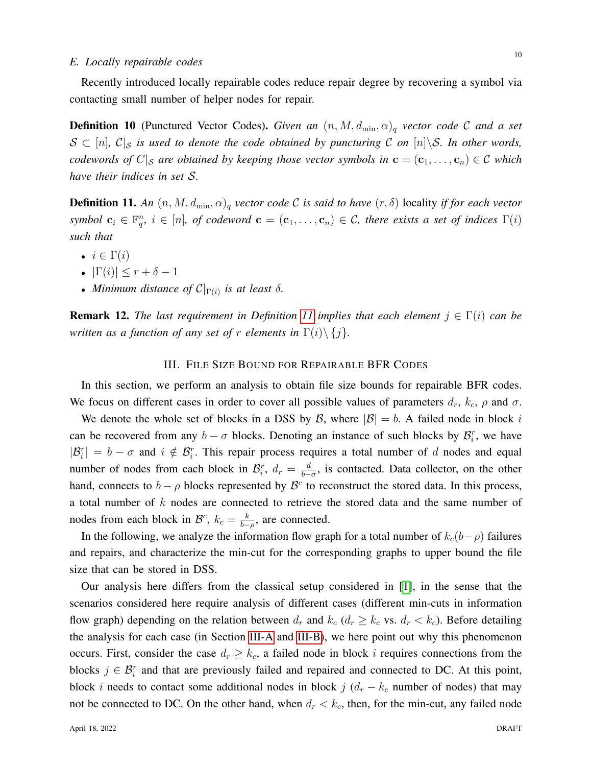### E. Locally repairable codes

Recently introduced locally repairable codes reduce repair degree by recovering a symbol via contacting small number of helper nodes for repair.

**Definition 10** (Punctured Vector Codes)**.** *Given an $(n, M, d_{\min}, \alpha)_q$ vector code $\mathcal{C}$ and a set $\mathcal{S} \subset [n]$, $\mathcal{C}|_{\mathcal{S}}$ is used to denote the code obtained by puncturing $\mathcal{C}$ on $[n]\backslash\mathcal{S}$. In other words, codewords of $C|_{\mathcal{S}}$ are obtained by keeping those vector symbols in $\mathbf{c} = (\mathbf{c}_1, \ldots, \mathbf{c}_n) \in \mathcal{C}$ which have their indices in set $\mathcal{S}$.*

**Definition 11.** *An $(n, M, d_{\min}, \alpha)_q$ vector code $\mathcal{C}$ is said to have $(r, \delta)$* locality *if for each vector symbol $\mathbf{c}_i \in \mathbb{F}_q^n$, $i \in [n]$, of codeword $\mathbf{c} = (\mathbf{c}_1, \ldots, \mathbf{c}_n) \in \mathcal{C}$, there exists a set of indices $\Gamma(i)$ such that*

- $i \in \Gamma(i)$
- $|\Gamma(i)| \leq r + \delta - 1$
- *Minimum distance of $\mathcal{C}|_{\Gamma(i)}$ is at least $\delta$.*

**Remark 12.** *The last requirement in Definition 11 implies that each element $j \in \Gamma(i)$ can be written as a function of any set of $r$ elements in $\Gamma(i) \backslash \{j\}$.*

## III. File Size Bound for Repairable BFR Codes

In this section, we perform an analysis to obtain file size bounds for repairable BFR codes. We focus on different cases in order to cover all possible values of parameters $d_r$, $k_c$, $\rho$ and $\sigma$.

We denote the whole set of blocks in a DSS by $\mathcal{B}$, where $|\mathcal{B}| = b$. A failed node in block $i$ can be recovered from any $b - \sigma$ blocks. Denoting an instance of such blocks by $\mathcal{B}_i^r$, we have $|\mathcal{B}_i^r| = b - \sigma$ and $i \notin \mathcal{B}_i^r$. This repair process requires a total number of $d$ nodes and equal number of nodes from each block in $\mathcal{B}_i^r$, $d_r = \frac{d}{b-\sigma}$, is contacted. Data collector, on the other hand, connects to $b - \rho$ blocks represented by $\mathcal{B}^c$ to reconstruct the stored data. In this process, a total number of $k$ nodes are connected to retrieve the stored data and the same number of nodes from each block in $\mathcal{B}^c$, $k_c = \frac{k}{b-\rho}$, are connected.

In the following, we analyze the information flow graph for a total number of $k_c(b-\rho)$ failures and repairs, and characterize the min-cut for the corresponding graphs to upper bound the file size that can be stored in DSS.

Our analysis here differs from the classical setup considered in [1], in the sense that the scenarios considered here require analysis of different cases (different min-cuts in information flow graph) depending on the relation between $d_r$ and $k_c$ ($d_r \geq k_c$ vs. $d_r < k_c$). Before detailing the analysis for each case (in Section III-A and III-B), we here point out why this phenomenon occurs. First, consider the case $d_r \geq k_c$, a failed node in block $i$ requires connections from the blocks $j \in \mathcal{B}_i^r$ and that are previously failed and repaired and connected to DC. At this point, block $i$ needs to contact some additional nodes in block $j$ ($d_r - k_c$ number of nodes) that may not be connected to DC. On the other hand, when $d_r < k_c$, then, for the min-cut, any failed node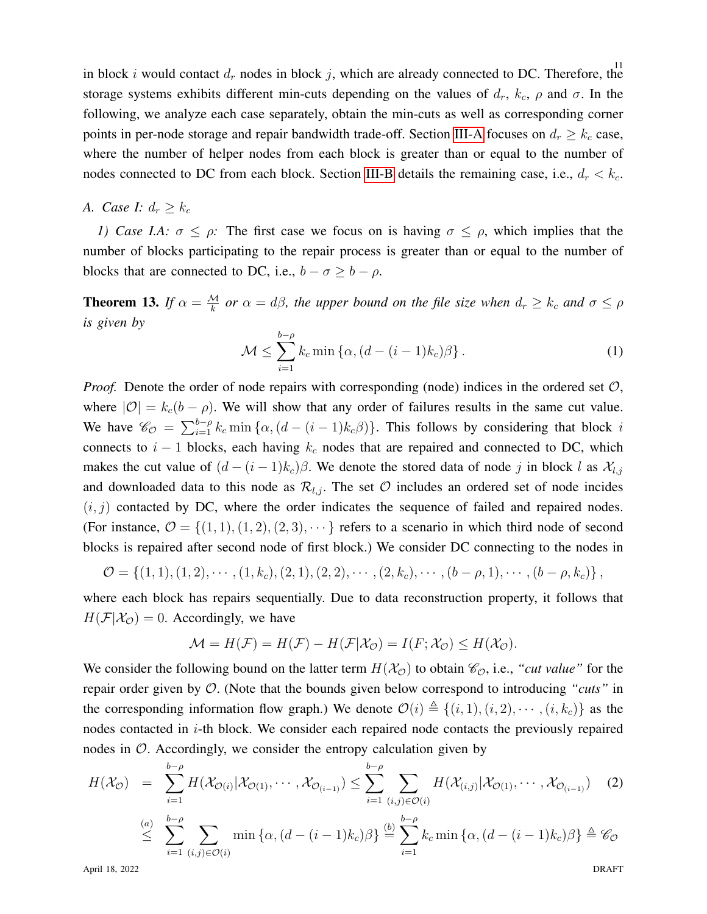in block $i$ would contact $d_r$ nodes in block $j$, which are already connected to DC. Therefore, the storage systems exhibits different min-cuts depending on the values of $d_r$, $k_c$, $\rho$ and $\sigma$. In the following, we analyze each case separately, obtain the min-cuts as well as corresponding corner points in per-node storage and repair bandwidth trade-off. Section III-A focuses on $d_r \geq k_c$ case, where the number of helper nodes from each block is greater than or equal to the number of nodes connected to DC from each block. Section III-B details the remaining case, i.e., $d_r < k_c$.

### A. Case I: $d_r \geq k_c$

*1) Case I.A: $\sigma \leq \rho$:* The first case we focus on is having $\sigma \leq \rho$, which implies that the number of blocks participating to the repair process is greater than or equal to the number of blocks that are connected to DC, i.e., $b - \sigma \geq b - \rho$.

**Theorem 13.** *If $\alpha = \frac{\mathcal{M}}{k}$ or $\alpha = d\beta$, the upper bound on the file size when $d_r \geq k_c$ and $\sigma \leq \rho$ is given by*

$$\mathcal{M} \leq \sum_{i=1}^{b-\rho} k_c \min\left\{\alpha, (d-(i-1)k_c)\beta\right\}. \tag{1}$$

*Proof.* Denote the order of node repairs with corresponding (node) indices in the ordered set $\mathcal{O}$, where $|\mathcal{O}| = k_c(b-\rho)$. We will show that any order of failures results in the same cut value. We have $\mathscr{C}_{\mathcal{O}} = \sum_{i=1}^{b-\rho} k_c \min\{\alpha, (d-(i-1)k_c\beta)\}$. This follows by considering that block $i$ connects to $i-1$ blocks, each having $k_c$ nodes that are repaired and connected to DC, which makes the cut value of $(d-(i-1)k_c)\beta$. We denote the stored data of node $j$ in block $l$ as $\mathcal{X}_{l,j}$ and downloaded data to this node as $\mathcal{R}_{l,j}$. The set $\mathcal{O}$ includes an ordered set of node incides $(i,j)$ contacted by DC, where the order indicates the sequence of failed and repaired nodes. (For instance, $\mathcal{O} = \{(1,1),(1,2),(2,3),\cdots\}$ refers to a scenario in which third node of second blocks is repaired after second node of first block.) We consider DC connecting to the nodes in

$$\mathcal{O} = \{(1,1),(1,2),\cdots,(1,k_c),(2,1),(2,2),\cdots,(2,k_c),\cdots,(b-\rho,1),\cdots,(b-\rho,k_c)\},$$

where each block has repairs sequentially. Due to data reconstruction property, it follows that $H(\mathcal{F}|\mathcal{X}_{\mathcal{O}}) = 0$. Accordingly, we have

$$\mathcal{M} = H(\mathcal{F}) = H(\mathcal{F}) - H(\mathcal{F}|\mathcal{X}_{\mathcal{O}}) = I(F;\mathcal{X}_{\mathcal{O}}) \leq H(\mathcal{X}_{\mathcal{O}}).$$

We consider the following bound on the latter term $H(\mathcal{X}_{\mathcal{O}})$ to obtain $\mathscr{C}_{\mathcal{O}}$, i.e., *"cut value"* for the repair order given by $\mathcal{O}$. (Note that the bounds given below correspond to introducing *"cuts"* in the corresponding information flow graph.) We denote $\mathcal{O}(i) \triangleq \{(i,1),(i,2),\cdots,(i,k_c)\}$ as the nodes contacted in $i$-th block. We consider each repaired node contacts the previously repaired nodes in $\mathcal{O}$. Accordingly, we consider the entropy calculation given by

$$\begin{aligned} H(\mathcal{X}_{\mathcal{O}}) &= \sum_{i=1}^{b-\rho} H(\mathcal{X}_{\mathcal{O}(i)}|\mathcal{X}_{\mathcal{O}(1)},\cdots,\mathcal{X}_{\mathcal{O}_{(i-1)}}) \leq \sum_{i=1}^{b-\rho} \sum_{(i,j)\in\mathcal{O}(i)} H(\mathcal{X}_{(i,j)}|\mathcal{X}_{\mathcal{O}(1)},\cdots,\mathcal{X}_{\mathcal{O}_{(i-1)}}) \\ &\overset{(a)}{\leq} \sum_{i=1}^{b-\rho} \sum_{(i,j)\in\mathcal{O}(i)} \min\{\alpha,(d-(i-1)k_c)\beta\} \overset{(b)}{=} \sum_{i=1}^{b-\rho} k_c \min\{\alpha,(d-(i-1)k_c)\beta\} \triangleq \mathscr{C}_{\mathcal{O}} \end{aligned} \tag{2}$$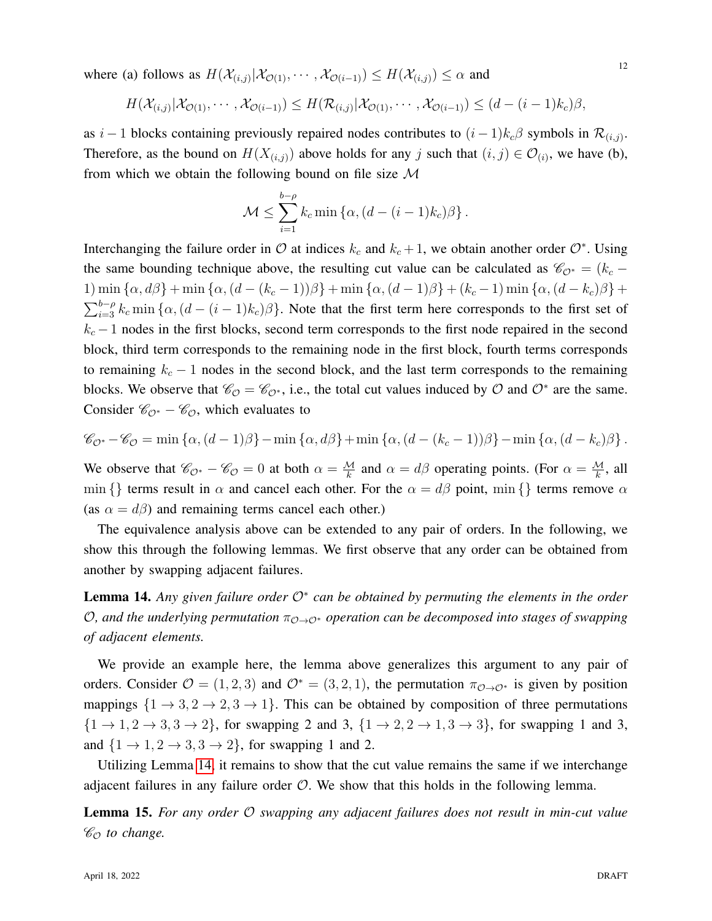where (a) follows as $H(\mathcal{X}_{(i,j)}|\mathcal{X}_{\mathcal{O}(1)},\cdots,\mathcal{X}_{\mathcal{O}(i-1)}) \leq H(\mathcal{X}_{(i,j)}) \leq \alpha$ and

$$H(\mathcal{X}_{(i,j)}|\mathcal{X}_{\mathcal{O}(1)},\cdots,\mathcal{X}_{\mathcal{O}(i-1)}) \leq H(\mathcal{R}_{(i,j)}|\mathcal{X}_{\mathcal{O}(1)},\cdots,\mathcal{X}_{\mathcal{O}(i-1)}) \leq (d-(i-1)k_c)\beta,$$

as $i-1$ blocks containing previously repaired nodes contributes to $(i-1)k_c\beta$ symbols in $\mathcal{R}_{(i,j)}$. Therefore, as the bound on $H(X_{(i,j)})$ above holds for any $j$ such that $(i,j) \in \mathcal{O}_{(i)}$, we have (b), from which we obtain the following bound on file size $\mathcal{M}$

$$\mathcal{M} \leq \sum_{i=1}^{b-\rho} k_c \min\left\{\alpha, (d-(i-1)k_c)\beta\right\}.$$

Interchanging the failure order in $\mathcal{O}$ at indices $k_c$ and $k_c+1$, we obtain another order $\mathcal{O}^*$. Using the same bounding technique above, the resulting cut value can be calculated as $\mathscr{C}_{\mathcal{O}^*} = (k_c - 1)\min\{\alpha, d\beta\} + \min\{\alpha, (d-(k_c-1))\beta\} + \min\{\alpha, (d-1)\beta\} + (k_c-1)\min\{\alpha, (d-k_c)\beta\} + \sum_{i=3}^{b-\rho} k_c \min\{\alpha, (d-(i-1)k_c)\beta\}$. Note that the first term here corresponds to the first set of $k_c - 1$ nodes in the first blocks, second term corresponds to the first node repaired in the second block, third term corresponds to the remaining node in the first block, fourth terms corresponds to remaining $k_c - 1$ nodes in the second block, and the last term corresponds to the remaining blocks. We observe that $\mathscr{C}_{\mathcal{O}} = \mathscr{C}_{\mathcal{O}^*}$, i.e., the total cut values induced by $\mathcal{O}$ and $\mathcal{O}^*$ are the same. Consider $\mathscr{C}_{\mathcal{O}^*} - \mathscr{C}_{\mathcal{O}}$, which evaluates to

$$\mathscr{C}_{\mathcal{O}^*} - \mathscr{C}_{\mathcal{O}} = \min\{\alpha, (d-1)\beta\} - \min\{\alpha, d\beta\} + \min\{\alpha, (d-(k_c-1))\beta\} - \min\{\alpha, (d-k_c)\beta\}.$$

We observe that $\mathscr{C}_{\mathcal{O}^*} - \mathscr{C}_{\mathcal{O}} = 0$ at both $\alpha = \frac{\mathcal{M}}{k}$ and $\alpha = d\beta$ operating points. (For $\alpha = \frac{\mathcal{M}}{k}$, all $\min\{\}$ terms result in $\alpha$ and cancel each other. For the $\alpha = d\beta$ point, $\min\{\}$ terms remove $\alpha$ (as $\alpha = d\beta$) and remaining terms cancel each other.)

The equivalence analysis above can be extended to any pair of orders. In the following, we show this through the following lemmas. We first observe that any order can be obtained from another by swapping adjacent failures.

**Lemma 14.** *Any given failure order $\mathcal{O}^*$ can be obtained by permuting the elements in the order $\mathcal{O}$, and the underlying permutation $\pi_{\mathcal{O}\to\mathcal{O}^*}$ operation can be decomposed into stages of swapping of adjacent elements.*

We provide an example here, the lemma above generalizes this argument to any pair of orders. Consider $\mathcal{O} = (1,2,3)$ and $\mathcal{O}^* = (3,2,1)$, the permutation $\pi_{\mathcal{O}\to\mathcal{O}^*}$ is given by position mappings $\{1\to 3, 2\to 2, 3\to 1\}$. This can be obtained by composition of three permutations $\{1\to 1, 2\to 3, 3\to 2\}$, for swapping 2 and 3, $\{1\to 2, 2\to 1, 3\to 3\}$, for swapping 1 and 3, and $\{1\to 1, 2\to 3, 3\to 2\}$, for swapping 1 and 2.

Utilizing Lemma 14, it remains to show that the cut value remains the same if we interchange adjacent failures in any failure order $\mathcal{O}$. We show that this holds in the following lemma.

**Lemma 15.** *For any order $\mathcal{O}$ swapping any adjacent failures does not result in min-cut value $\mathscr{C}_{\mathcal{O}}$ to change.*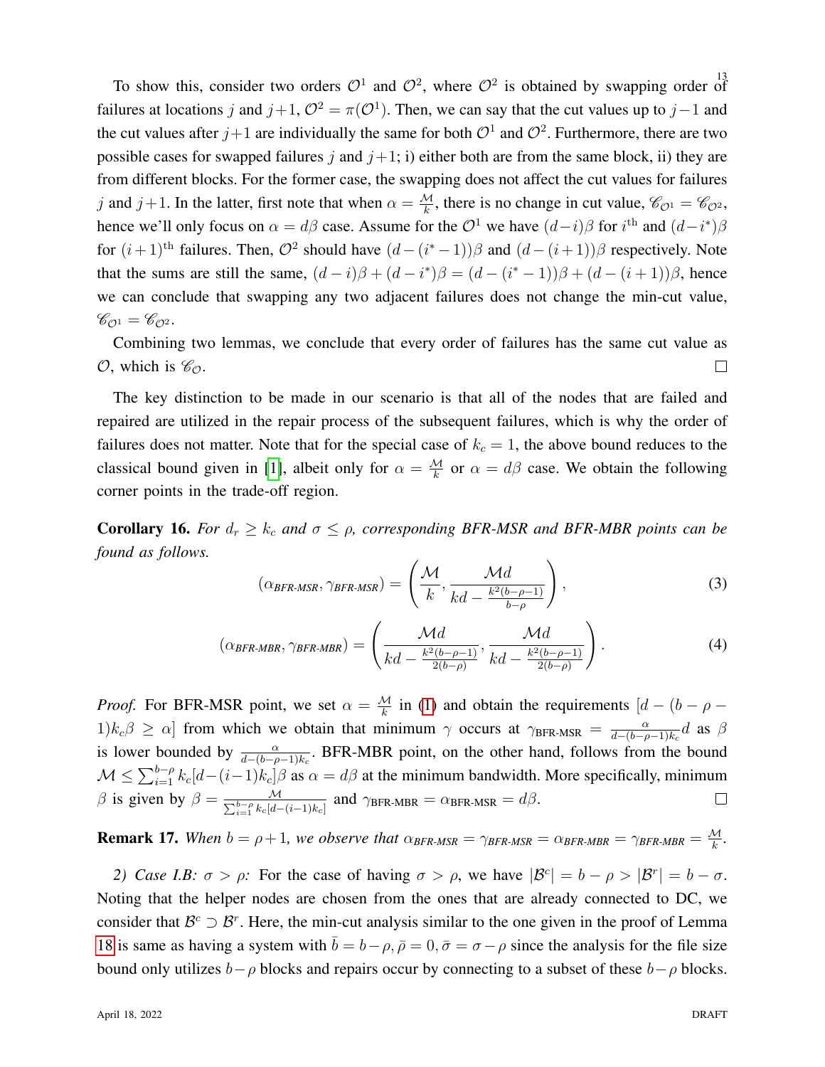To show this, consider two orders $\mathcal{O}^1$ and $\mathcal{O}^2$, where $\mathcal{O}^2$ is obtained by swapping order of failures at locations $j$ and $j+1$, $\mathcal{O}^2 = \pi(\mathcal{O}^1)$. Then, we can say that the cut values up to $j-1$ and the cut values after $j+1$ are individually the same for both $\mathcal{O}^1$ and $\mathcal{O}^2$. Furthermore, there are two possible cases for swapped failures $j$ and $j+1$; i) either both are from the same block, ii) they are from different blocks. For the former case, the swapping does not affect the cut values for failures $j$ and $j+1$. In the latter, first note that when $\alpha = \frac{\mathcal{M}}{k}$, there is no change in cut value, $\mathscr{C}_{\mathcal{O}^1} = \mathscr{C}_{\mathcal{O}^2}$, hence we'll only focus on $\alpha = d\beta$ case. Assume for the $\mathcal{O}^1$ we have $(d-i)\beta$ for $i^{\text{th}}$ and $(d-i^*)\beta$ for $(i+1)^{\text{th}}$ failures. Then, $\mathcal{O}^2$ should have $(d-(i^*-1))\beta$ and $(d-(i+1))\beta$ respectively. Note that the sums are still the same, $(d-i)\beta + (d-i^*)\beta = (d-(i^*-1))\beta + (d-(i+1))\beta$, hence we can conclude that swapping any two adjacent failures does not change the min-cut value, $\mathscr{C}_{\mathcal{O}^1} = \mathscr{C}_{\mathcal{O}^2}$.

Combining two lemmas, we conclude that every order of failures has the same cut value as $\mathcal{O}$, which is $\mathscr{C}_{\mathcal{O}}$. □

The key distinction to be made in our scenario is that all of the nodes that are failed and repaired are utilized in the repair process of the subsequent failures, which is why the order of failures does not matter. Note that for the special case of $k_c = 1$, the above bound reduces to the classical bound given in [1], albeit only for $\alpha = \frac{\mathcal{M}}{k}$ or $\alpha = d\beta$ case. We obtain the following corner points in the trade-off region.

**Corollary 16.** *For $d_r \geq k_c$ and $\sigma \leq \rho$, corresponding BFR-MSR and BFR-MBR points can be found as follows.*

$$(\alpha_{\textit{BFR-MSR}}, \gamma_{\textit{BFR-MSR}}) = \left( \frac{\mathcal{M}}{k}, \frac{\mathcal{M}d}{kd - \frac{k^2(b-\rho-1)}{b-\rho}} \right), \tag{3}$$

$$(\alpha_{\textit{BFR-MBR}}, \gamma_{\textit{BFR-MBR}}) = \left( \frac{\mathcal{M}d}{kd - \frac{k^2(b-\rho-1)}{2(b-\rho)}}, \frac{\mathcal{M}d}{kd - \frac{k^2(b-\rho-1)}{2(b-\rho)}} \right). \tag{4}$$

*Proof.* For BFR-MSR point, we set $\alpha = \frac{\mathcal{M}}{k}$ in (1) and obtain the requirements $[d-(b-\rho-1)k_c\beta \geq \alpha]$ from which we obtain that minimum $\gamma$ occurs at $\gamma_{\text{BFR-MSR}} = \frac{\alpha}{d-(b-\rho-1)k_c}d$ as $\beta$ is lower bounded by $\frac{\alpha}{d-(b-\rho-1)k_c}$. BFR-MBR point, on the other hand, follows from the bound $\mathcal{M} \leq \sum_{i=1}^{b-\rho} k_c[d-(i-1)k_c]\beta$ as $\alpha = d\beta$ at the minimum bandwidth. More specifically, minimum $\beta$ is given by $\beta = \frac{\mathcal{M}}{\sum_{i=1}^{b-\rho} k_c[d-(i-1)k_c]}$ and $\gamma_{\text{BFR-MBR}} = \alpha_{\text{BFR-MSR}} = d\beta$. □

**Remark 17.** *When $b = \rho+1$, we observe that $\alpha_{\textit{BFR-MSR}} = \gamma_{\textit{BFR-MSR}} = \alpha_{\textit{BFR-MBR}} = \gamma_{\textit{BFR-MBR}} = \frac{\mathcal{M}}{k}$.*

*2) Case I.B: $\sigma > \rho$:* For the case of having $\sigma > \rho$, we have $|\mathcal{B}^c| = b-\rho > |\mathcal{B}^r| = b-\sigma$. Noting that the helper nodes are chosen from the ones that are already connected to DC, we consider that $\mathcal{B}^c \supset \mathcal{B}^r$. Here, the min-cut analysis similar to the one given in the proof of Lemma 18 is same as having a system with $\bar{b} = b-\rho, \bar{\rho} = 0, \bar{\sigma} = \sigma-\rho$ since the analysis for the file size bound only utilizes $b-\rho$ blocks and repairs occur by connecting to a subset of these $b-\rho$ blocks.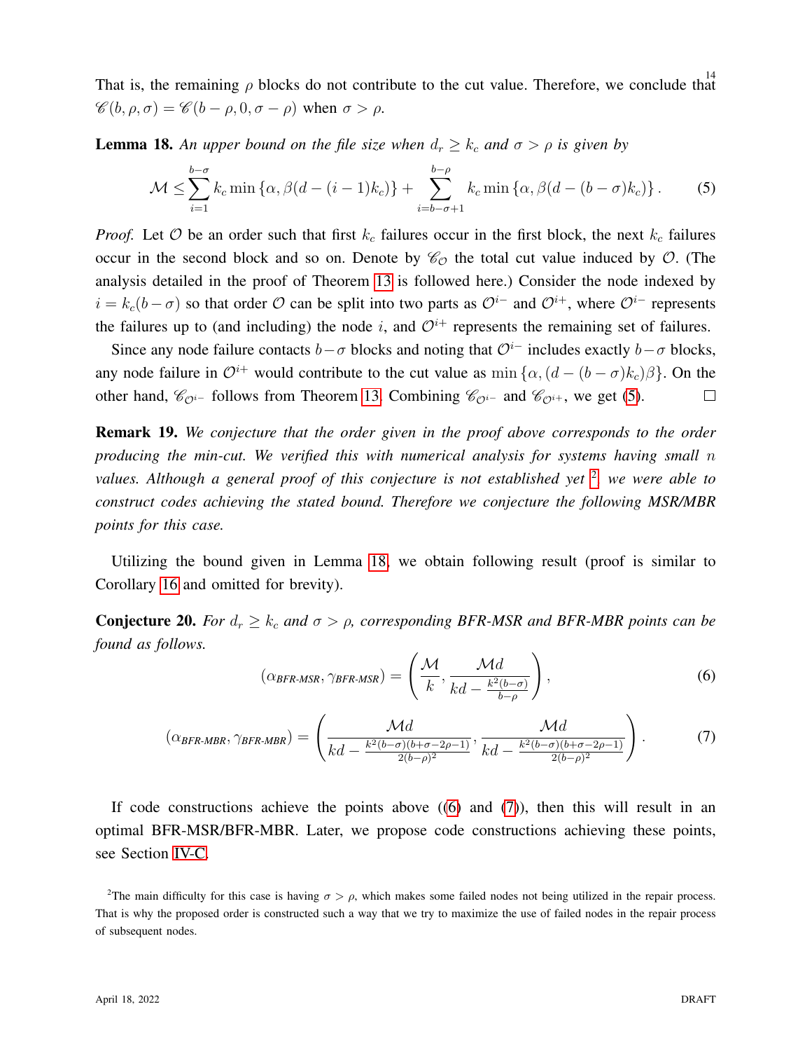That is, the remaining $\rho$ blocks do not contribute to the cut value. Therefore, we conclude that $\mathscr{C}(b, \rho, \sigma) = \mathscr{C}(b - \rho, 0, \sigma - \rho)$ when $\sigma > \rho$.

**Lemma 18.** *An upper bound on the file size when $d_r \geq k_c$ and $\sigma > \rho$ is given by*

$$\mathcal{M} \leq \sum_{i=1}^{b-\sigma} k_c \min\{\alpha, \beta(d - (i-1)k_c)\} + \sum_{i=b-\sigma+1}^{b-\rho} k_c \min\{\alpha, \beta(d - (b-\sigma)k_c)\}. \tag{5}$$

*Proof.* Let $\mathcal{O}$ be an order such that first $k_c$ failures occur in the first block, the next $k_c$ failures occur in the second block and so on. Denote by $\mathscr{C}_{\mathcal{O}}$ the total cut value induced by $\mathcal{O}$. (The analysis detailed in the proof of Theorem 13 is followed here.) Consider the node indexed by $i = k_c(b - \sigma)$ so that order $\mathcal{O}$ can be split into two parts as $\mathcal{O}^{i-}$ and $\mathcal{O}^{i+}$, where $\mathcal{O}^{i-}$ represents the failures up to (and including) the node $i$, and $\mathcal{O}^{i+}$ represents the remaining set of failures.

Since any node failure contacts $b - \sigma$ blocks and noting that $\mathcal{O}^{i-}$ includes exactly $b - \sigma$ blocks, any node failure in $\mathcal{O}^{i+}$ would contribute to the cut value as $\min\{\alpha, (d - (b-\sigma)k_c)\beta\}$. On the other hand, $\mathscr{C}_{\mathcal{O}^{i-}}$ follows from Theorem 13. Combining $\mathscr{C}_{\mathcal{O}^{i-}}$ and $\mathscr{C}_{\mathcal{O}^{i+}}$, we get (5). □

**Remark 19.** *We conjecture that the order given in the proof above corresponds to the order producing the min-cut. We verified this with numerical analysis for systems having small $n$ values. Although a general proof of this conjecture is not established yet [2], we were able to construct codes achieving the stated bound. Therefore we conjecture the following MSR/MBR points for this case.*

Utilizing the bound given in Lemma 18, we obtain following result (proof is similar to Corollary 16 and omitted for brevity).

**Conjecture 20.** *For $d_r \geq k_c$ and $\sigma > \rho$, corresponding BFR-MSR and BFR-MBR points can be found as follows.*

$$(\alpha_{\textit{BFR-MSR}}, \gamma_{\textit{BFR-MSR}}) = \left( \frac{\mathcal{M}}{k}, \frac{\mathcal{M}d}{kd - \frac{k^2(b-\sigma)}{b-\rho}} \right), \tag{6}$$

$$(\alpha_{\textit{BFR-MBR}}, \gamma_{\textit{BFR-MBR}}) = \left( \frac{\mathcal{M}d}{kd - \frac{k^2(b-\sigma)(b+\sigma-2\rho-1)}{2(b-\rho)^2}}, \frac{\mathcal{M}d}{kd - \frac{k^2(b-\sigma)(b+\sigma-2\rho-1)}{2(b-\rho)^2}} \right). \tag{7}$$

If code constructions achieve the points above ((6) and (7)), then this will result in an optimal BFR-MSR/BFR-MBR. Later, we propose code constructions achieving these points, see Section IV-C.

[2] The main difficulty for this case is having $\sigma > \rho$, which makes some failed nodes not being utilized in the repair process. That is why the proposed order is constructed such a way that we try to maximize the use of failed nodes in the repair process of subsequent nodes.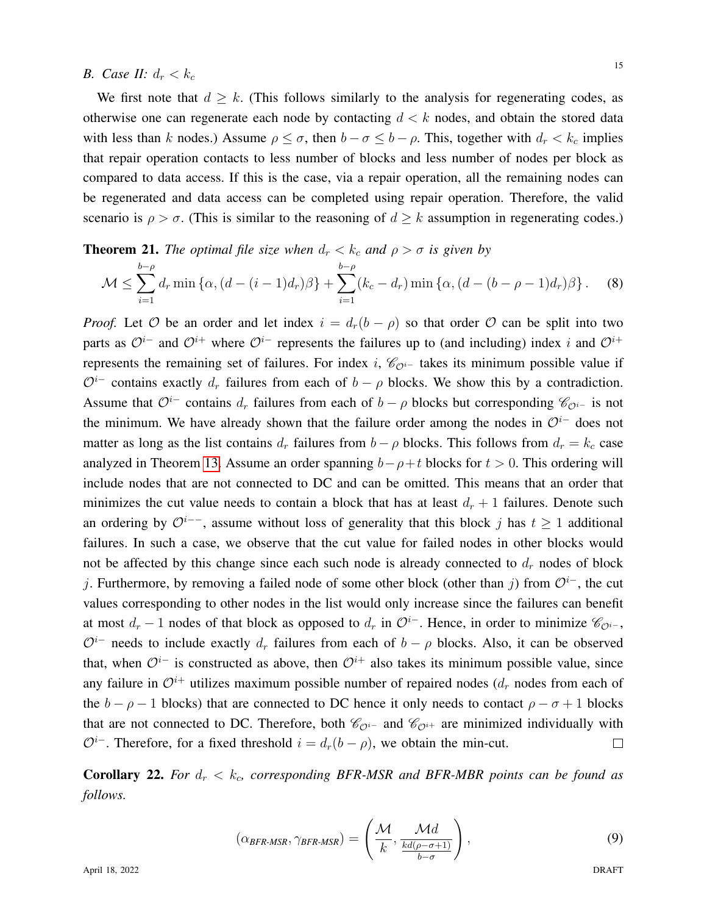### B. Case II: $d_r < k_c$

We first note that $d \geq k$. (This follows similarly to the analysis for regenerating codes, as otherwise one can regenerate each node by contacting $d < k$ nodes, and obtain the stored data with less than $k$ nodes.) Assume $\rho \leq \sigma$, then $b - \sigma \leq b - \rho$. This, together with $d_r < k_c$ implies that repair operation contacts to less number of blocks and less number of nodes per block as compared to data access. If this is the case, via a repair operation, all the remaining nodes can be regenerated and data access can be completed using repair operation. Therefore, the valid scenario is $\rho > \sigma$. (This is similar to the reasoning of $d \geq k$ assumption in regenerating codes.)

**Theorem 21.** *The optimal file size when $d_r < k_c$ and $\rho > \sigma$ is given by*

$$\mathcal{M} \leq \sum_{i=1}^{b-\rho} d_r \min\left\{\alpha, (d - (i-1)d_r)\beta\right\} + \sum_{i=1}^{b-\rho} (k_c - d_r) \min\left\{\alpha, (d - (b-\rho-1)d_r)\beta\right\}. \quad (8)$$

*Proof.* Let $\mathcal{O}$ be an order and let index $i = d_r(b-\rho)$ so that order $\mathcal{O}$ can be split into two parts as $\mathcal{O}^{i-}$ and $\mathcal{O}^{i+}$ where $\mathcal{O}^{i-}$ represents the failures up to (and including) index $i$ and $\mathcal{O}^{i+}$ represents the remaining set of failures. For index $i$, $\mathscr{C}_{\mathcal{O}^{i-}}$ takes its minimum possible value if $\mathcal{O}^{i-}$ contains exactly $d_r$ failures from each of $b-\rho$ blocks. We show this by a contradiction. Assume that $\mathcal{O}^{i-}$ contains $d_r$ failures from each of $b-\rho$ blocks but corresponding $\mathscr{C}_{\mathcal{O}^{i-}}$ is not the minimum. We have already shown that the failure order among the nodes in $\mathcal{O}^{i-}$ does not matter as long as the list contains $d_r$ failures from $b-\rho$ blocks. This follows from $d_r = k_c$ case analyzed in Theorem 13. Assume an order spanning $b-\rho+t$ blocks for $t > 0$. This ordering will include nodes that are not connected to DC and can be omitted. This means that an order that minimizes the cut value needs to contain a block that has at least $d_r + 1$ failures. Denote such an ordering by $\mathcal{O}^{i--}$, assume without loss of generality that this block $j$ has $t \geq 1$ additional failures. In such a case, we observe that the cut value for failed nodes in other blocks would not be affected by this change since each such node is already connected to $d_r$ nodes of block $j$. Furthermore, by removing a failed node of some other block (other than $j$) from $\mathcal{O}^{i-}$, the cut values corresponding to other nodes in the list would only increase since the failures can benefit at most $d_r - 1$ nodes of that block as opposed to $d_r$ in $\mathcal{O}^{i-}$. Hence, in order to minimize $\mathscr{C}_{\mathcal{O}^{i-}}$, $\mathcal{O}^{i-}$ needs to include exactly $d_r$ failures from each of $b-\rho$ blocks. Also, it can be observed that, when $\mathcal{O}^{i-}$ is constructed as above, then $\mathcal{O}^{i+}$ also takes its minimum possible value, since any failure in $\mathcal{O}^{i+}$ utilizes maximum possible number of repaired nodes ($d_r$ nodes from each of the $b-\rho-1$ blocks) that are connected to DC hence it only needs to contact $\rho-\sigma+1$ blocks that are not connected to DC. Therefore, both $\mathscr{C}_{\mathcal{O}^{i-}}$ and $\mathscr{C}_{\mathcal{O}^{i+}}$ are minimized individually with $\mathcal{O}^{i-}$. Therefore, for a fixed threshold $i = d_r(b-\rho)$, we obtain the min-cut. $\square$

**Corollary 22.** *For $d_r < k_c$, corresponding BFR-MSR and BFR-MBR points can be found as follows.*

$$(\alpha_{\textit{BFR-MSR}}, \gamma_{\textit{BFR-MSR}}) = \left(\frac{\mathcal{M}}{k}, \frac{\mathcal{M}d}{\frac{kd(\rho-\sigma+1)}{b-\sigma}}\right), \quad (9)$$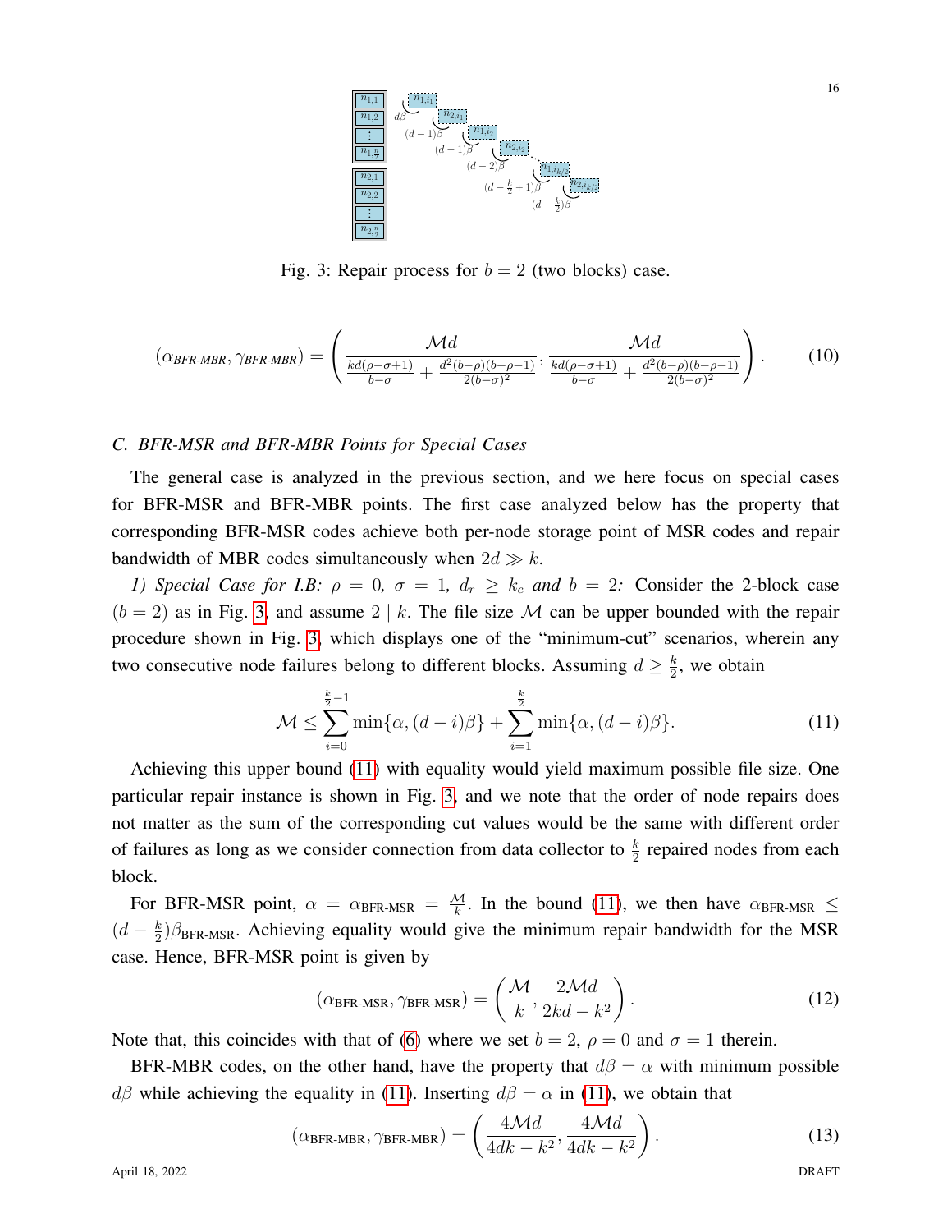Fig. 3: Repair process for $b = 2$ (two blocks) case.

$$(\alpha_{BFR\text{-}MBR}, \gamma_{BFR\text{-}MBR}) = \left( \frac{\mathcal{M}d}{\frac{kd(\rho-\sigma+1)}{b-\sigma} + \frac{d^2(b-\rho)(b-\rho-1)}{2(b-\sigma)^2}}, \frac{\mathcal{M}d}{\frac{kd(\rho-\sigma+1)}{b-\sigma} + \frac{d^2(b-\rho)(b-\rho-1)}{2(b-\sigma)^2}} \right). \tag{10}$$

### C. BFR-MSR and BFR-MBR Points for Special Cases

The general case is analyzed in the previous section, and we here focus on special cases for BFR-MSR and BFR-MBR points. The first case analyzed below has the property that corresponding BFR-MSR codes achieve both per-node storage point of MSR codes and repair bandwidth of MBR codes simultaneously when $2d \gg k$.

*1) Special Case for I.B: $\rho = 0$, $\sigma = 1$, $d_r \geq k_c$ and $b = 2$:* Consider the 2-block case ($b = 2$) as in Fig. 3, and assume $2 \mid k$. The file size $\mathcal{M}$ can be upper bounded with the repair procedure shown in Fig. 3, which displays one of the "minimum-cut" scenarios, wherein any two consecutive node failures belong to different blocks. Assuming $d \geq \frac{k}{2}$, we obtain

$$\mathcal{M} \leq \sum_{i=0}^{\frac{k}{2}-1} \min\{\alpha, (d-i)\beta\} + \sum_{i=1}^{\frac{k}{2}} \min\{\alpha, (d-i)\beta\}. \tag{11}$$

Achieving this upper bound (11) with equality would yield maximum possible file size. One particular repair instance is shown in Fig. 3, and we note that the order of node repairs does not matter as the sum of the corresponding cut values would be the same with different order of failures as long as we consider connection from data collector to $\frac{k}{2}$ repaired nodes from each block.

For BFR-MSR point, $\alpha = \alpha_{\text{BFR-MSR}} = \frac{\mathcal{M}}{k}$. In the bound (11), we then have $\alpha_{\text{BFR-MSR}} \leq (d - \frac{k}{2})\beta_{\text{BFR-MSR}}$. Achieving equality would give the minimum repair bandwidth for the MSR case. Hence, BFR-MSR point is given by

$$(\alpha_{\text{BFR-MSR}}, \gamma_{\text{BFR-MSR}}) = \left( \frac{\mathcal{M}}{k}, \frac{2\mathcal{M}d}{2kd - k^2} \right). \tag{12}$$

Note that, this coincides with that of (6) where we set $b = 2$, $\rho = 0$ and $\sigma = 1$ therein.

BFR-MBR codes, on the other hand, have the property that $d\beta = \alpha$ with minimum possible $d\beta$ while achieving the equality in (11). Inserting $d\beta = \alpha$ in (11), we obtain that

$$(\alpha_{\text{BFR-MBR}}, \gamma_{\text{BFR-MBR}}) = \left( \frac{4\mathcal{M}d}{4dk - k^2}, \frac{4\mathcal{M}d}{4dk - k^2} \right). \tag{13}$$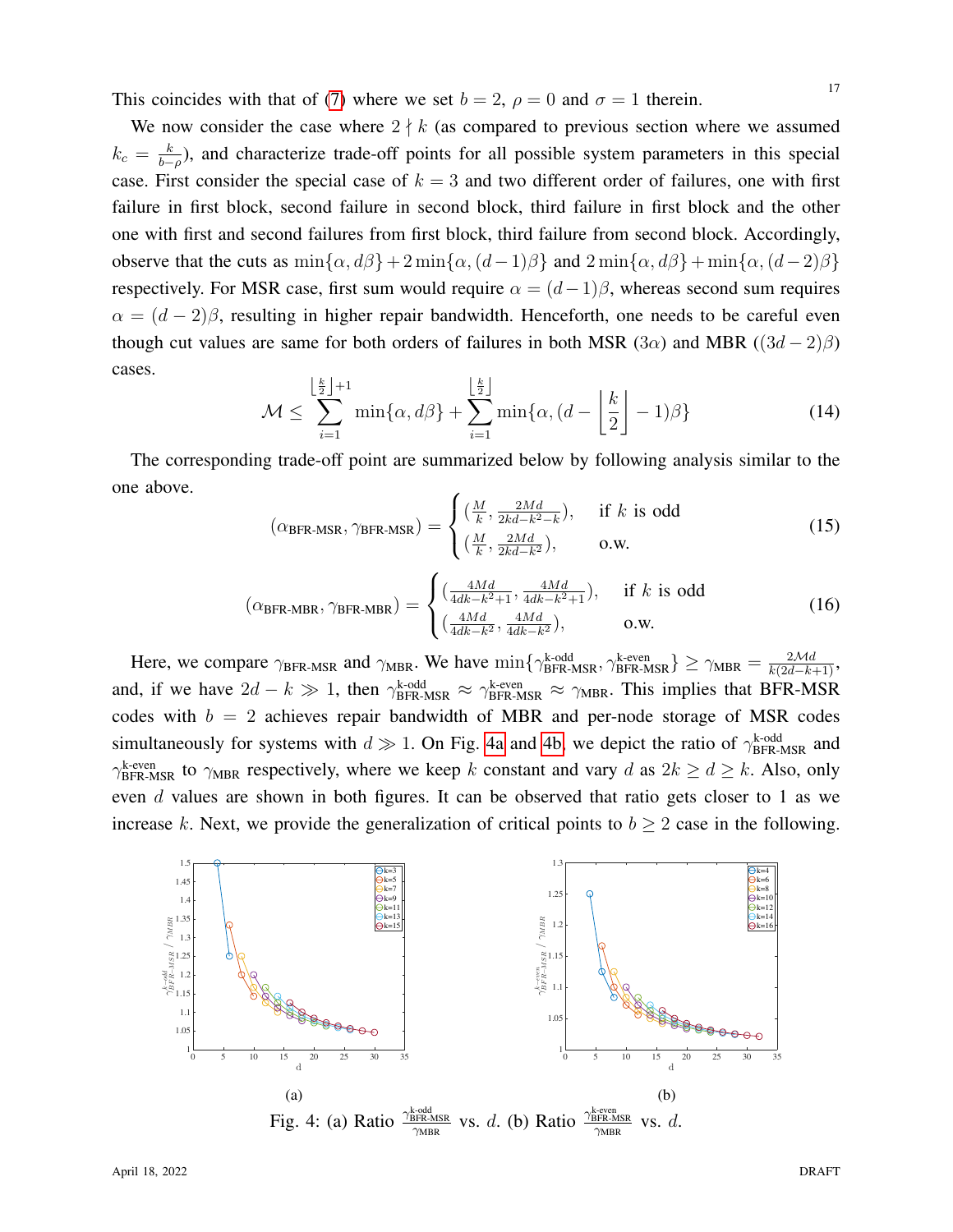This coincides with that of (7) where we set $b = 2$, $\rho = 0$ and $\sigma = 1$ therein.

We now consider the case where $2 \nmid k$ (as compared to previous section where we assumed $k_c = \frac{k}{b-\rho}$), and characterize trade-off points for all possible system parameters in this special case. First consider the special case of $k = 3$ and two different order of failures, one with first failure in first block, second failure in second block, third failure in first block and the other one with first and second failures from first block, third failure from second block. Accordingly, observe that the cuts as $\min\{\alpha, d\beta\} + 2\min\{\alpha, (d-1)\beta\}$ and $2\min\{\alpha, d\beta\} + \min\{\alpha, (d-2)\beta\}$ respectively. For MSR case, first sum would require $\alpha = (d-1)\beta$, whereas second sum requires $\alpha = (d-2)\beta$, resulting in higher repair bandwidth. Henceforth, one needs to be careful even though cut values are same for both orders of failures in both MSR ($3\alpha$) and MBR ($(3d-2)\beta$) cases.

$$\mathcal{M} \leq \sum_{i=1}^{\left\lfloor \frac{k}{2} \right\rfloor + 1} \min\{\alpha, d\beta\} + \sum_{i=1}^{\left\lfloor \frac{k}{2} \right\rfloor} \min\{\alpha, (d - \left\lfloor \frac{k}{2} \right\rfloor - 1)\beta\} \tag{14}$$

The corresponding trade-off point are summarized below by following analysis similar to the one above.

$$(\alpha_{\text{BFR-MSR}}, \gamma_{\text{BFR-MSR}}) = \begin{cases} (\frac{M}{k}, \frac{2Md}{2kd-k^2-k}), & \text{if } k \text{ is odd} \\ (\frac{M}{k}, \frac{2Md}{2kd-k^2}), & \text{o.w.} \end{cases} \tag{15}$$

$$(\alpha_{\text{BFR-MBR}}, \gamma_{\text{BFR-MBR}}) = \begin{cases} (\frac{4Md}{4dk-k^2+1}, \frac{4Md}{4dk-k^2+1}), & \text{if } k \text{ is odd} \\ (\frac{4Md}{4dk-k^2}, \frac{4Md}{4dk-k^2}), & \text{o.w.} \end{cases} \tag{16}$$

Here, we compare $\gamma_{\text{BFR-MSR}}$ and $\gamma_{\text{MBR}}$. We have $\min\{\gamma^{\text{k-odd}}_{\text{BFR-MSR}}, \gamma^{\text{k-even}}_{\text{BFR-MSR}}\} \geq \gamma_{\text{MBR}} = \frac{2\mathcal{M}d}{k(2d-k+1)}$, and, if we have $2d - k \gg 1$, then $\gamma^{\text{k-odd}}_{\text{BFR-MSR}} \approx \gamma^{\text{k-even}}_{\text{BFR-MSR}} \approx \gamma_{\text{MBR}}$. This implies that BFR-MSR codes with $b = 2$ achieves repair bandwidth of MBR and per-node storage of MSR codes simultaneously for systems with $d \gg 1$. On Fig. 4a and 4b, we depict the ratio of $\gamma^{\text{k-odd}}_{\text{BFR-MSR}}$ and $\gamma^{\text{k-even}}_{\text{BFR-MSR}}$ to $\gamma_{\text{MBR}}$ respectively, where we keep $k$ constant and vary $d$ as $2k \geq d \geq k$. Also, only even $d$ values are shown in both figures. It can be observed that ratio gets closer to 1 as we increase $k$. Next, we provide the generalization of critical points to $b \geq 2$ case in the following.

(a) (b)

Fig. 4: (a) Ratio $\frac{\gamma^{\text{k-odd}}_{\text{BFR-MSR}}}{\gamma_{\text{MBR}}}$ vs. $d$. (b) Ratio $\frac{\gamma^{\text{k-even}}_{\text{BFR-MSR}}}{\gamma_{\text{MBR}}}$ vs. $d$.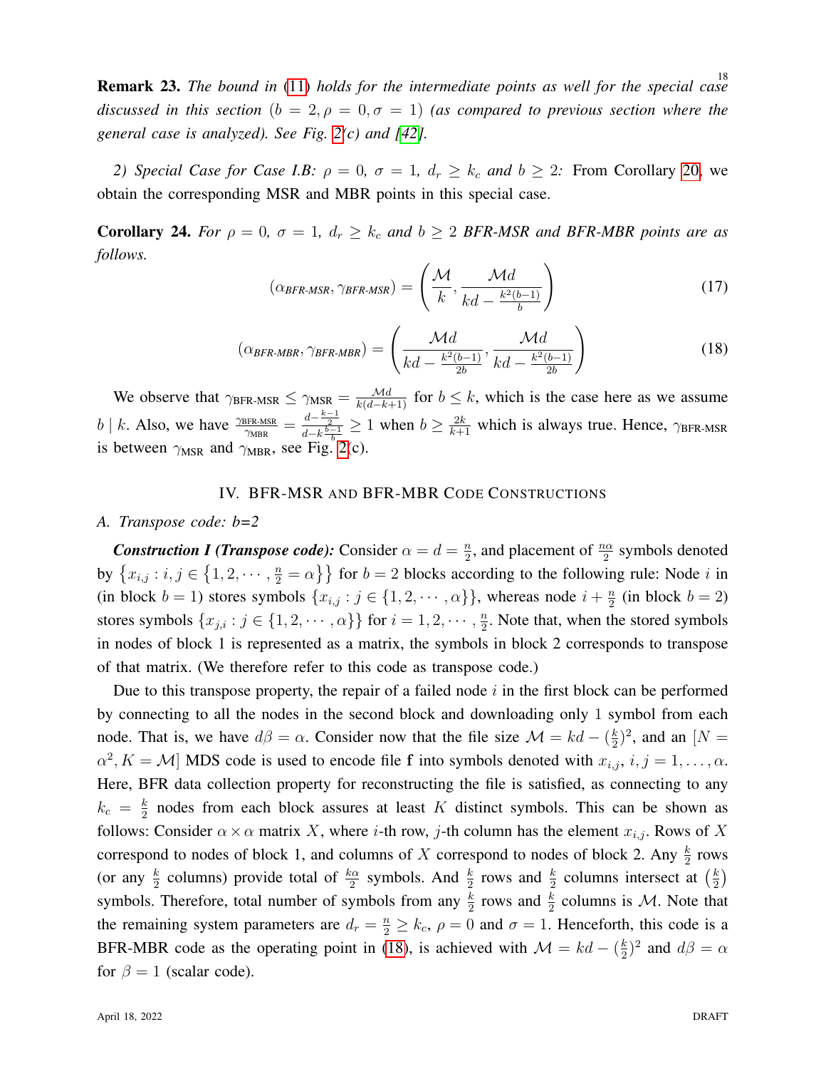**Remark 23.** *The bound in (11) holds for the intermediate points as well for the special case discussed in this section ($b = 2, \rho = 0, \sigma = 1$) (as compared to previous section where the general case is analyzed). See Fig. 2(c) and [42].*

*2) Special Case for Case I.B: $\rho = 0$, $\sigma = 1$, $d_r \geq k_c$ and $b \geq 2$:* From Corollary 20, we obtain the corresponding MSR and MBR points in this special case.

**Corollary 24.** *For $\rho = 0$, $\sigma = 1$, $d_r \geq k_c$ and $b \geq 2$ BFR-MSR and BFR-MBR points are as follows.*

$$(\alpha_{\text{BFR-MSR}}, \gamma_{\text{BFR-MSR}}) = \left( \frac{\mathcal{M}}{k}, \frac{\mathcal{M}d}{kd - \frac{k^2(b-1)}{b}} \right) \tag{17}$$

$$(\alpha_{\text{BFR-MBR}}, \gamma_{\text{BFR-MBR}}) = \left( \frac{\mathcal{M}d}{kd - \frac{k^2(b-1)}{2b}}, \frac{\mathcal{M}d}{kd - \frac{k^2(b-1)}{2b}} \right) \tag{18}$$

We observe that $\gamma_{\text{BFR-MSR}} \leq \gamma_{\text{MSR}} = \frac{\mathcal{M}d}{k(d-k+1)}$ for $b \leq k$, which is the case here as we assume $b \mid k$. Also, we have $\frac{\gamma_{\text{BFR-MSR}}}{\gamma_{\text{MBR}}} = \frac{d - \frac{k-1}{2}}{d - k\frac{b-1}{b}} \geq 1$ when $b \geq \frac{2k}{k+1}$ which is always true. Hence, $\gamma_{\text{BFR-MSR}}$ is between $\gamma_{\text{MSR}}$ and $\gamma_{\text{MBR}}$, see Fig. 2(c).

## IV. BFR-MSR and BFR-MBR Code Constructions

### A. Transpose code: b=2

***Construction I (Transpose code):*** Consider $\alpha = d = \frac{n}{2}$, and placement of $\frac{n\alpha}{2}$ symbols denoted by $\left\{x_{i,j} : i, j \in \left\{1, 2, \cdots, \frac{n}{2} = \alpha\right\}\right\}$ for $b = 2$ blocks according to the following rule: Node $i$ in (in block $b = 1$) stores symbols $\{x_{i,j} : j \in \{1, 2, \cdots, \alpha\}\}$, whereas node $i + \frac{n}{2}$ (in block $b = 2$) stores symbols $\{x_{j,i} : j \in \{1, 2, \cdots, \alpha\}\}$ for $i = 1, 2, \cdots, \frac{n}{2}$. Note that, when the stored symbols in nodes of block 1 is represented as a matrix, the symbols in block 2 corresponds to transpose of that matrix. (We therefore refer to this code as transpose code.)

Due to this transpose property, the repair of a failed node $i$ in the first block can be performed by connecting to all the nodes in the second block and downloading only 1 symbol from each node. That is, we have $d\beta = \alpha$. Consider now that the file size $\mathcal{M} = kd - (\frac{k}{2})^2$, and an $[N = \alpha^2, K = \mathcal{M}]$ MDS code is used to encode file $\mathbf{f}$ into symbols denoted with $x_{i,j}$, $i, j = 1, \ldots, \alpha$. Here, BFR data collection property for reconstructing the file is satisfied, as connecting to any $k_c = \frac{k}{2}$ nodes from each block assures at least $K$ distinct symbols. This can be shown as follows: Consider $\alpha \times \alpha$ matrix $X$, where $i$-th row, $j$-th column has the element $x_{i,j}$. Rows of $X$ correspond to nodes of block 1, and columns of $X$ correspond to nodes of block 2. Any $\frac{k}{2}$ rows (or any $\frac{k}{2}$ columns) provide total of $\frac{k\alpha}{2}$ symbols. And $\frac{k}{2}$ rows and $\frac{k}{2}$ columns intersect at $\left(\frac{k}{2}\right)$ symbols. Therefore, total number of symbols from any $\frac{k}{2}$ rows and $\frac{k}{2}$ columns is $\mathcal{M}$. Note that the remaining system parameters are $d_r = \frac{n}{2} \geq k_c$, $\rho = 0$ and $\sigma = 1$. Henceforth, this code is a BFR-MBR code as the operating point in (18), is achieved with $\mathcal{M} = kd - (\frac{k}{2})^2$ and $d\beta = \alpha$ for $\beta = 1$ (scalar code).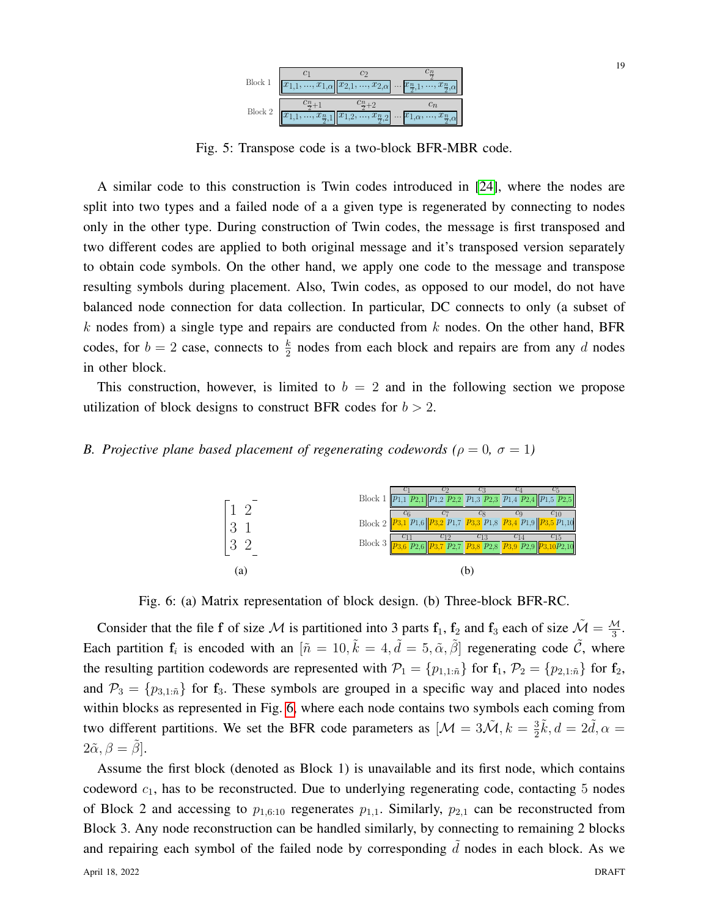| | $c_1$ | $c_2$ | | $c_{\frac{n}{2}}$ |
|---|---|---|---|---|
| Block 1 | $x_{1,1},\ldots,x_{1,\alpha}$ | $x_{2,1},\ldots,x_{2,\alpha}$ | ... | $x_{\frac{n}{2},1},\ldots,x_{\frac{n}{2},\alpha}$ |

| | $c_{\frac{n}{2}+1}$ | $c_{\frac{n}{2}+2}$ | | $c_n$ |
|---|---|---|---|---|
| Block 2 | $x_{1,1},\ldots,x_{\frac{n}{2},1}$ | $x_{1,2},\ldots,x_{\frac{n}{2},2}$ | ... | $x_{1,\alpha},\ldots,x_{\frac{n}{2},\alpha}$ |

Fig. 5: Transpose code is a two-block BFR-MBR code.

A similar code to this construction is Twin codes introduced in [24], where the nodes are split into two types and a failed node of a a given type is regenerated by connecting to nodes only in the other type. During construction of Twin codes, the message is first transposed and two different codes are applied to both original message and it's transposed version separately to obtain code symbols. On the other hand, we apply one code to the message and transpose resulting symbols during placement. Also, Twin codes, as opposed to our model, do not have balanced node connection for data collection. In particular, DC connects to only (a subset of $k$ nodes from) a single type and repairs are conducted from $k$ nodes. On the other hand, BFR codes, for $b = 2$ case, connects to $\frac{k}{2}$ nodes from each block and repairs are from any $d$ nodes in other block.

This construction, however, is limited to $b = 2$ and in the following section we propose utilization of block designs to construct BFR codes for $b > 2$.

### *B. Projective plane based placement of regenerating codewords ($\rho = 0$, $\sigma = 1$)*

$$\begin{bmatrix} 1 & 2 \\ 3 & 1 \\ 3 & 2 \end{bmatrix}$$

(a)

| | $c_1$ | $c_2$ | $c_3$ | $c_4$ | $c_5$ |
|---|---|---|---|---|---|
| Block 1 | $p_{1,1}$ $p_{2,1}$ | $p_{1,2}$ $p_{2,2}$ | $p_{1,3}$ $p_{2,3}$ | $p_{1,4}$ $p_{2,4}$ | $p_{1,5}$ $p_{2,5}$ |

| | $c_6$ | $c_7$ | $c_8$ | $c_9$ | $c_{10}$ |
|---|---|---|---|---|---|
| Block 2 | $p_{3,1}$ $p_{1,6}$ | $p_{3,2}$ $p_{1,7}$ | $p_{3,3}$ $p_{1,8}$ | $p_{3,4}$ $p_{1,9}$ | $p_{3,5}$ $p_{1,10}$ |

| | $c_{11}$ | $c_{12}$ | $c_{13}$ | $c_{14}$ | $c_{15}$ |
|---|---|---|---|---|---|
| Block 3 | $p_{3,6}$ $p_{2,6}$ | $p_{3,7}$ $p_{2,7}$ | $p_{3,8}$ $p_{2,8}$ | $p_{3,9}$ $p_{2,9}$ | $p_{3,10}$ $p_{2,10}$ |

(b)

Fig. 6: (a) Matrix representation of block design. (b) Three-block BFR-RC.

Consider that the file $\mathbf{f}$ of size $\mathcal{M}$ is partitioned into 3 parts $\mathbf{f}_1$, $\mathbf{f}_2$ and $\mathbf{f}_3$ each of size $\tilde{\mathcal{M}} = \frac{\mathcal{M}}{3}$. Each partition $\mathbf{f}_i$ is encoded with an $[\tilde{n} = 10, \tilde{k} = 4, \tilde{d} = 5, \tilde{\alpha}, \tilde{\beta}]$ regenerating code $\tilde{\mathcal{C}}$, where the resulting partition codewords are represented with $\mathcal{P}_1 = \{p_{1,1:\tilde{n}}\}$ for $\mathbf{f}_1$, $\mathcal{P}_2 = \{p_{2,1:\tilde{n}}\}$ for $\mathbf{f}_2$, and $\mathcal{P}_3 = \{p_{3,1:\tilde{n}}\}$ for $\mathbf{f}_3$. These symbols are grouped in a specific way and placed into nodes within blocks as represented in Fig. 6, where each node contains two symbols each coming from two different partitions. We set the BFR code parameters as $[\mathcal{M} = 3\tilde{\mathcal{M}}, k = \frac{3}{2}\tilde{k}, d = 2\tilde{d}, \alpha = 2\tilde{\alpha}, \beta = \tilde{\beta}]$.

Assume the first block (denoted as Block 1) is unavailable and its first node, which contains codeword $c_1$, has to be reconstructed. Due to underlying regenerating code, contacting 5 nodes of Block 2 and accessing to $p_{1,6:10}$ regenerates $p_{1,1}$. Similarly, $p_{2,1}$ can be reconstructed from Block 3. Any node reconstruction can be handled similarly, by connecting to remaining 2 blocks and repairing each symbol of the failed node by corresponding $\tilde{d}$ nodes in each block. As we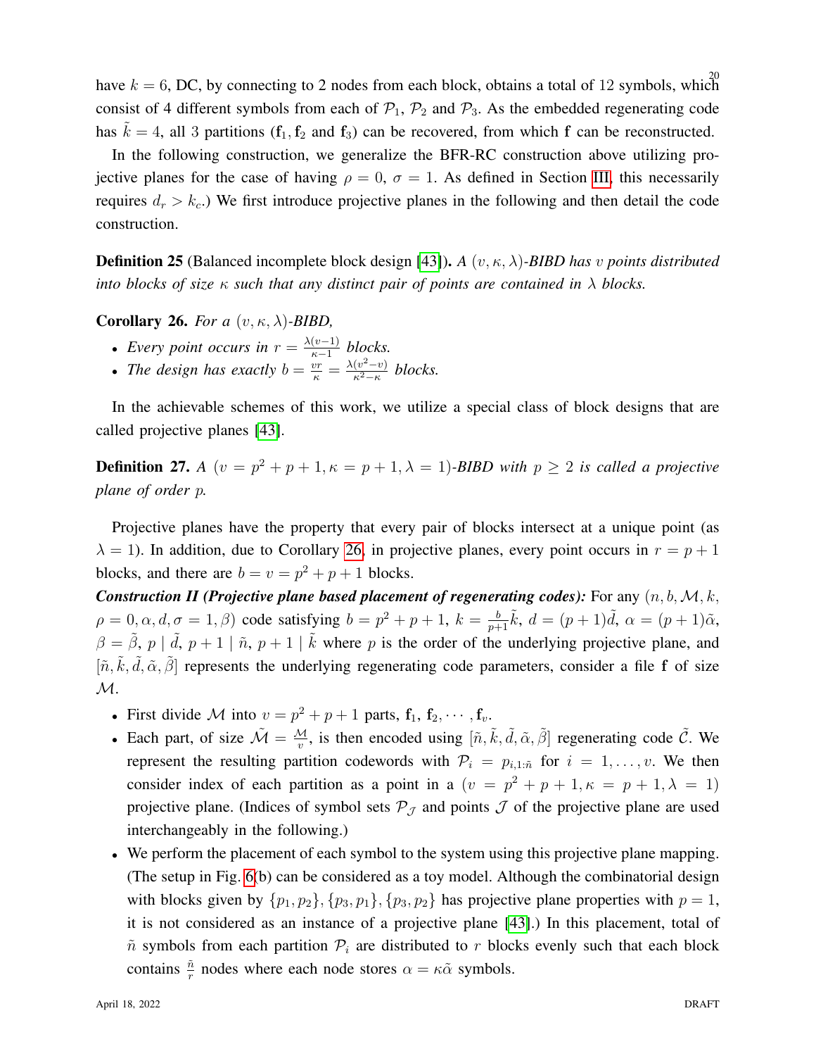have $k = 6$, DC, by connecting to 2 nodes from each block, obtains a total of 12 symbols, which consist of 4 different symbols from each of $\mathcal{P}_1$, $\mathcal{P}_2$ and $\mathcal{P}_3$. As the embedded regenerating code has $\tilde{k} = 4$, all 3 partitions ($\mathbf{f}_1$, $\mathbf{f}_2$ and $\mathbf{f}_3$) can be recovered, from which $\mathbf{f}$ can be reconstructed.

In the following construction, we generalize the BFR-RC construction above utilizing projective planes for the case of having $\rho = 0$, $\sigma = 1$. As defined in Section III, this necessarily requires $d_r > k_c$.) We first introduce projective planes in the following and then detail the code construction.

**Definition 25** (Balanced incomplete block design [43]). *A $(v, \kappa, \lambda)$-BIBD has $v$ points distributed into blocks of size $\kappa$ such that any distinct pair of points are contained in $\lambda$ blocks.*

**Corollary 26.** *For a $(v, \kappa, \lambda)$-BIBD,*

- *Every point occurs in $r = \frac{\lambda(v-1)}{\kappa-1}$ blocks.*
- *The design has exactly $b = \frac{vr}{\kappa} = \frac{\lambda(v^2-v)}{\kappa^2-\kappa}$ blocks.*

In the achievable schemes of this work, we utilize a special class of block designs that are called projective planes [43].

**Definition 27.** *A $(v = p^2 + p + 1, \kappa = p + 1, \lambda = 1)$-BIBD with $p \geq 2$ is called a projective plane of order $p$.*

Projective planes have the property that every pair of blocks intersect at a unique point (as $\lambda = 1$). In addition, due to Corollary 26, in projective planes, every point occurs in $r = p + 1$ blocks, and there are $b = v = p^2 + p + 1$ blocks.

***Construction II (Projective plane based placement of regenerating codes):*** For any $(n, b, \mathcal{M}, k, \rho = 0, \alpha, d, \sigma = 1, \beta)$ code satisfying $b = p^2 + p + 1$, $k = \frac{b}{p+1}\tilde{k}$, $d = (p + 1)\tilde{d}$, $\alpha = (p + 1)\tilde{\alpha}$, $\beta = \tilde{\beta}$, $p \mid \tilde{d}$, $p + 1 \mid \tilde{n}$, $p + 1 \mid \tilde{k}$ where $p$ is the order of the underlying projective plane, and $[\tilde{n}, \tilde{k}, \tilde{d}, \tilde{\alpha}, \tilde{\beta}]$ represents the underlying regenerating code parameters, consider a file $\mathbf{f}$ of size $\mathcal{M}$.

- First divide $\mathcal{M}$ into $v = p^2 + p + 1$ parts, $\mathbf{f}_1$, $\mathbf{f}_2, \cdots, \mathbf{f}_v$.
- Each part, of size $\tilde{\mathcal{M}} = \frac{\mathcal{M}}{v}$, is then encoded using $[\tilde{n}, \tilde{k}, \tilde{d}, \tilde{\alpha}, \tilde{\beta}]$ regenerating code $\tilde{\mathcal{C}}$. We represent the resulting partition codewords with $\mathcal{P}_i = p_{i,1:\tilde{n}}$ for $i = 1, \ldots, v$. We then consider index of each partition as a point in a $(v = p^2 + p + 1, \kappa = p + 1, \lambda = 1)$ projective plane. (Indices of symbol sets $\mathcal{P}_{\mathcal{J}}$ and points $\mathcal{J}$ of the projective plane are used interchangeably in the following.)
- We perform the placement of each symbol to the system using this projective plane mapping. (The setup in Fig. 6(b) can be considered as a toy model. Although the combinatorial design with blocks given by $\{p_1, p_2\}, \{p_3, p_1\}, \{p_3, p_2\}$ has projective plane properties with $p = 1$, it is not considered as an instance of a projective plane [43].) In this placement, total of $\tilde{n}$ symbols from each partition $\mathcal{P}_i$ are distributed to $r$ blocks evenly such that each block contains $\frac{\tilde{n}}{r}$ nodes where each node stores $\alpha = \kappa\tilde{\alpha}$ symbols.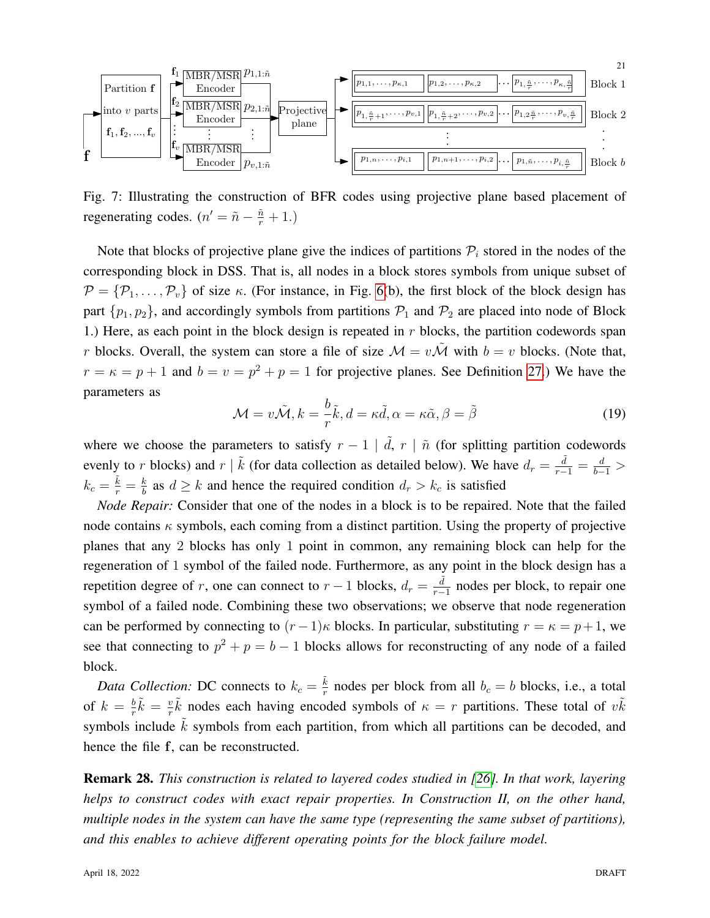Fig. 7: Illustrating the construction of BFR codes using projective plane based placement of regenerating codes. ($n' = \tilde{n} - \frac{\tilde{n}}{r} + 1$.)

Note that blocks of projective plane give the indices of partitions $\mathcal{P}_i$ stored in the nodes of the corresponding block in DSS. That is, all nodes in a block stores symbols from unique subset of $\mathcal{P} = \{\mathcal{P}_1, \ldots, \mathcal{P}_v\}$ of size $\kappa$. (For instance, in Fig. 6(b), the first block of the block design has part $\{p_1, p_2\}$, and accordingly symbols from partitions $\mathcal{P}_1$ and $\mathcal{P}_2$ are placed into node of Block 1.) Here, as each point in the block design is repeated in $r$ blocks, the partition codewords span $r$ blocks. Overall, the system can store a file of size $\mathcal{M} = v\tilde{\mathcal{M}}$ with $b = v$ blocks. (Note that, $r = \kappa = p + 1$ and $b = v = p^2 + p = 1$ for projective planes. See Definition 27.) We have the parameters as

$$\mathcal{M} = v\tilde{\mathcal{M}}, k = \frac{b}{r}\tilde{k}, d = \kappa\tilde{d}, \alpha = \kappa\tilde{\alpha}, \beta = \tilde{\beta} \tag{19}$$

where we choose the parameters to satisfy $r - 1 \mid \tilde{d}$, $r \mid \tilde{n}$ (for splitting partition codewords evenly to $r$ blocks) and $r \mid \tilde{k}$ (for data collection as detailed below). We have $d_r = \frac{\tilde{d}}{r-1} = \frac{d}{b-1} > k_c = \frac{\tilde{k}}{r} = \frac{k}{b}$ as $d \geq k$ and hence the required condition $d_r > k_c$ is satisfied

*Node Repair:* Consider that one of the nodes in a block is to be repaired. Note that the failed node contains $\kappa$ symbols, each coming from a distinct partition. Using the property of projective planes that any 2 blocks has only 1 point in common, any remaining block can help for the regeneration of 1 symbol of the failed node. Furthermore, as any point in the block design has a repetition degree of $r$, one can connect to $r - 1$ blocks, $d_r = \frac{\tilde{d}}{r-1}$ nodes per block, to repair one symbol of a failed node. Combining these two observations; we observe that node regeneration can be performed by connecting to $(r-1)\kappa$ blocks. In particular, substituting $r = \kappa = p+1$, we see that connecting to $p^2 + p = b - 1$ blocks allows for reconstructing of any node of a failed block.

*Data Collection:* DC connects to $k_c = \frac{\tilde{k}}{r}$ nodes per block from all $b_c = b$ blocks, i.e., a total of $k = \frac{b}{r}\tilde{k} = \frac{v}{r}\tilde{k}$ nodes each having encoded symbols of $\kappa = r$ partitions. These total of $v\tilde{k}$ symbols include $\tilde{k}$ symbols from each partition, from which all partitions can be decoded, and hence the file $\mathbf{f}$, can be reconstructed.

**Remark 28.** *This construction is related to layered codes studied in [26]. In that work, layering helps to construct codes with exact repair properties. In Construction II, on the other hand, multiple nodes in the system can have the same type (representing the same subset of partitions), and this enables to achieve different operating points for the block failure model.*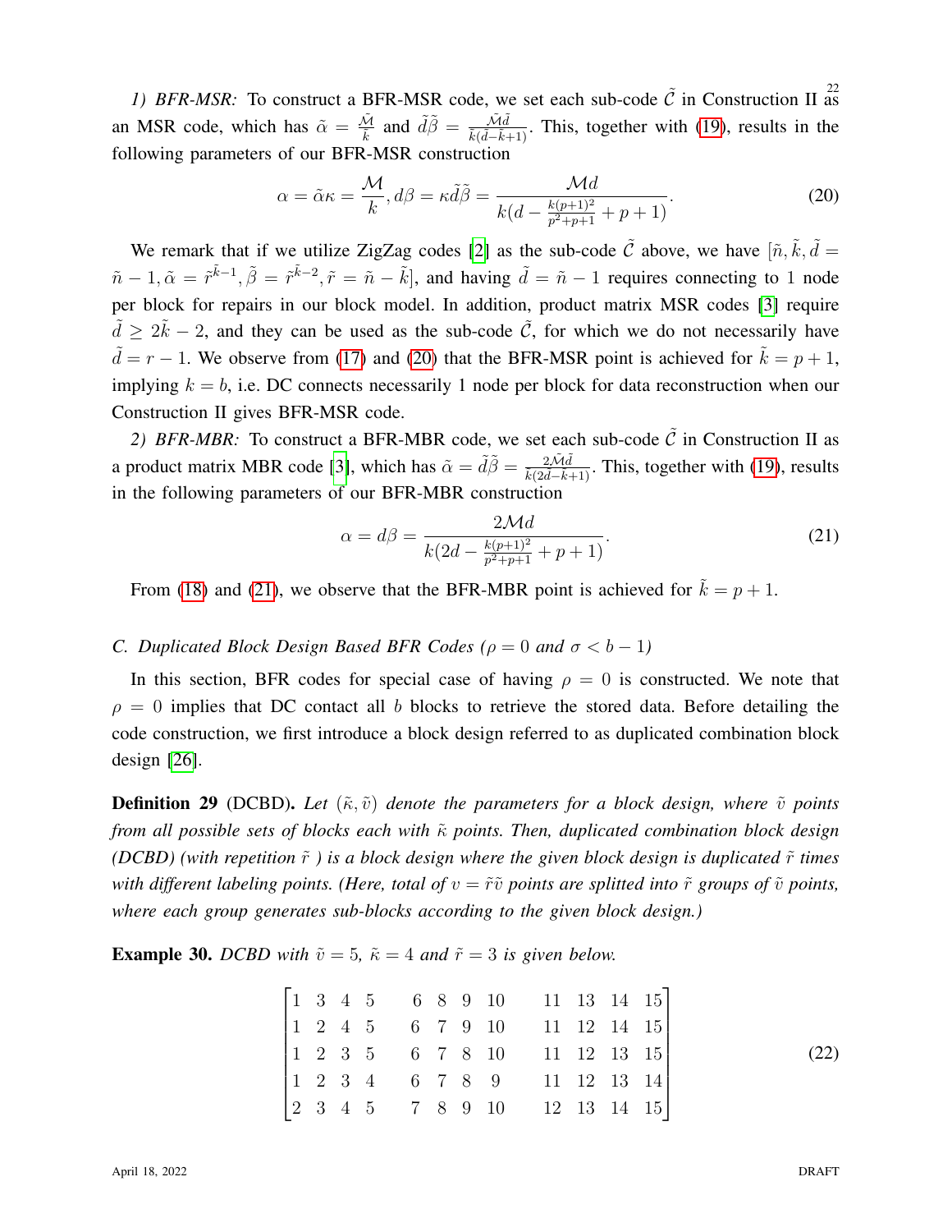*1) BFR-MSR:* To construct a BFR-MSR code, we set each sub-code $\tilde{\mathcal{C}}$ in Construction II as an MSR code, which has $\tilde{\alpha} = \frac{\tilde{\mathcal{M}}}{\tilde{k}}$ and $\tilde{d}\tilde{\beta} = \frac{\tilde{\mathcal{M}}\tilde{d}}{\tilde{k}(\tilde{d}-\tilde{k}+1)}$. This, together with (19), results in the following parameters of our BFR-MSR construction

$$\alpha = \tilde{\alpha}\kappa = \frac{\mathcal{M}}{k}, d\beta = \kappa\tilde{d}\tilde{\beta} = \frac{\mathcal{M}d}{k(d - \frac{k(p+1)^2}{p^2+p+1} + p + 1)}. \tag{20}$$

We remark that if we utilize ZigZag codes [2] as the sub-code $\tilde{\mathcal{C}}$ above, we have $[\tilde{n}, \tilde{k}, \tilde{d} = \tilde{n} - 1, \tilde{\alpha} = \tilde{r}^{\tilde{k}-1}, \tilde{\beta} = \tilde{r}^{\tilde{k}-2}, \tilde{r} = \tilde{n} - \tilde{k}]$, and having $\tilde{d} = \tilde{n} - 1$ requires connecting to 1 node per block for repairs in our block model. In addition, product matrix MSR codes [3] require $\tilde{d} \geq 2\tilde{k} - 2$, and they can be used as the sub-code $\tilde{\mathcal{C}}$, for which we do not necessarily have $\tilde{d} = r - 1$. We observe from (17) and (20) that the BFR-MSR point is achieved for $\tilde{k} = p + 1$, implying $k = b$, i.e. DC connects necessarily 1 node per block for data reconstruction when our Construction II gives BFR-MSR code.

*2) BFR-MBR:* To construct a BFR-MBR code, we set each sub-code $\tilde{\mathcal{C}}$ in Construction II as a product matrix MBR code [3], which has $\tilde{\alpha} = \tilde{d}\tilde{\beta} = \frac{2\tilde{\mathcal{M}}\tilde{d}}{\tilde{k}(2\tilde{d}-\tilde{k}+1)}$. This, together with (19), results in the following parameters of our BFR-MBR construction

$$\alpha = d\beta = \frac{2\mathcal{M}d}{k(2d - \frac{k(p+1)^2}{p^2+p+1} + p + 1)}. \tag{21}$$

From (18) and (21), we observe that the BFR-MBR point is achieved for $\tilde{k} = p + 1$.

### *C. Duplicated Block Design Based BFR Codes ($\rho = 0$ and $\sigma < b - 1$)*

In this section, BFR codes for special case of having $\rho = 0$ is constructed. We note that $\rho = 0$ implies that DC contact all $b$ blocks to retrieve the stored data. Before detailing the code construction, we first introduce a block design referred to as duplicated combination block design [26].

**Definition 29** (DCBD). *Let $(\tilde{\kappa}, \tilde{v})$ denote the parameters for a block design, where $\tilde{v}$ points from all possible sets of blocks each with $\tilde{\kappa}$ points. Then, duplicated combination block design (DCBD) (with repetition $\tilde{r}$ ) is a block design where the given block design is duplicated $\tilde{r}$ times with different labeling points. (Here, total of $v = \tilde{r}\tilde{v}$ points are splitted into $\tilde{r}$ groups of $\tilde{v}$ points, where each group generates sub-blocks according to the given block design.)*

**Example 30.** *DCBD with $\tilde{v} = 5$, $\tilde{\kappa} = 4$ and $\tilde{r} = 3$ is given below.*

$$\begin{bmatrix} 1 & 3 & 4 & 5 & & 6 & 8 & 9 & 10 & & 11 & 13 & 14 & 15 \\ 1 & 2 & 4 & 5 & & 6 & 7 & 9 & 10 & & 11 & 12 & 14 & 15 \\ 1 & 2 & 3 & 5 & & 6 & 7 & 8 & 10 & & 11 & 12 & 13 & 15 \\ 1 & 2 & 3 & 4 & & 6 & 7 & 8 & 9 & & 11 & 12 & 13 & 14 \\ 2 & 3 & 4 & 5 & & 7 & 8 & 9 & 10 & & 12 & 13 & 14 & 15 \end{bmatrix} \tag{22}$$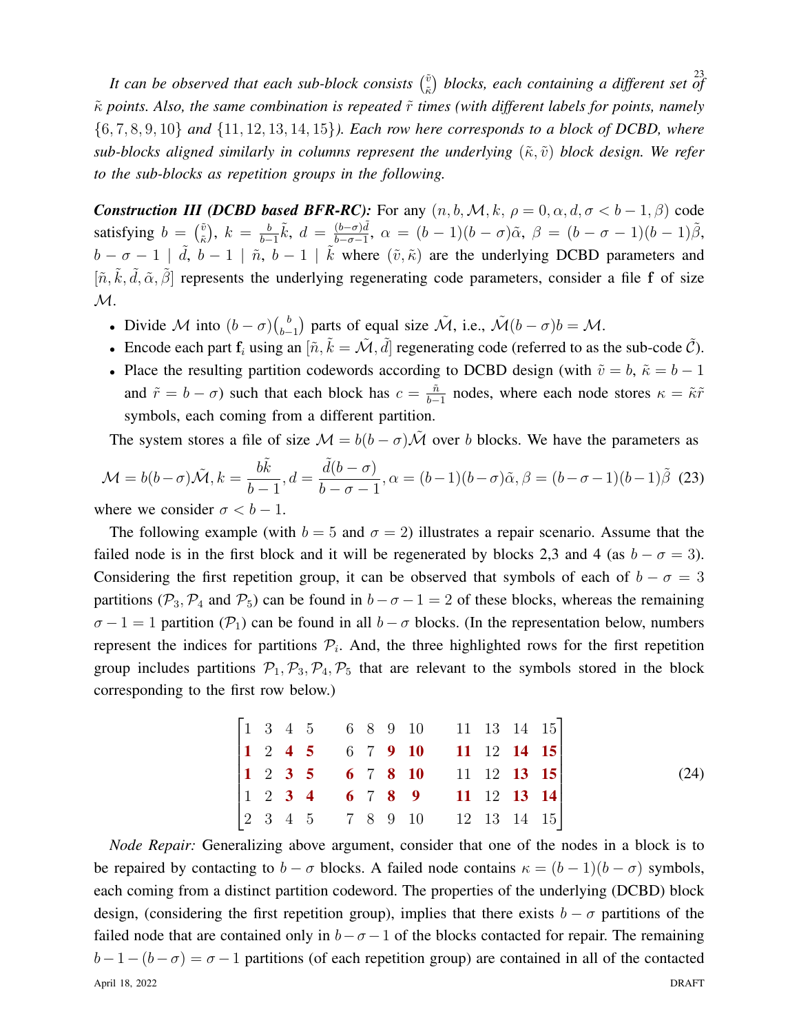*It can be observed that each sub-block consists $\binom{\tilde{v}}{\tilde{\kappa}}$ blocks, each containing a different set of $\tilde{\kappa}$ points. Also, the same combination is repeated $\tilde{r}$ times (with different labels for points, namely $\{6, 7, 8, 9, 10\}$ and $\{11, 12, 13, 14, 15\}$). Each row here corresponds to a block of DCBD, where sub-blocks aligned similarly in columns represent the underlying $(\tilde{\kappa}, \tilde{v})$ block design. We refer to the sub-blocks as repetition groups in the following.*

***Construction III (DCBD based BFR-RC):*** For any $(n, b, \mathcal{M}, k, \rho = 0, \alpha, d, \sigma < b-1, \beta)$ code satisfying $b = \binom{\tilde{v}}{\tilde{\kappa}}$, $k = \frac{b}{b-1}\tilde{k}$, $d = \frac{(b-\sigma)\tilde{d}}{b-\sigma-1}$, $\alpha = (b-1)(b-\sigma)\tilde{\alpha}$, $\beta = (b-\sigma-1)(b-1)\tilde{\beta}$, $b-\sigma-1 \mid \tilde{d}$, $b-1 \mid \tilde{n}$, $b-1 \mid \tilde{k}$ where $(\tilde{v}, \tilde{\kappa})$ are the underlying DCBD parameters and $[\tilde{n}, \tilde{k}, \tilde{d}, \tilde{\alpha}, \tilde{\beta}]$ represents the underlying regenerating code parameters, consider a file $\mathbf{f}$ of size $\mathcal{M}$.

- Divide $\mathcal{M}$ into $(b-\sigma)\binom{b}{b-1}$ parts of equal size $\tilde{\mathcal{M}}$, i.e., $\tilde{\mathcal{M}}(b-\sigma)b = \mathcal{M}$.
- Encode each part $\mathbf{f}_i$ using an $[\tilde{n}, \tilde{k} = \tilde{\mathcal{M}}, \tilde{d}]$ regenerating code (referred to as the sub-code $\tilde{\mathcal{C}}$).
- Place the resulting partition codewords according to DCBD design (with $\tilde{v} = b$, $\tilde{\kappa} = b-1$ and $\tilde{r} = b-\sigma$) such that each block has $c = \frac{\tilde{n}}{b-1}$ nodes, where each node stores $\kappa = \tilde{\kappa}\tilde{r}$ symbols, each coming from a different partition.

The system stores a file of size $\mathcal{M} = b(b-\sigma)\tilde{\mathcal{M}}$ over $b$ blocks. We have the parameters as

$$\mathcal{M} = b(b-\sigma)\tilde{\mathcal{M}}, k = \frac{b\tilde{k}}{b-1}, d = \frac{\tilde{d}(b-\sigma)}{b-\sigma-1}, \alpha = (b-1)(b-\sigma)\tilde{\alpha}, \beta = (b-\sigma-1)(b-1)\tilde{\beta} \quad (23)$$

where we consider $\sigma < b-1$.

The following example (with $b = 5$ and $\sigma = 2$) illustrates a repair scenario. Assume that the failed node is in the first block and it will be regenerated by blocks 2,3 and 4 (as $b - \sigma = 3$). Considering the first repetition group, it can be observed that symbols of each of $b - \sigma = 3$ partitions ($\mathcal{P}_3, \mathcal{P}_4$ and $\mathcal{P}_5$) can be found in $b - \sigma - 1 = 2$ of these blocks, whereas the remaining $\sigma - 1 = 1$ partition ($\mathcal{P}_1$) can be found in all $b - \sigma$ blocks. (In the representation below, numbers represent the indices for partitions $\mathcal{P}_i$. And, the three highlighted rows for the first repetition group includes partitions $\mathcal{P}_1, \mathcal{P}_3, \mathcal{P}_4, \mathcal{P}_5$ that are relevant to the symbols stored in the block corresponding to the first row below.)

$$\begin{bmatrix} 1 & 3 & 4 & 5 & & 6 & 8 & 9 & 10 & & 11 & 13 & 14 & 15 \\ \mathbf{1} & 2 & \mathbf{4} & \mathbf{5} & & 6 & 7 & \mathbf{9} & \mathbf{10} & & \mathbf{11} & 12 & \mathbf{14} & \mathbf{15} \\ \mathbf{1} & 2 & \mathbf{3} & \mathbf{5} & & \mathbf{6} & 7 & \mathbf{8} & \mathbf{10} & & 11 & 12 & \mathbf{13} & \mathbf{15} \\ 1 & 2 & \mathbf{3} & \mathbf{4} & & \mathbf{6} & 7 & \mathbf{8} & \mathbf{9} & & \mathbf{11} & 12 & \mathbf{13} & \mathbf{14} \\ 2 & 3 & 4 & 5 & & 7 & 8 & 9 & 10 & & 12 & 13 & 14 & 15 \end{bmatrix} \quad (24)$$

*Node Repair:* Generalizing above argument, consider that one of the nodes in a block is to be repaired by contacting to $b - \sigma$ blocks. A failed node contains $\kappa = (b-1)(b-\sigma)$ symbols, each coming from a distinct partition codeword. The properties of the underlying (DCBD) block design, (considering the first repetition group), implies that there exists $b - \sigma$ partitions of the failed node that are contained only in $b - \sigma - 1$ of the blocks contacted for repair. The remaining $b - 1 - (b - \sigma) = \sigma - 1$ partitions (of each repetition group) are contained in all of the contacted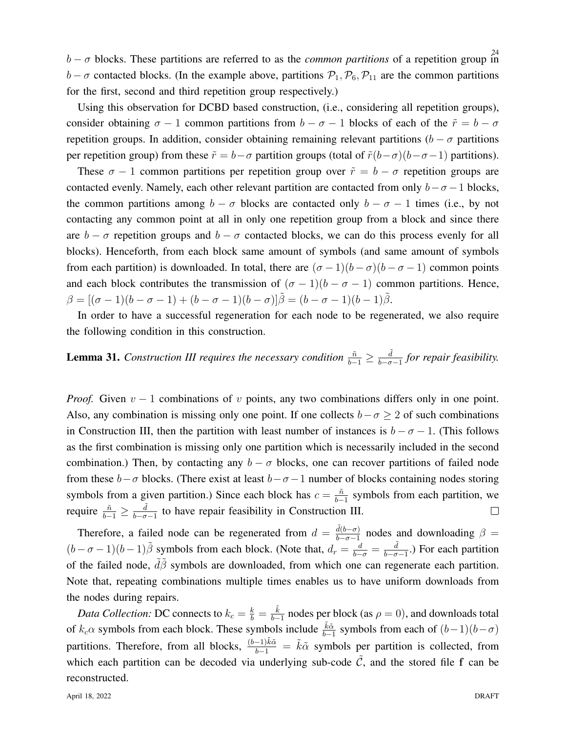$b-\sigma$ blocks. These partitions are referred to as the *common partitions* of a repetition group in $b-\sigma$ contacted blocks. (In the example above, partitions $\mathcal{P}_1, \mathcal{P}_6, \mathcal{P}_{11}$ are the common partitions for the first, second and third repetition group respectively.)

Using this observation for DCBD based construction, (i.e., considering all repetition groups), consider obtaining $\sigma-1$ common partitions from $b-\sigma-1$ blocks of each of the $\tilde{r}=b-\sigma$ repetition groups. In addition, consider obtaining remaining relevant partitions ($b-\sigma$ partitions per repetition group) from these $\tilde{r}=b-\sigma$ partition groups (total of $\tilde{r}(b-\sigma)(b-\sigma-1)$ partitions).

These $\sigma-1$ common partitions per repetition group over $\tilde{r}=b-\sigma$ repetition groups are contacted evenly. Namely, each other relevant partition are contacted from only $b-\sigma-1$ blocks, the common partitions among $b-\sigma$ blocks are contacted only $b-\sigma-1$ times (i.e., by not contacting any common point at all in only one repetition group from a block and since there are $b-\sigma$ repetition groups and $b-\sigma$ contacted blocks, we can do this process evenly for all blocks). Henceforth, from each block same amount of symbols (and same amount of symbols from each partition) is downloaded. In total, there are $(\sigma-1)(b-\sigma)(b-\sigma-1)$ common points and each block contributes the transmission of $(\sigma-1)(b-\sigma-1)$ common partitions. Hence, $\beta=[(\sigma-1)(b-\sigma-1)+(b-\sigma-1)(b-\sigma)]\tilde{\beta}=(b-\sigma-1)(b-1)\tilde{\beta}$.

In order to have a successful regeneration for each node to be regenerated, we also require the following condition in this construction.

**Lemma 31.** *Construction III requires the necessary condition $\frac{\tilde{n}}{b-1} \geq \frac{\tilde{d}}{b-\sigma-1}$ for repair feasibility.*

*Proof.* Given $v-1$ combinations of $v$ points, any two combinations differs only in one point. Also, any combination is missing only one point. If one collects $b-\sigma \geq 2$ of such combinations in Construction III, then the partition with least number of instances is $b-\sigma-1$. (This follows as the first combination is missing only one partition which is necessarily included in the second combination.) Then, by contacting any $b-\sigma$ blocks, one can recover partitions of failed node from these $b-\sigma$ blocks. (There exist at least $b-\sigma-1$ number of blocks containing nodes storing symbols from a given partition.) Since each block has $c=\frac{\tilde{n}}{b-1}$ symbols from each partition, we require $\frac{\tilde{n}}{b-1} \geq \frac{\tilde{d}}{b-\sigma-1}$ to have repair feasibility in Construction III. □

Therefore, a failed node can be regenerated from $d=\frac{\tilde{d}(b-\sigma)}{b-\sigma-1}$ nodes and downloading $\beta=(b-\sigma-1)(b-1)\tilde{\beta}$ symbols from each block. (Note that, $d_r=\frac{d}{b-\sigma}=\frac{\tilde{d}}{b-\sigma-1}$.) For each partition of the failed node, $\tilde{d}\tilde{\beta}$ symbols are downloaded, from which one can regenerate each partition. Note that, repeating combinations multiple times enables us to have uniform downloads from the nodes during repairs.

*Data Collection:* DC connects to $k_c=\frac{k}{b}=\frac{\tilde{k}}{b-1}$ nodes per block (as $\rho=0$), and downloads total of $k_c\alpha$ symbols from each block. These symbols include $\frac{\tilde{k}\tilde{\alpha}}{b-1}$ symbols from each of $(b-1)(b-\sigma)$ partitions. Therefore, from all blocks, $\frac{(b-1)\tilde{k}\tilde{\alpha}}{b-1}=\tilde{k}\tilde{\alpha}$ symbols per partition is collected, from which each partition can be decoded via underlying sub-code $\tilde{\mathcal{C}}$, and the stored file $\mathbf{f}$ can be reconstructed.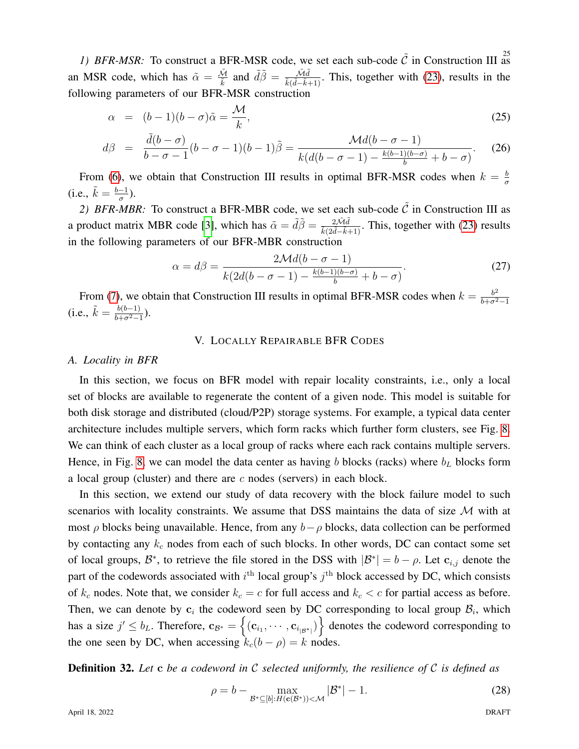*1) BFR-MSR:* To construct a BFR-MSR code, we set each sub-code $\tilde{\mathcal{C}}$ in Construction III as an MSR code, which has $\tilde{\alpha} = \frac{\tilde{\mathcal{M}}}{\tilde{k}}$ and $\tilde{d}\tilde{\beta} = \frac{\tilde{\mathcal{M}}\tilde{d}}{\tilde{k}(\tilde{d}-\tilde{k}+1)}$. This, together with (23), results in the following parameters of our BFR-MSR construction

$$\alpha = (b-1)(b-\sigma)\tilde{\alpha} = \frac{\mathcal{M}}{k}, \tag{25}$$

$$d\beta = \frac{\tilde{d}(b-\sigma)}{b-\sigma-1}(b-\sigma-1)(b-1)\tilde{\beta} = \frac{\mathcal{M}d(b-\sigma-1)}{k(d(b-\sigma-1) - \frac{k(b-1)(b-\sigma)}{b} + b - \sigma)}. \tag{26}$$

From (6), we obtain that Construction III results in optimal BFR-MSR codes when $k = \frac{b}{\sigma}$ (i.e., $\tilde{k} = \frac{b-1}{\sigma}$).

*2) BFR-MBR:* To construct a BFR-MBR code, we set each sub-code $\tilde{\mathcal{C}}$ in Construction III as a product matrix MBR code [3], which has $\tilde{\alpha} = \tilde{d}\tilde{\beta} = \frac{2\tilde{\mathcal{M}}\tilde{d}}{\tilde{k}(2\tilde{d}-\tilde{k}+1)}$. This, together with (23) results in the following parameters of our BFR-MBR construction

$$\alpha = d\beta = \frac{2\mathcal{M}d(b-\sigma-1)}{k(2d(b-\sigma-1) - \frac{k(b-1)(b-\sigma)}{b} + b - \sigma)}. \tag{27}$$

From (7), we obtain that Construction III results in optimal BFR-MSR codes when $k = \frac{b^2}{b+\sigma^2-1}$ (i.e., $\tilde{k} = \frac{b(b-1)}{b+\sigma^2-1}$).

## V. Locally Repairable BFR Codes

### *A. Locality in BFR*

In this section, we focus on BFR model with repair locality constraints, i.e., only a local set of blocks are available to regenerate the content of a given node. This model is suitable for both disk storage and distributed (cloud/P2P) storage systems. For example, a typical data center architecture includes multiple servers, which form racks which further form clusters, see Fig. 8. We can think of each cluster as a local group of racks where each rack contains multiple servers. Hence, in Fig. 8, we can model the data center as having $b$ blocks (racks) where $b_L$ blocks form a local group (cluster) and there are $c$ nodes (servers) in each block.

In this section, we extend our study of data recovery with the block failure model to such scenarios with locality constraints. We assume that DSS maintains the data of size $\mathcal{M}$ with at most $\rho$ blocks being unavailable. Hence, from any $b-\rho$ blocks, data collection can be performed by contacting any $k_c$ nodes from each of such blocks. In other words, DC can contact some set of local groups, $\mathcal{B}^*$, to retrieve the file stored in the DSS with $|\mathcal{B}^*| = b - \rho$. Let $\mathbf{c}_{i,j}$ denote the part of the codewords associated with $i^{\text{th}}$ local group's $j^{\text{th}}$ block accessed by DC, which consists of $k_c$ nodes. Note that, we consider $k_c = c$ for full access and $k_c < c$ for partial access as before. Then, we can denote by $\mathbf{c}_i$ the codeword seen by DC corresponding to local group $\mathcal{B}_i$, which has a size $j' \leq b_L$. Therefore, $\mathbf{c}_{\mathcal{B}^*} = \left\{(\mathbf{c}_{i_1}, \cdots, \mathbf{c}_{i_{|\mathcal{B}^*|}})\right\}$ denotes the codeword corresponding to the one seen by DC, when accessing $k_c(b-\rho) = k$ nodes.

**Definition 32.** *Let* $\mathbf{c}$ *be a codeword in* $\mathcal{C}$ *selected uniformly, the resilience of* $\mathcal{C}$ *is defined as*

$$\rho = b - \max_{\mathcal{B}^* \subseteq [b] : H(\mathbf{c}(\mathcal{B}^*)) < \mathcal{M}} |\mathcal{B}^*| - 1. \tag{28}$$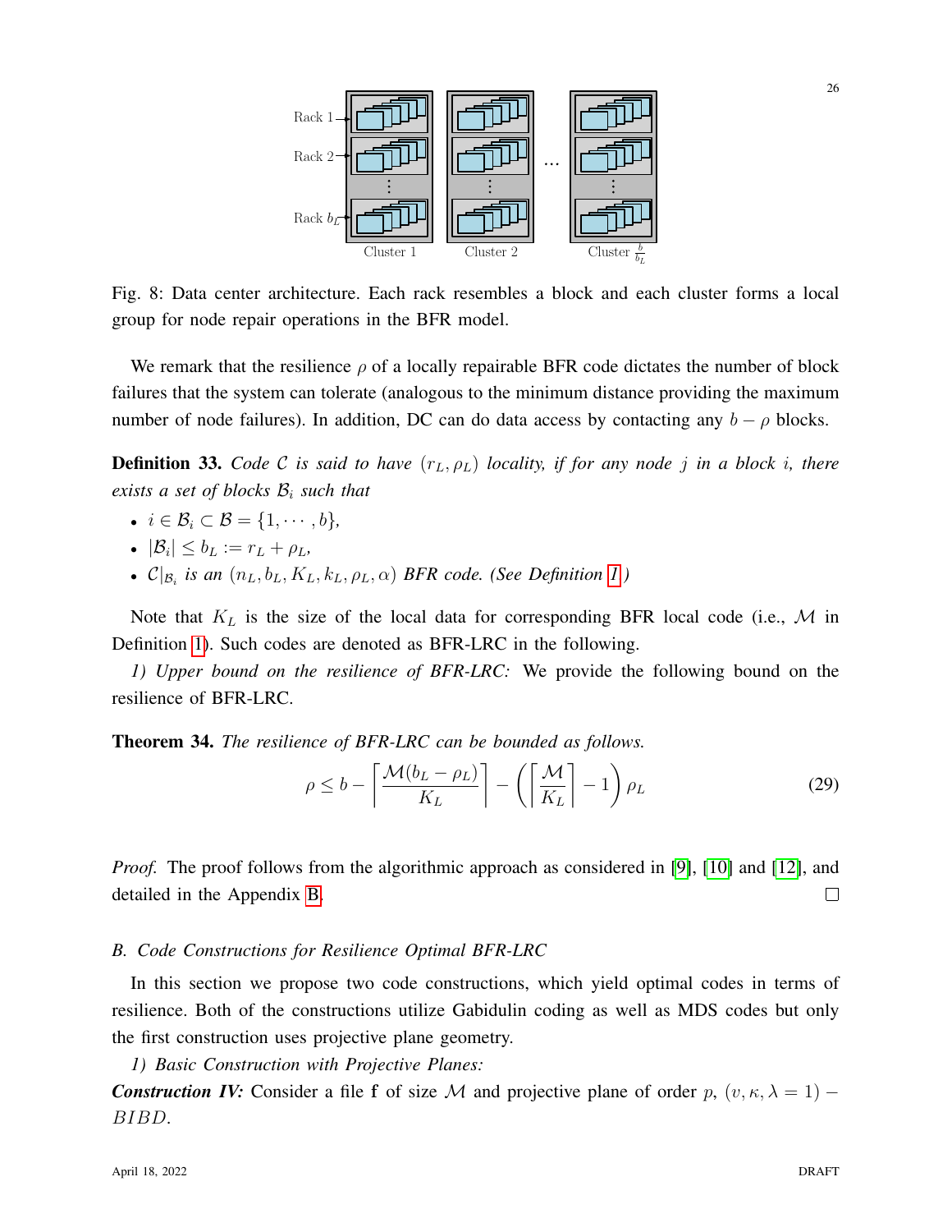Fig. 8: Data center architecture. Each rack resembles a block and each cluster forms a local group for node repair operations in the BFR model.

We remark that the resilience $\rho$ of a locally repairable BFR code dictates the number of block failures that the system can tolerate (analogous to the minimum distance providing the maximum number of node failures). In addition, DC can do data access by contacting any $b - \rho$ blocks.

**Definition 33.** *Code $\mathcal{C}$ is said to have $(r_L, \rho_L)$ locality, if for any node $j$ in a block $i$, there exists a set of blocks $\mathcal{B}_i$ such that*

- $i \in \mathcal{B}_i \subset \mathcal{B} = \{1, \cdots, b\}$,
- $|\mathcal{B}_i| \leq b_L := r_L + \rho_L$,
- $\mathcal{C}|_{\mathcal{B}_i}$ *is an* $(n_L, b_L, K_L, k_L, \rho_L, \alpha)$ *BFR code. (See Definition 1.)*

Note that $K_L$ is the size of the local data for corresponding BFR local code (i.e., $\mathcal{M}$ in Definition 1). Such codes are denoted as BFR-LRC in the following.

*1) Upper bound on the resilience of BFR-LRC:* We provide the following bound on the resilience of BFR-LRC.

**Theorem 34.** *The resilience of BFR-LRC can be bounded as follows.*

$$\rho \leq b - \left\lceil \frac{\mathcal{M}(b_L - \rho_L)}{K_L} \right\rceil - \left( \left\lceil \frac{\mathcal{M}}{K_L} \right\rceil - 1 \right) \rho_L \tag{29}$$

*Proof.* The proof follows from the algorithmic approach as considered in [9], [10] and [12], and detailed in the Appendix B. □

### B. Code Constructions for Resilience Optimal BFR-LRC

In this section we propose two code constructions, which yield optimal codes in terms of resilience. Both of the constructions utilize Gabidulin coding as well as MDS codes but only the first construction uses projective plane geometry.

*1) Basic Construction with Projective Planes:*

***Construction IV:*** Consider a file $\mathbf{f}$ of size $\mathcal{M}$ and projective plane of order $p$, $(v, \kappa, \lambda = 1) - BIBD$.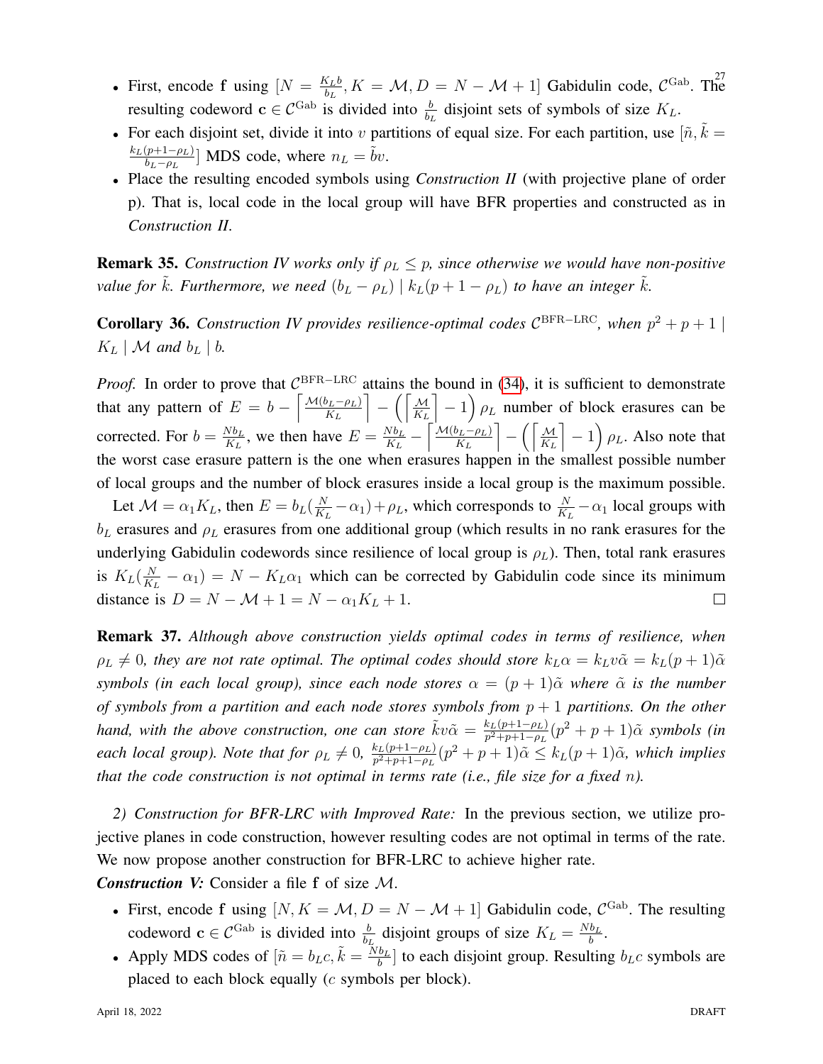- First, encode $\mathbf{f}$ using $[N = \frac{K_L b}{b_L}, K = \mathcal{M}, D = N - \mathcal{M} + 1]$ Gabidulin code, $\mathcal{C}^{\text{Gab}}$. The resulting codeword $\mathbf{c} \in \mathcal{C}^{\text{Gab}}$ is divided into $\frac{b}{b_L}$ disjoint sets of symbols of size $K_L$.
- For each disjoint set, divide it into $v$ partitions of equal size. For each partition, use $[\tilde{n}, \tilde{k} = \frac{k_L(p+1-\rho_L)}{b_L - \rho_L}]$ MDS code, where $n_L = \tilde{b}v$.
- Place the resulting encoded symbols using *Construction II* (with projective plane of order p). That is, local code in the local group will have BFR properties and constructed as in *Construction II*.

**Remark 35.** *Construction IV works only if $\rho_L \leq p$, since otherwise we would have non-positive value for $\tilde{k}$. Furthermore, we need $(b_L - \rho_L) \mid k_L(p+1-\rho_L)$ to have an integer $\tilde{k}$.*

**Corollary 36.** *Construction IV provides resilience-optimal codes $\mathcal{C}^{\text{BFR-LRC}}$, when $p^2+p+1 \mid K_L \mid \mathcal{M}$ and $b_L \mid b$.*

*Proof.* In order to prove that $\mathcal{C}^{\text{BFR-LRC}}$ attains the bound in (34), it is sufficient to demonstrate that any pattern of $E = b - \left\lceil \frac{\mathcal{M}(b_L - \rho_L)}{K_L} \right\rceil - \left( \left\lceil \frac{\mathcal{M}}{K_L} \right\rceil - 1 \right) \rho_L$ number of block erasures can be corrected. For $b = \frac{N b_L}{K_L}$, we then have $E = \frac{N b_L}{K_L} - \left\lceil \frac{\mathcal{M}(b_L - \rho_L)}{K_L} \right\rceil - \left( \left\lceil \frac{\mathcal{M}}{K_L} \right\rceil - 1 \right) \rho_L$. Also note that the worst case erasure pattern is the one when erasures happen in the smallest possible number of local groups and the number of block erasures inside a local group is the maximum possible.

Let $\mathcal{M} = \alpha_1 K_L$, then $E = b_L(\frac{N}{K_L} - \alpha_1) + \rho_L$, which corresponds to $\frac{N}{K_L} - \alpha_1$ local groups with $b_L$ erasures and $\rho_L$ erasures from one additional group (which results in no rank erasures for the underlying Gabidulin codewords since resilience of local group is $\rho_L$). Then, total rank erasures is $K_L(\frac{N}{K_L} - \alpha_1) = N - K_L \alpha_1$ which can be corrected by Gabidulin code since its minimum distance is $D = N - \mathcal{M} + 1 = N - \alpha_1 K_L + 1$. $\square$

**Remark 37.** *Although above construction yields optimal codes in terms of resilience, when $\rho_L \neq 0$, they are not rate optimal. The optimal codes should store $k_L \alpha = k_L v \tilde{\alpha} = k_L(p+1)\tilde{\alpha}$ symbols (in each local group), since each node stores $\alpha = (p+1)\tilde{\alpha}$ where $\tilde{\alpha}$ is the number of symbols from a partition and each node stores symbols from $p+1$ partitions. On the other hand, with the above construction, one can store $\tilde{k} v \tilde{\alpha} = \frac{k_L(p+1-\rho_L)}{p^2+p+1-\rho_L}(p^2+p+1)\tilde{\alpha}$ symbols (in each local group). Note that for $\rho_L \neq 0$, $\frac{k_L(p+1-\rho_L)}{p^2+p+1-\rho_L}(p^2+p+1)\tilde{\alpha} \leq k_L(p+1)\tilde{\alpha}$, which implies that the code construction is not optimal in terms rate (i.e., file size for a fixed $n$).*

*2) Construction for BFR-LRC with Improved Rate:* In the previous section, we utilize projective planes in code construction, however resulting codes are not optimal in terms of the rate. We now propose another construction for BFR-LRC to achieve higher rate.

***Construction V:*** Consider a file $\mathbf{f}$ of size $\mathcal{M}$.

- First, encode $\mathbf{f}$ using $[N, K = \mathcal{M}, D = N - \mathcal{M} + 1]$ Gabidulin code, $\mathcal{C}^{\text{Gab}}$. The resulting codeword $\mathbf{c} \in \mathcal{C}^{\text{Gab}}$ is divided into $\frac{b}{b_L}$ disjoint groups of size $K_L = \frac{N b_L}{b}$.
- Apply MDS codes of $[\tilde{n} = b_L c, \tilde{k} = \frac{N b_L}{b}]$ to each disjoint group. Resulting $b_L c$ symbols are placed to each block equally ($c$ symbols per block).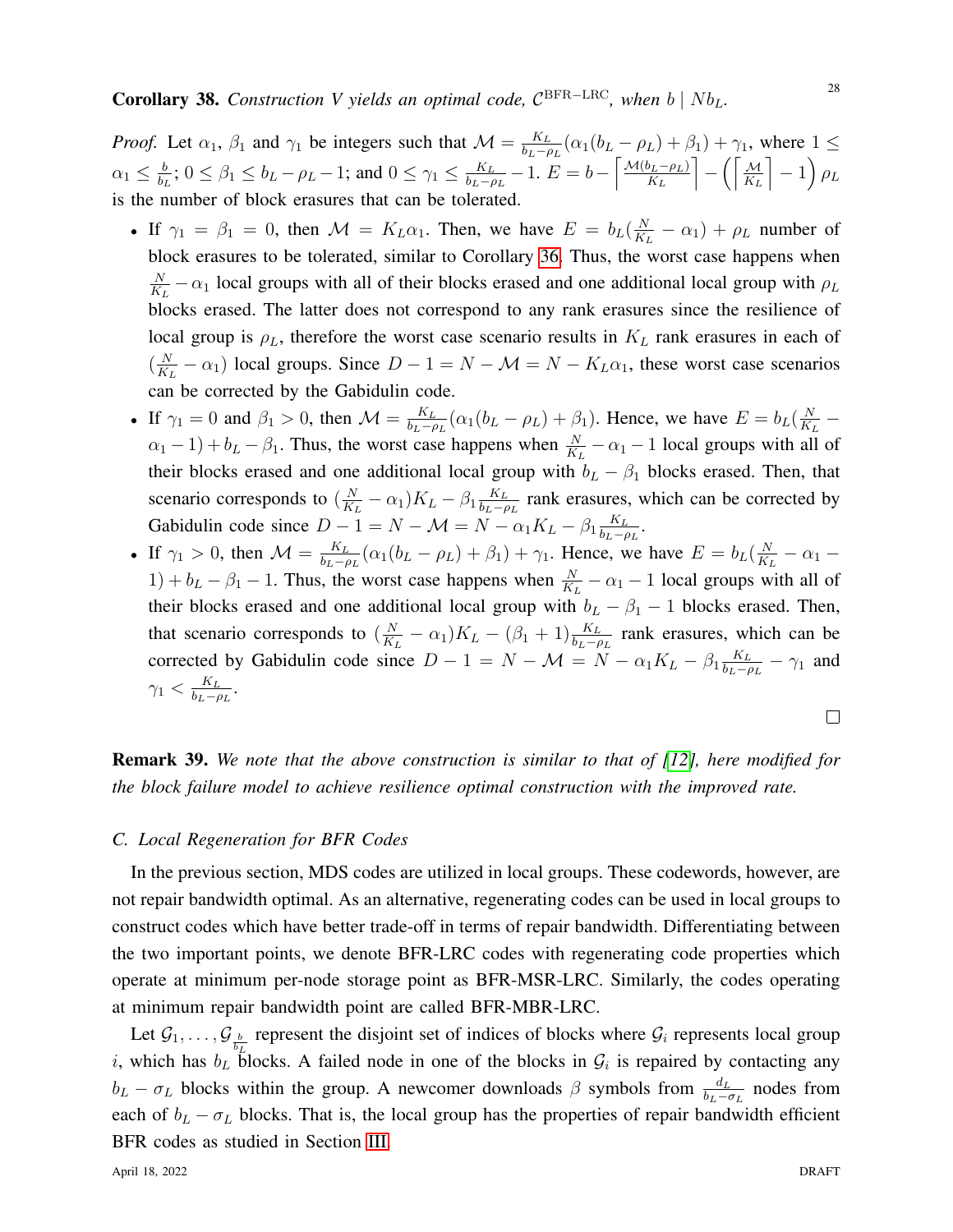**Corollary 38.** *Construction V yields an optimal code, $\mathcal{C}^{\text{BFR-LRC}}$, when $b \mid Nb_L$.*

*Proof.* Let $\alpha_1$, $\beta_1$ and $\gamma_1$ be integers such that $\mathcal{M} = \frac{K_L}{b_L-\rho_L}(\alpha_1(b_L-\rho_L)+\beta_1)+\gamma_1$, where $1 \leq \alpha_1 \leq \frac{b}{b_L}$; $0 \leq \beta_1 \leq b_L - \rho_L - 1$; and $0 \leq \gamma_1 \leq \frac{K_L}{b_L-\rho_L} - 1$. $E = b - \left\lceil \frac{\mathcal{M}(b_L-\rho_L)}{K_L} \right\rceil - \left( \left\lceil \frac{\mathcal{M}}{K_L} \right\rceil - 1 \right) \rho_L$ is the number of block erasures that can be tolerated.

- If $\gamma_1 = \beta_1 = 0$, then $\mathcal{M} = K_L\alpha_1$. Then, we have $E = b_L(\frac{N}{K_L} - \alpha_1) + \rho_L$ number of block erasures to be tolerated, similar to Corollary 36. Thus, the worst case happens when $\frac{N}{K_L} - \alpha_1$ local groups with all of their blocks erased and one additional local group with $\rho_L$ blocks erased. The latter does not correspond to any rank erasures since the resilience of local group is $\rho_L$, therefore the worst case scenario results in $K_L$ rank erasures in each of $(\frac{N}{K_L} - \alpha_1)$ local groups. Since $D - 1 = N - \mathcal{M} = N - K_L\alpha_1$, these worst case scenarios can be corrected by the Gabidulin code.
- If $\gamma_1 = 0$ and $\beta_1 > 0$, then $\mathcal{M} = \frac{K_L}{b_L-\rho_L}(\alpha_1(b_L-\rho_L)+\beta_1)$. Hence, we have $E = b_L(\frac{N}{K_L} - \alpha_1 - 1) + b_L - \beta_1$. Thus, the worst case happens when $\frac{N}{K_L} - \alpha_1 - 1$ local groups with all of their blocks erased and one additional local group with $b_L - \beta_1$ blocks erased. Then, that scenario corresponds to $(\frac{N}{K_L} - \alpha_1)K_L - \beta_1 \frac{K_L}{b_L-\rho_L}$ rank erasures, which can be corrected by Gabidulin code since $D - 1 = N - \mathcal{M} = N - \alpha_1 K_L - \beta_1 \frac{K_L}{b_L-\rho_L}$.
- If $\gamma_1 > 0$, then $\mathcal{M} = \frac{K_L}{b_L-\rho_L}(\alpha_1(b_L-\rho_L)+\beta_1)+\gamma_1$. Hence, we have $E = b_L(\frac{N}{K_L} - \alpha_1 - 1) + b_L - \beta_1 - 1$. Thus, the worst case happens when $\frac{N}{K_L} - \alpha_1 - 1$ local groups with all of their blocks erased and one additional local group with $b_L - \beta_1 - 1$ blocks erased. Then, that scenario corresponds to $(\frac{N}{K_L} - \alpha_1)K_L - (\beta_1 + 1)\frac{K_L}{b_L-\rho_L}$ rank erasures, which can be corrected by Gabidulin code since $D - 1 = N - \mathcal{M} = N - \alpha_1 K_L - \beta_1 \frac{K_L}{b_L-\rho_L} - \gamma_1$ and $\gamma_1 < \frac{K_L}{b_L-\rho_L}$.

□

**Remark 39.** *We note that the above construction is similar to that of [12], here modified for the block failure model to achieve resilience optimal construction with the improved rate.*

### C. Local Regeneration for BFR Codes

In the previous section, MDS codes are utilized in local groups. These codewords, however, are not repair bandwidth optimal. As an alternative, regenerating codes can be used in local groups to construct codes which have better trade-off in terms of repair bandwidth. Differentiating between the two important points, we denote BFR-LRC codes with regenerating code properties which operate at minimum per-node storage point as BFR-MSR-LRC. Similarly, the codes operating at minimum repair bandwidth point are called BFR-MBR-LRC.

Let $\mathcal{G}_1, \ldots, \mathcal{G}_{\frac{b}{b_L}}$ represent the disjoint set of indices of blocks where $\mathcal{G}_i$ represents local group $i$, which has $b_L$ blocks. A failed node in one of the blocks in $\mathcal{G}_i$ is repaired by contacting any $b_L - \sigma_L$ blocks within the group. A newcomer downloads $\beta$ symbols from $\frac{d_L}{b_L-\sigma_L}$ nodes from each of $b_L - \sigma_L$ blocks. That is, the local group has the properties of repair bandwidth efficient BFR codes as studied in Section III.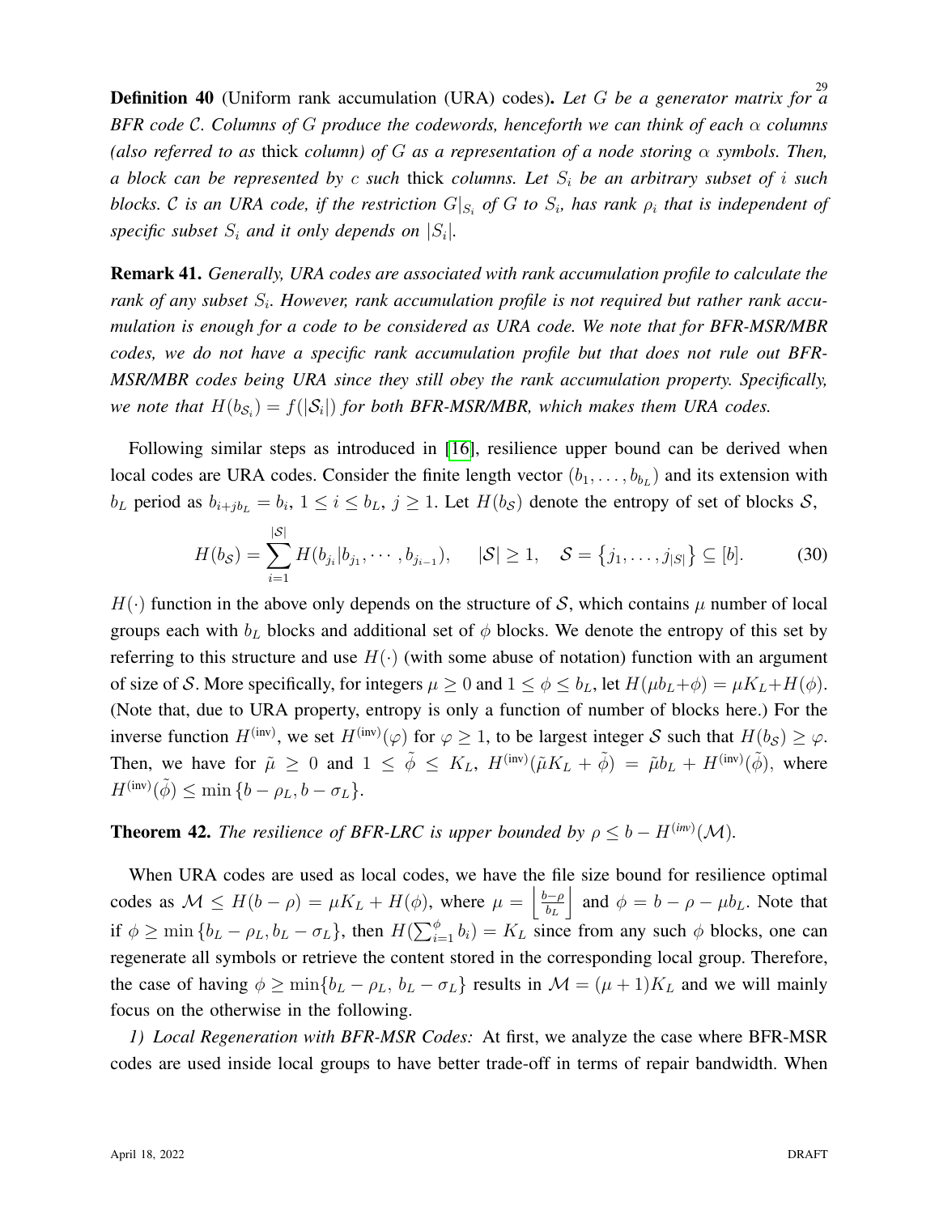**Definition 40** (Uniform rank accumulation (URA) codes)**.** *Let $G$ be a generator matrix for a BFR code $\mathcal{C}$. Columns of $G$ produce the codewords, henceforth we can think of each $\alpha$ columns (also referred to as* thick *column) of $G$ as a representation of a node storing $\alpha$ symbols. Then, a block can be represented by $c$ such* thick *columns. Let $S_i$ be an arbitrary subset of $i$ such blocks. $\mathcal{C}$ is an URA code, if the restriction $G|_{S_i}$ of $G$ to $S_i$, has rank $\rho_i$ that is independent of specific subset $S_i$ and it only depends on $|S_i|$.*

**Remark 41.** *Generally, URA codes are associated with rank accumulation profile to calculate the rank of any subset $S_i$. However, rank accumulation profile is not required but rather rank accumulation is enough for a code to be considered as URA code. We note that for BFR-MSR/MBR codes, we do not have a specific rank accumulation profile but that does not rule out BFR-MSR/MBR codes being URA since they still obey the rank accumulation property. Specifically, we note that $H(b_{\mathcal{S}_i}) = f(|\mathcal{S}_i|)$ for both BFR-MSR/MBR, which makes them URA codes.*

Following similar steps as introduced in [16], resilience upper bound can be derived when local codes are URA codes. Consider the finite length vector $(b_1, \ldots, b_{b_L})$ and its extension with $b_L$ period as $b_{i+jb_L} = b_i$, $1 \leq i \leq b_L$, $j \geq 1$. Let $H(b_{\mathcal{S}})$ denote the entropy of set of blocks $\mathcal{S}$,

$$H(b_{\mathcal{S}}) = \sum_{i=1}^{|\mathcal{S}|} H(b_{j_i}|b_{j_1}, \cdots, b_{j_{i-1}}), \quad |\mathcal{S}| \geq 1, \quad \mathcal{S} = \{j_1, \ldots, j_{|S|}\} \subseteq [b]. \tag{30}$$

$H(\cdot)$ function in the above only depends on the structure of $\mathcal{S}$, which contains $\mu$ number of local groups each with $b_L$ blocks and additional set of $\phi$ blocks. We denote the entropy of this set by referring to this structure and use $H(\cdot)$ (with some abuse of notation) function with an argument of size of $\mathcal{S}$. More specifically, for integers $\mu \geq 0$ and $1 \leq \phi \leq b_L$, let $H(\mu b_L + \phi) = \mu K_L + H(\phi)$. (Note that, due to URA property, entropy is only a function of number of blocks here.) For the inverse function $H^{(\text{inv})}$, we set $H^{(\text{inv})}(\varphi)$ for $\varphi \geq 1$, to be largest integer $\mathcal{S}$ such that $H(b_{\mathcal{S}}) \geq \varphi$. Then, we have for $\tilde{\mu} \geq 0$ and $1 \leq \tilde{\phi} \leq K_L$, $H^{(\text{inv})}(\tilde{\mu} K_L + \tilde{\phi}) = \tilde{\mu} b_L + H^{(\text{inv})}(\tilde{\phi})$, where $H^{(\text{inv})}(\tilde{\phi}) \leq \min\{b - \rho_L, b - \sigma_L\}$.

**Theorem 42.** *The resilience of BFR-LRC is upper bounded by $\rho \leq b - H^{(\text{inv})}(\mathcal{M})$.*

When URA codes are used as local codes, we have the file size bound for resilience optimal codes as $\mathcal{M} \leq H(b - \rho) = \mu K_L + H(\phi)$, where $\mu = \left\lfloor \frac{b-\rho}{b_L} \right\rfloor$ and $\phi = b - \rho - \mu b_L$. Note that if $\phi \geq \min\{b_L - \rho_L, b_L - \sigma_L\}$, then $H(\sum_{i=1}^{\phi} b_i) = K_L$ since from any such $\phi$ blocks, one can regenerate all symbols or retrieve the content stored in the corresponding local group. Therefore, the case of having $\phi \geq \min\{b_L - \rho_L,\, b_L - \sigma_L\}$ results in $\mathcal{M} = (\mu + 1)K_L$ and we will mainly focus on the otherwise in the following.

*1) Local Regeneration with BFR-MSR Codes:* At first, we analyze the case where BFR-MSR codes are used inside local groups to have better trade-off in terms of repair bandwidth. When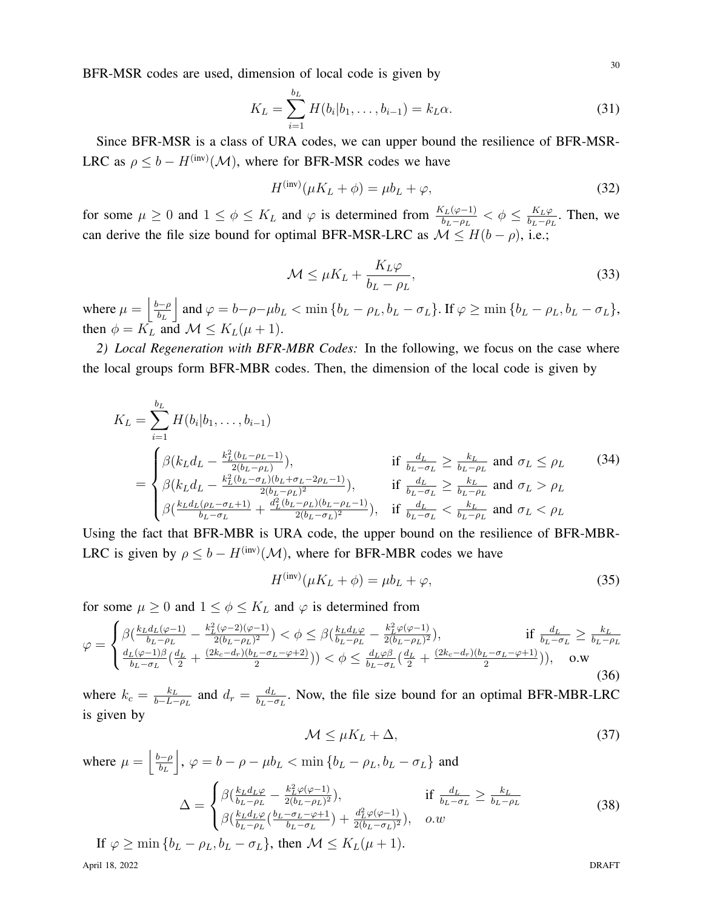BFR-MSR codes are used, dimension of local code is given by

$$K_L = \sum_{i=1}^{b_L} H(b_i | b_1, \ldots, b_{i-1}) = k_L \alpha. \tag{31}$$

Since BFR-MSR is a class of URA codes, we can upper bound the resilience of BFR-MSR-LRC as $\rho \leq b - H^{(\text{inv})}(\mathcal{M})$, where for BFR-MSR codes we have

$$H^{(\text{inv})}(\mu K_L + \phi) = \mu b_L + \varphi, \tag{32}$$

for some $\mu \geq 0$ and $1 \leq \phi \leq K_L$ and $\varphi$ is determined from $\frac{K_L(\varphi-1)}{b_L-\rho_L} < \phi \leq \frac{K_L\varphi}{b_L-\rho_L}$. Then, we can derive the file size bound for optimal BFR-MSR-LRC as $\mathcal{M} \leq H(b-\rho)$, i.e.;

$$\mathcal{M} \leq \mu K_L + \frac{K_L \varphi}{b_L - \rho_L}, \tag{33}$$

where $\mu = \left\lfloor \frac{b-\rho}{b_L} \right\rfloor$ and $\varphi = b - \rho - \mu b_L < \min\{b_L - \rho_L, b_L - \sigma_L\}$. If $\varphi \geq \min\{b_L - \rho_L, b_L - \sigma_L\}$, then $\phi = K_L$ and $\mathcal{M} \leq K_L(\mu + 1)$.

*2) Local Regeneration with BFR-MBR Codes:* In the following, we focus on the case where the local groups form BFR-MBR codes. Then, the dimension of the local code is given by

$$K_L = \sum_{i=1}^{b_L} H(b_i | b_1, \ldots, b_{i-1})$$
$$= \begin{cases} \beta\left(k_L d_L - \frac{k_L^2(b_L-\rho_L-1)}{2(b_L-\rho_L)}\right), & \text{if } \frac{d_L}{b_L-\sigma_L} \geq \frac{k_L}{b_L-\rho_L} \text{ and } \sigma_L \leq \rho_L \\ \beta\left(k_L d_L - \frac{k_L^2(b_L-\sigma_L)(b_L+\sigma_L-2\rho_L-1)}{2(b_L-\rho_L)^2}\right), & \text{if } \frac{d_L}{b_L-\sigma_L} \geq \frac{k_L}{b_L-\rho_L} \text{ and } \sigma_L > \rho_L \\ \beta\left(\frac{k_L d_L(\rho_L-\sigma_L+1)}{b_L-\sigma_L} + \frac{d_L^2(b_L-\rho_L)(b_L-\rho_L-1)}{2(b_L-\sigma_L)^2}\right), & \text{if } \frac{d_L}{b_L-\sigma_L} < \frac{k_L}{b_L-\rho_L} \text{ and } \sigma_L < \rho_L \end{cases} \tag{34}$$

Using the fact that BFR-MBR is URA code, the upper bound on the resilience of BFR-MBR-LRC is given by $\rho \leq b - H^{(\text{inv})}(\mathcal{M})$, where for BFR-MBR codes we have

$$H^{(\text{inv})}(\mu K_L + \phi) = \mu b_L + \varphi, \tag{35}$$

for some $\mu \geq 0$ and $1 \leq \phi \leq K_L$ and $\varphi$ is determined from

$$\varphi = \begin{cases} \beta\left(\frac{k_L d_L(\varphi-1)}{b_L-\rho_L} - \frac{k_L^2(\varphi-2)(\varphi-1)}{2(b_L-\rho_L)^2}\right) < \phi \leq \beta\left(\frac{k_L d_L \varphi}{b_L-\rho_L} - \frac{k_L^2\varphi(\varphi-1)}{2(b_L-\rho_L)^2}\right), & \text{if } \frac{d_L}{b_L-\sigma_L} \geq \frac{k_L}{b_L-\rho_L} \\ \frac{d_L(\varphi-1)\beta}{b_L-\sigma_L}\left(\frac{d_L}{2} + \frac{(2k_c-d_r)(b_L-\sigma_L-\varphi+2)}{2}\right) < \phi \leq \frac{d_L\varphi\beta}{b_L-\sigma_L}\left(\frac{d_L}{2} + \frac{(2k_c-d_r)(b_L-\sigma_L-\varphi+1)}{2}\right), & \text{o.w} \end{cases} \tag{36}$$

where $k_c = \frac{k_L}{b-L-\rho_L}$ and $d_r = \frac{d_L}{b_L-\sigma_L}$. Now, the file size bound for an optimal BFR-MBR-LRC is given by

$$\mathcal{M} \leq \mu K_L + \Delta, \tag{37}$$

where $\mu = \left\lfloor \frac{b-\rho}{b_L} \right\rfloor$, $\varphi = b - \rho - \mu b_L < \min\{b_L - \rho_L, b_L - \sigma_L\}$ and

$$\Delta = \begin{cases} \beta\left(\frac{k_L d_L \varphi}{b_L-\rho_L} - \frac{k_L^2\varphi(\varphi-1)}{2(b_L-\rho_L)^2}\right), & \text{if } \frac{d_L}{b_L-\sigma_L} \geq \frac{k_L}{b_L-\rho_L} \\ \beta\left(\frac{k_L d_L \varphi}{b_L-\rho_L}\left(\frac{b_L-\sigma_L-\varphi+1}{b_L-\sigma_L}\right) + \frac{d_L^2\varphi(\varphi-1)}{2(b_L-\sigma_L)^2}\right), & o.w \end{cases} \tag{38}$$

If $\varphi \geq \min\{b_L - \rho_L, b_L - \sigma_L\}$, then $\mathcal{M} \leq K_L(\mu + 1)$.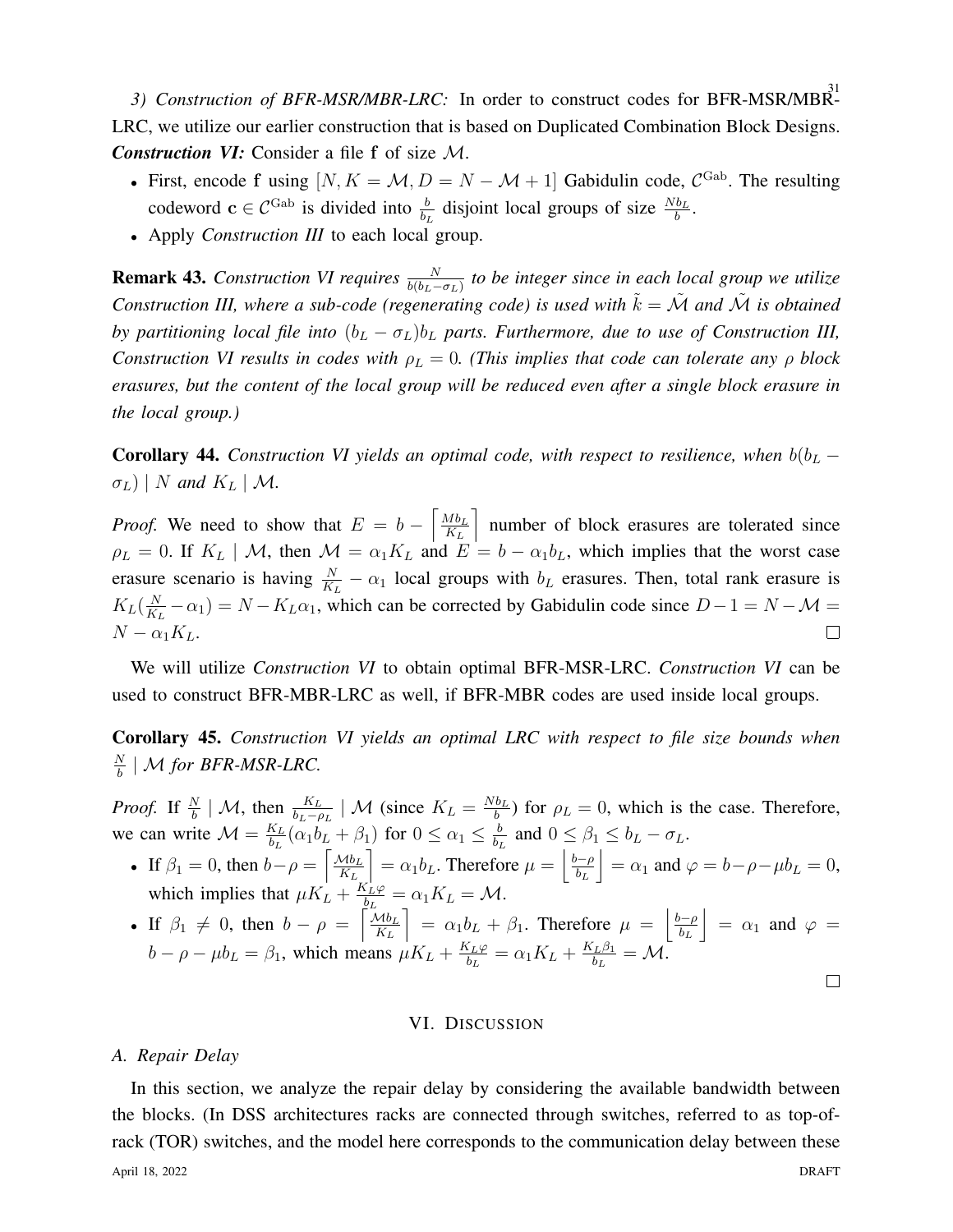*3) Construction of BFR-MSR/MBR-LRC:* In order to construct codes for BFR-MSR/MBR-LRC, we utilize our earlier construction that is based on Duplicated Combination Block Designs.

***Construction VI:*** Consider a file $\mathbf{f}$ of size $\mathcal{M}$.

- First, encode $\mathbf{f}$ using $[N, K = \mathcal{M}, D = N - \mathcal{M} + 1]$ Gabidulin code, $\mathcal{C}^{\text{Gab}}$. The resulting codeword $\mathbf{c} \in \mathcal{C}^{\text{Gab}}$ is divided into $\frac{b}{b_L}$ disjoint local groups of size $\frac{Nb_L}{b}$.
- Apply *Construction III* to each local group.

**Remark 43.** *Construction VI requires $\frac{N}{b(b_L - \sigma_L)}$ to be integer since in each local group we utilize Construction III, where a sub-code (regenerating code) is used with $\tilde{k} = \tilde{\mathcal{M}}$ and $\tilde{\mathcal{M}}$ is obtained by partitioning local file into $(b_L - \sigma_L)b_L$ parts. Furthermore, due to use of Construction III, Construction VI results in codes with $\rho_L = 0$. (This implies that code can tolerate any $\rho$ block erasures, but the content of the local group will be reduced even after a single block erasure in the local group.)*

**Corollary 44.** *Construction VI yields an optimal code, with respect to resilience, when $b(b_L - \sigma_L) \mid N$ and $K_L \mid \mathcal{M}$.*

*Proof.* We need to show that $E = b - \left\lceil \frac{Mb_L}{K_L} \right\rceil$ number of block erasures are tolerated since $\rho_L = 0$. If $K_L \mid \mathcal{M}$, then $\mathcal{M} = \alpha_1 K_L$ and $E = b - \alpha_1 b_L$, which implies that the worst case erasure scenario is having $\frac{N}{K_L} - \alpha_1$ local groups with $b_L$ erasures. Then, total rank erasure is $K_L(\frac{N}{K_L} - \alpha_1) = N - K_L\alpha_1$, which can be corrected by Gabidulin code since $D - 1 = N - \mathcal{M} = N - \alpha_1 K_L$. □

We will utilize *Construction VI* to obtain optimal BFR-MSR-LRC. *Construction VI* can be used to construct BFR-MBR-LRC as well, if BFR-MBR codes are used inside local groups.

**Corollary 45.** *Construction VI yields an optimal LRC with respect to file size bounds when $\frac{N}{b} \mid \mathcal{M}$ for BFR-MSR-LRC.*

*Proof.* If $\frac{N}{b} \mid \mathcal{M}$, then $\frac{K_L}{b_L - \rho_L} \mid \mathcal{M}$ (since $K_L = \frac{Nb_L}{b}$) for $\rho_L = 0$, which is the case. Therefore, we can write $\mathcal{M} = \frac{K_L}{b_L}(\alpha_1 b_L + \beta_1)$ for $0 \leq \alpha_1 \leq \frac{b}{b_L}$ and $0 \leq \beta_1 \leq b_L - \sigma_L$.

- If $\beta_1 = 0$, then $b - \rho = \left\lceil \frac{\mathcal{M}b_L}{K_L} \right\rceil = \alpha_1 b_L$. Therefore $\mu = \left\lfloor \frac{b-\rho}{b_L} \right\rfloor = \alpha_1$ and $\varphi = b - \rho - \mu b_L = 0$, which implies that $\mu K_L + \frac{K_L \varphi}{b_L} = \alpha_1 K_L = \mathcal{M}$.
- If $\beta_1 \neq 0$, then $b - \rho = \left\lceil \frac{\mathcal{M}b_L}{K_L} \right\rceil = \alpha_1 b_L + \beta_1$. Therefore $\mu = \left\lfloor \frac{b-\rho}{b_L} \right\rfloor = \alpha_1$ and $\varphi = b - \rho - \mu b_L = \beta_1$, which means $\mu K_L + \frac{K_L\varphi}{b_L} = \alpha_1 K_L + \frac{K_L \beta_1}{b_L} = \mathcal{M}$.

□

## VI. Discussion

### A. Repair Delay

In this section, we analyze the repair delay by considering the available bandwidth between the blocks. (In DSS architectures racks are connected through switches, referred to as top-of-rack (TOR) switches, and the model here corresponds to the communication delay between these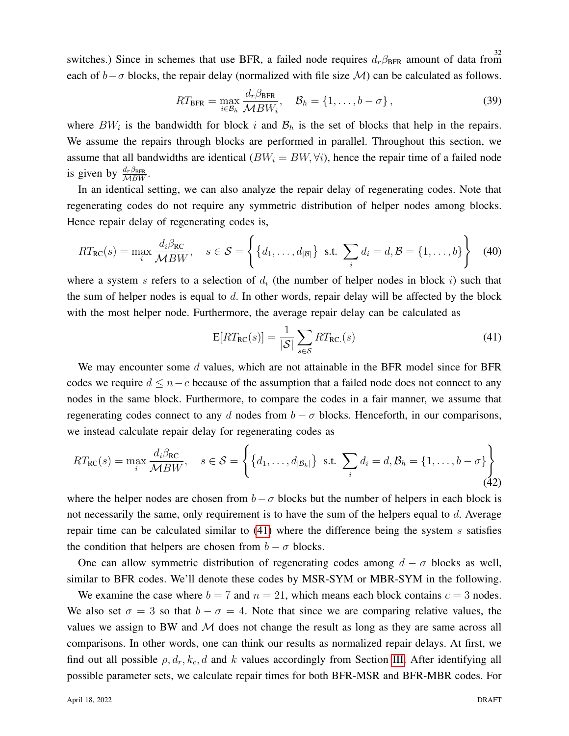switches.) Since in schemes that use BFR, a failed node requires $d_r\beta_{\text{BFR}}$ amount of data from each of $b-\sigma$ blocks, the repair delay (normalized with file size $\mathcal{M}$) can be calculated as follows.

$$RT_{\text{BFR}} = \max_{i\in\mathcal{B}_h} \frac{d_r\beta_{\text{BFR}}}{\mathcal{M}BW_i}, \quad \mathcal{B}_h = \{1,\ldots,b-\sigma\}, \tag{39}$$

where $BW_i$ is the bandwidth for block $i$ and $\mathcal{B}_h$ is the set of blocks that help in the repairs. We assume the repairs through blocks are performed in parallel. Throughout this section, we assume that all bandwidths are identical ($BW_i = BW, \forall i$), hence the repair time of a failed node is given by $\frac{d_r\beta_{\text{BFR}}}{\mathcal{M}BW}$.

In an identical setting, we can also analyze the repair delay of regenerating codes. Note that regenerating codes do not require any symmetric distribution of helper nodes among blocks. Hence repair delay of regenerating codes is,

$$RT_{\text{RC}}(s) = \max_i \frac{d_i\beta_{\text{RC}}}{\mathcal{M}BW}, \quad s\in\mathcal{S} = \left\{\{d_1,\ldots,d_{|\mathcal{B}|}\} \text{ s.t. } \sum_i d_i = d, \mathcal{B} = \{1,\ldots,b\}\right\} \tag{40}$$

where a system $s$ refers to a selection of $d_i$ (the number of helper nodes in block $i$) such that the sum of helper nodes is equal to $d$. In other words, repair delay will be affected by the block with the most helper node. Furthermore, the average repair delay can be calculated as

$$\text{E}[RT_{\text{RC}}(s)] = \frac{1}{|\mathcal{S}|}\sum_{s\in\mathcal{S}} RT_{\text{RC.}}(s) \tag{41}$$

We may encounter some $d$ values, which are not attainable in the BFR model since for BFR codes we require $d \le n-c$ because of the assumption that a failed node does not connect to any nodes in the same block. Furthermore, to compare the codes in a fair manner, we assume that regenerating codes connect to any $d$ nodes from $b-\sigma$ blocks. Henceforth, in our comparisons, we instead calculate repair delay for regenerating codes as

$$RT_{\text{RC}}(s) = \max_i \frac{d_i\beta_{\text{RC}}}{\mathcal{M}BW}, \quad s\in\mathcal{S} = \left\{\{d_1,\ldots,d_{|\mathcal{B}_h|}\} \text{ s.t. } \sum_i d_i = d, \mathcal{B}_h = \{1,\ldots,b-\sigma\}\right\} \tag{42}$$

where the helper nodes are chosen from $b-\sigma$ blocks but the number of helpers in each block is not necessarily the same, only requirement is to have the sum of the helpers equal to $d$. Average repair time can be calculated similar to (41) where the difference being the system $s$ satisfies the condition that helpers are chosen from $b-\sigma$ blocks.

One can allow symmetric distribution of regenerating codes among $d-\sigma$ blocks as well, similar to BFR codes. We'll denote these codes by MSR-SYM or MBR-SYM in the following.

We examine the case where $b = 7$ and $n = 21$, which means each block contains $c = 3$ nodes. We also set $\sigma = 3$ so that $b - \sigma = 4$. Note that since we are comparing relative values, the values we assign to BW and $\mathcal{M}$ does not change the result as long as they are same across all comparisons. In other words, one can think our results as normalized repair delays. At first, we find out all possible $\rho, d_r, k_c, d$ and $k$ values accordingly from Section III. After identifying all possible parameter sets, we calculate repair times for both BFR-MSR and BFR-MBR codes. For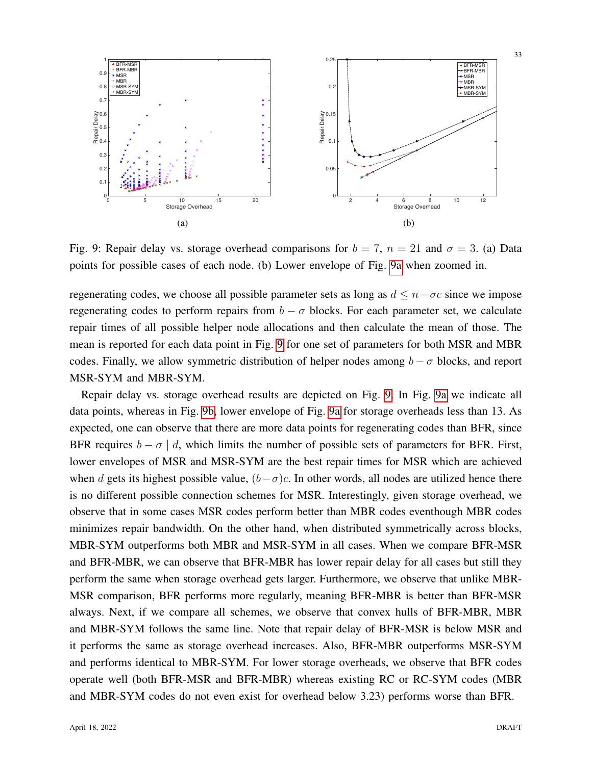Fig. 9: Repair delay vs. storage overhead comparisons for $b = 7$, $n = 21$ and $\sigma = 3$. (a) Data points for possible cases of each node. (b) Lower envelope of Fig. 9a when zoomed in.

regenerating codes, we choose all possible parameter sets as long as $d \leq n - \sigma c$ since we impose regenerating codes to perform repairs from $b - \sigma$ blocks. For each parameter set, we calculate repair times of all possible helper node allocations and then calculate the mean of those. The mean is reported for each data point in Fig. 9 for one set of parameters for both MSR and MBR codes. Finally, we allow symmetric distribution of helper nodes among $b - \sigma$ blocks, and report MSR-SYM and MBR-SYM.

Repair delay vs. storage overhead results are depicted on Fig. 9. In Fig. 9a we indicate all data points, whereas in Fig. 9b, lower envelope of Fig. 9a for storage overheads less than 13. As expected, one can observe that there are more data points for regenerating codes than BFR, since BFR requires $b - \sigma \mid d$, which limits the number of possible sets of parameters for BFR. First, lower envelopes of MSR and MSR-SYM are the best repair times for MSR which are achieved when $d$ gets its highest possible value, $(b - \sigma)c$. In other words, all nodes are utilized hence there is no different possible connection schemes for MSR. Interestingly, given storage overhead, we observe that in some cases MSR codes perform better than MBR codes eventhough MBR codes minimizes repair bandwidth. On the other hand, when distributed symmetrically across blocks, MBR-SYM outperforms both MBR and MSR-SYM in all cases. When we compare BFR-MSR and BFR-MBR, we can observe that BFR-MBR has lower repair delay for all cases but still they perform the same when storage overhead gets larger. Furthermore, we observe that unlike MBR-MSR comparison, BFR performs more regularly, meaning BFR-MBR is better than BFR-MSR always. Next, if we compare all schemes, we observe that convex hulls of BFR-MBR, MBR and MBR-SYM follows the same line. Note that repair delay of BFR-MSR is below MSR and it performs the same as storage overhead increases. Also, BFR-MBR outperforms MSR-SYM and performs identical to MBR-SYM. For lower storage overheads, we observe that BFR codes operate well (both BFR-MSR and BFR-MBR) whereas existing RC or RC-SYM codes (MBR and MBR-SYM codes do not even exist for overhead below 3.23) performs worse than BFR.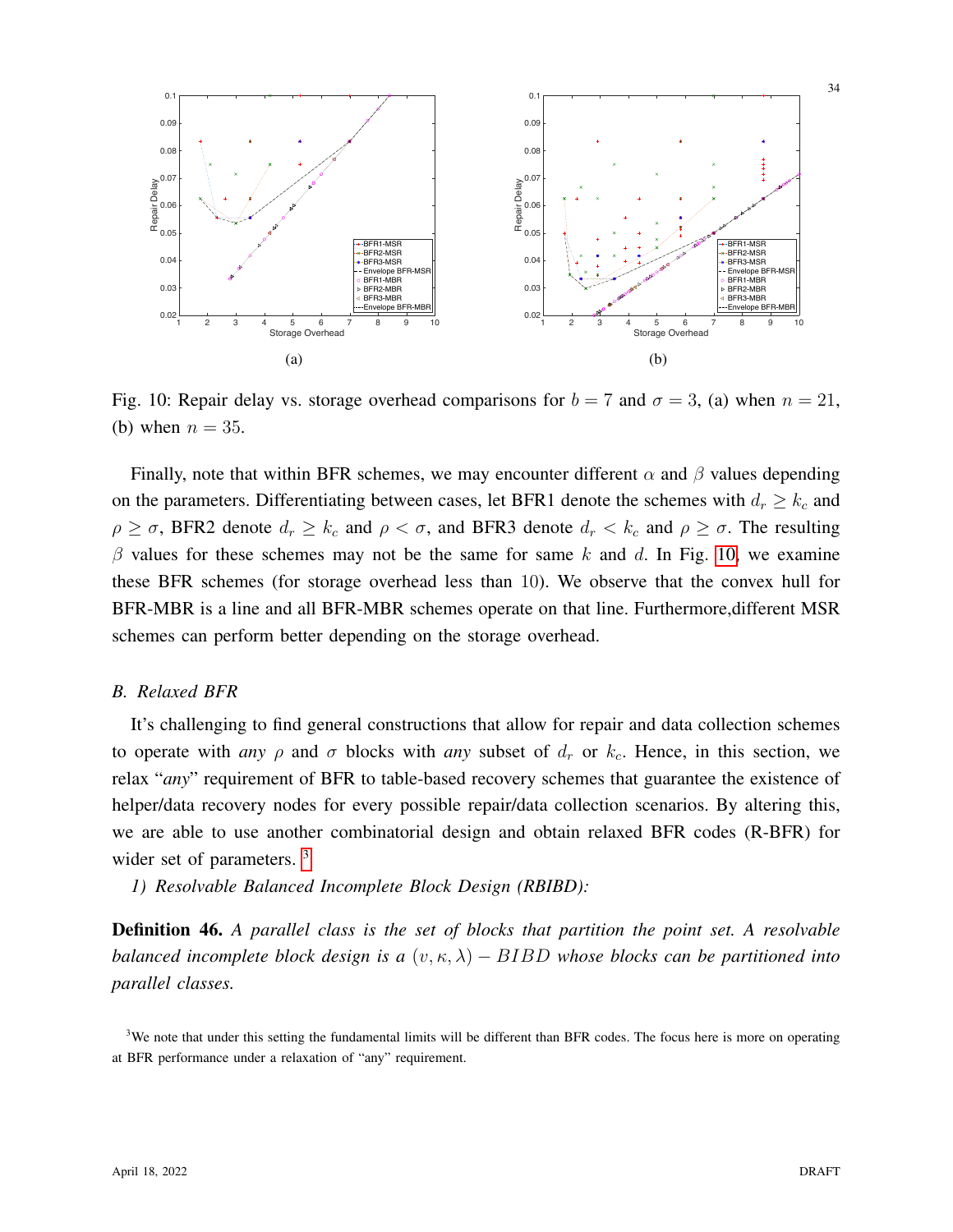Fig. 10: Repair delay vs. storage overhead comparisons for $b = 7$ and $\sigma = 3$, (a) when $n = 21$, (b) when $n = 35$.

Finally, note that within BFR schemes, we may encounter different $\alpha$ and $\beta$ values depending on the parameters. Differentiating between cases, let BFR1 denote the schemes with $d_r \geq k_c$ and $\rho \geq \sigma$, BFR2 denote $d_r \geq k_c$ and $\rho < \sigma$, and BFR3 denote $d_r < k_c$ and $\rho \geq \sigma$. The resulting $\beta$ values for these schemes may not be the same for same $k$ and $d$. In Fig. 10, we examine these BFR schemes (for storage overhead less than 10). We observe that the convex hull for BFR-MBR is a line and all BFR-MBR schemes operate on that line. Furthermore,different MSR schemes can perform better depending on the storage overhead.

### B. Relaxed BFR

It's challenging to find general constructions that allow for repair and data collection schemes to operate with *any* $\rho$ and $\sigma$ blocks with *any* subset of $d_r$ or $k_c$. Hence, in this section, we relax "*any*" requirement of BFR to table-based recovery schemes that guarantee the existence of helper/data recovery nodes for every possible repair/data collection scenarios. By altering this, we are able to use another combinatorial design and obtain relaxed BFR codes (R-BFR) for wider set of parameters. [3]

#### 1) Resolvable Balanced Incomplete Block Design (RBIBD):

**Definition 46.** *A parallel class is the set of blocks that partition the point set. A resolvable balanced incomplete block design is a $(v, \kappa, \lambda) - BIBD$ whose blocks can be partitioned into parallel classes.*

[3] We note that under this setting the fundamental limits will be different than BFR codes. The focus here is more on operating at BFR performance under a relaxation of "any" requirement.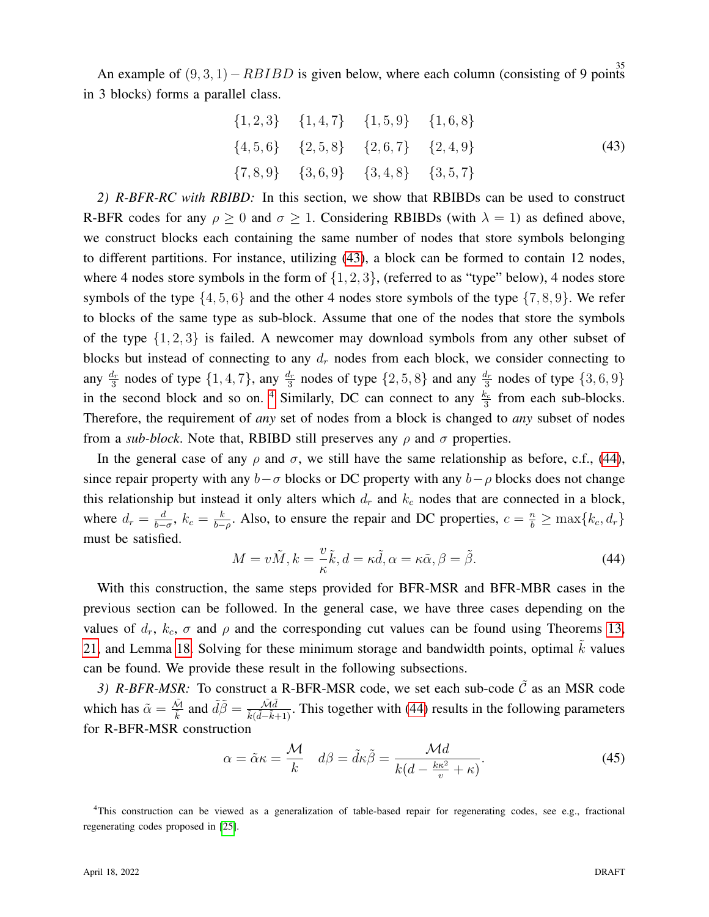An example of $(9,3,1)-RBIBD$ is given below, where each column (consisting of 9 points in 3 blocks) forms a parallel class.

$$
\begin{array}{cccc}
\{1,2,3\} & \{1,4,7\} & \{1,5,9\} & \{1,6,8\} \\
\{4,5,6\} & \{2,5,8\} & \{2,6,7\} & \{2,4,9\} \\
\{7,8,9\} & \{3,6,9\} & \{3,4,8\} & \{3,5,7\}
\end{array}
\tag{43}
$$

*2) R-BFR-RC with RBIBD:* In this section, we show that RBIBDs can be used to construct R-BFR codes for any $\rho \geq 0$ and $\sigma \geq 1$. Considering RBIBDs (with $\lambda = 1$) as defined above, we construct blocks each containing the same number of nodes that store symbols belonging to different partitions. For instance, utilizing (43), a block can be formed to contain 12 nodes, where 4 nodes store symbols in the form of $\{1,2,3\}$, (referred to as "type" below), 4 nodes store symbols of the type $\{4,5,6\}$ and the other 4 nodes store symbols of the type $\{7,8,9\}$. We refer to blocks of the same type as sub-block. Assume that one of the nodes that store the symbols of the type $\{1,2,3\}$ is failed. A newcomer may download symbols from any other subset of blocks but instead of connecting to any $d_r$ nodes from each block, we consider connecting to any $\frac{d_r}{3}$ nodes of type $\{1,4,7\}$, any $\frac{d_r}{3}$ nodes of type $\{2,5,8\}$ and any $\frac{d_r}{3}$ nodes of type $\{3,6,9\}$ in the second block and so on. [4] Similarly, DC can connect to any $\frac{k_c}{3}$ from each sub-blocks. Therefore, the requirement of *any* set of nodes from a block is changed to *any* subset of nodes from a *sub-block*. Note that, RBIBD still preserves any $\rho$ and $\sigma$ properties.

In the general case of any $\rho$ and $\sigma$, we still have the same relationship as before, c.f., (44), since repair property with any $b-\sigma$ blocks or DC property with any $b-\rho$ blocks does not change this relationship but instead it only alters which $d_r$ and $k_c$ nodes that are connected in a block, where $d_r = \frac{d}{b-\sigma}$, $k_c = \frac{k}{b-\rho}$. Also, to ensure the repair and DC properties, $c = \frac{n}{b} \geq \max\{k_c, d_r\}$ must be satisfied.

$$
M = v\tilde{M}, k = \frac{v}{\kappa}\tilde{k}, d = \kappa\tilde{d}, \alpha = \kappa\tilde{\alpha}, \beta = \tilde{\beta}. \tag{44}
$$

With this construction, the same steps provided for BFR-MSR and BFR-MBR cases in the previous section can be followed. In the general case, we have three cases depending on the values of $d_r$, $k_c$, $\sigma$ and $\rho$ and the corresponding cut values can be found using Theorems 13, 21, and Lemma 18. Solving for these minimum storage and bandwidth points, optimal $\tilde{k}$ values can be found. We provide these result in the following subsections.

*3) R-BFR-MSR:* To construct a R-BFR-MSR code, we set each sub-code $\tilde{\mathcal{C}}$ as an MSR code which has $\tilde{\alpha} = \frac{\tilde{\mathcal{M}}}{\tilde{k}}$ and $\tilde{d}\tilde{\beta} = \frac{\tilde{\mathcal{M}}\tilde{d}}{\tilde{k}(\tilde{d}-\tilde{k}+1)}$. This together with (44) results in the following parameters for R-BFR-MSR construction

$$
\alpha = \tilde{\alpha}\kappa = \frac{\mathcal{M}}{k} \quad d\beta = \tilde{d}\kappa\tilde{\beta} = \frac{\mathcal{M}d}{k(d - \frac{k\kappa^2}{v} + \kappa)}. \tag{45}
$$

[4] This construction can be viewed as a generalization of table-based repair for regenerating codes, see e.g., fractional regenerating codes proposed in [25].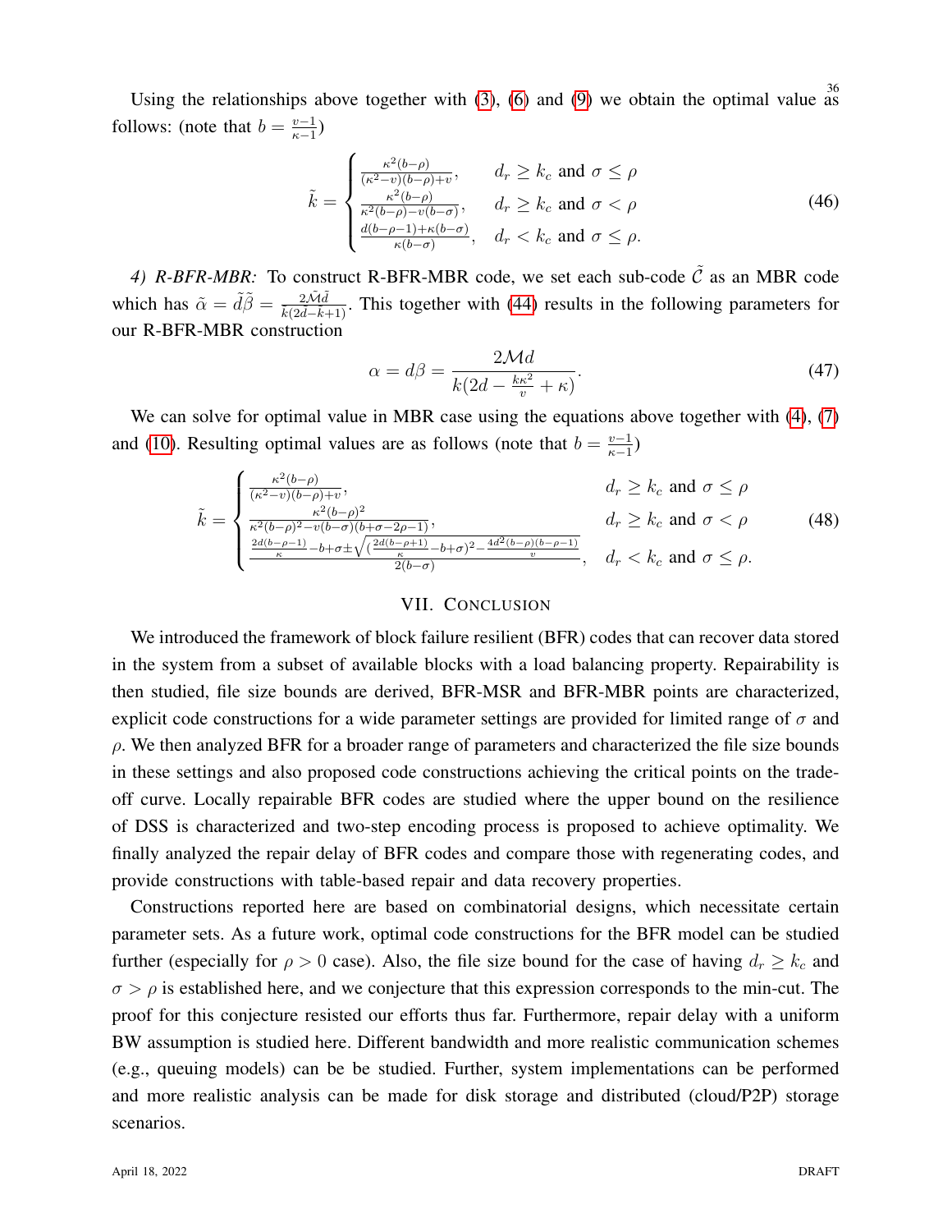Using the relationships above together with (3), (6) and (9) we obtain the optimal value as follows: (note that $b = \frac{v-1}{\kappa-1}$)

$$\tilde{k} = \begin{cases} \frac{\kappa^2(b-\rho)}{(\kappa^2-v)(b-\rho)+v}, & d_r \geq k_c \text{ and } \sigma \leq \rho \\ \frac{\kappa^2(b-\rho)}{\kappa^2(b-\rho)-v(b-\sigma)}, & d_r \geq k_c \text{ and } \sigma < \rho \\ \frac{d(b-\rho-1)+\kappa(b-\sigma)}{\kappa(b-\sigma)}, & d_r < k_c \text{ and } \sigma \leq \rho. \end{cases} \tag{46}$$

*4) R-BFR-MBR:* To construct R-BFR-MBR code, we set each sub-code $\tilde{\mathcal{C}}$ as an MBR code which has $\tilde{\alpha} = \tilde{d}\tilde{\beta} = \frac{2\tilde{\mathcal{M}}\tilde{d}}{\tilde{k}(2\tilde{d}-\tilde{k}+1)}$. This together with (44) results in the following parameters for our R-BFR-MBR construction

$$\alpha = d\beta = \frac{2\mathcal{M}d}{k(2d - \frac{k\kappa^2}{v} + \kappa)}. \tag{47}$$

We can solve for optimal value in MBR case using the equations above together with (4), (7) and (10). Resulting optimal values are as follows (note that $b = \frac{v-1}{\kappa-1}$)

$$\tilde{k} = \begin{cases} \frac{\kappa^2(b-\rho)}{(\kappa^2-v)(b-\rho)+v}, & d_r \geq k_c \text{ and } \sigma \leq \rho \\ \frac{\kappa^2(b-\rho)^2}{\kappa^2(b-\rho)^2-v(b-\sigma)(b+\sigma-2\rho-1)}, & d_r \geq k_c \text{ and } \sigma < \rho \\ \frac{\frac{2d(b-\rho-1)}{\kappa}-b+\sigma\pm\sqrt{(\frac{2d(b-\rho+1)}{\kappa}-b+\sigma)^2-\frac{4d^2(b-\rho)(b-\rho-1)}{v}}}{2(b-\sigma)}, & d_r < k_c \text{ and } \sigma \leq \rho. \end{cases} \tag{48}$$

## VII. Conclusion

We introduced the framework of block failure resilient (BFR) codes that can recover data stored in the system from a subset of available blocks with a load balancing property. Repairability is then studied, file size bounds are derived, BFR-MSR and BFR-MBR points are characterized, explicit code constructions for a wide parameter settings are provided for limited range of $\sigma$ and $\rho$. We then analyzed BFR for a broader range of parameters and characterized the file size bounds in these settings and also proposed code constructions achieving the critical points on the trade-off curve. Locally repairable BFR codes are studied where the upper bound on the resilience of DSS is characterized and two-step encoding process is proposed to achieve optimality. We finally analyzed the repair delay of BFR codes and compare those with regenerating codes, and provide constructions with table-based repair and data recovery properties.

Constructions reported here are based on combinatorial designs, which necessitate certain parameter sets. As a future work, optimal code constructions for the BFR model can be studied further (especially for $\rho > 0$ case). Also, the file size bound for the case of having $d_r \geq k_c$ and $\sigma > \rho$ is established here, and we conjecture that this expression corresponds to the min-cut. The proof for this conjecture resisted our efforts thus far. Furthermore, repair delay with a uniform BW assumption is studied here. Different bandwidth and more realistic communication schemes (e.g., queuing models) can be be studied. Further, system implementations can be performed and more realistic analysis can be made for disk storage and distributed (cloud/P2P) storage scenarios.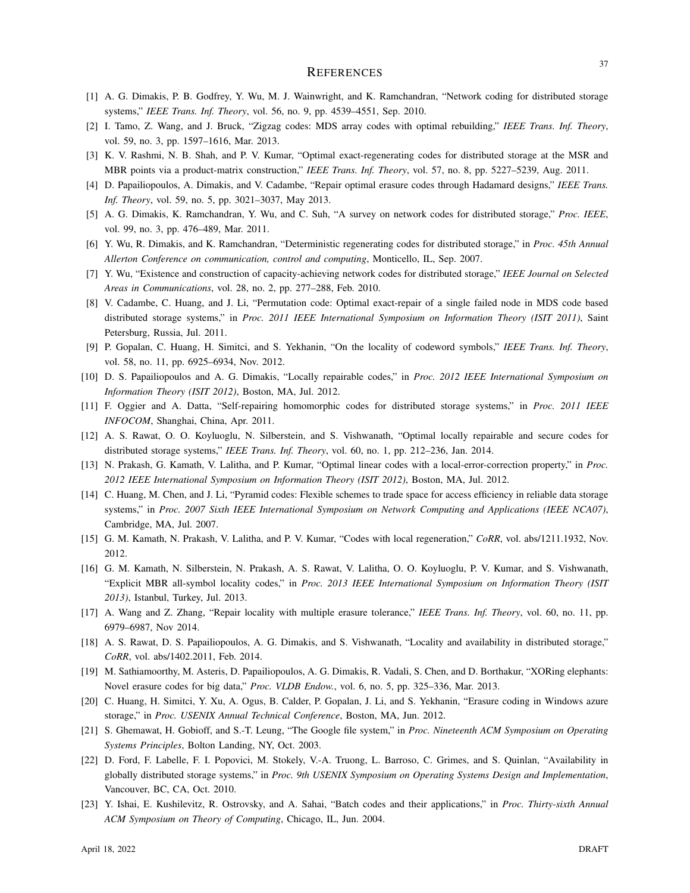# References

[1] A. G. Dimakis, P. B. Godfrey, Y. Wu, M. J. Wainwright, and K. Ramchandran, "Network coding for distributed storage systems," *IEEE Trans. Inf. Theory*, vol. 56, no. 9, pp. 4539–4551, Sep. 2010.

[2] I. Tamo, Z. Wang, and J. Bruck, "Zigzag codes: MDS array codes with optimal rebuilding," *IEEE Trans. Inf. Theory*, vol. 59, no. 3, pp. 1597–1616, Mar. 2013.

[3] K. V. Rashmi, N. B. Shah, and P. V. Kumar, "Optimal exact-regenerating codes for distributed storage at the MSR and MBR points via a product-matrix construction," *IEEE Trans. Inf. Theory*, vol. 57, no. 8, pp. 5227–5239, Aug. 2011.

[4] D. Papailiopoulos, A. Dimakis, and V. Cadambe, "Repair optimal erasure codes through Hadamard designs," *IEEE Trans. Inf. Theory*, vol. 59, no. 5, pp. 3021–3037, May 2013.

[5] A. G. Dimakis, K. Ramchandran, Y. Wu, and C. Suh, "A survey on network codes for distributed storage," *Proc. IEEE*, vol. 99, no. 3, pp. 476–489, Mar. 2011.

[6] Y. Wu, R. Dimakis, and K. Ramchandran, "Deterministic regenerating codes for distributed storage," in *Proc. 45th Annual Allerton Conference on communication, control and computing*, Monticello, IL, Sep. 2007.

[7] Y. Wu, "Existence and construction of capacity-achieving network codes for distributed storage," *IEEE Journal on Selected Areas in Communications*, vol. 28, no. 2, pp. 277–288, Feb. 2010.

[8] V. Cadambe, C. Huang, and J. Li, "Permutation code: Optimal exact-repair of a single failed node in MDS code based distributed storage systems," in *Proc. 2011 IEEE International Symposium on Information Theory (ISIT 2011)*, Saint Petersburg, Russia, Jul. 2011.

[9] P. Gopalan, C. Huang, H. Simitci, and S. Yekhanin, "On the locality of codeword symbols," *IEEE Trans. Inf. Theory*, vol. 58, no. 11, pp. 6925–6934, Nov. 2012.

[10] D. S. Papailiopoulos and A. G. Dimakis, "Locally repairable codes," in *Proc. 2012 IEEE International Symposium on Information Theory (ISIT 2012)*, Boston, MA, Jul. 2012.

[11] F. Oggier and A. Datta, "Self-repairing homomorphic codes for distributed storage systems," in *Proc. 2011 IEEE INFOCOM*, Shanghai, China, Apr. 2011.

[12] A. S. Rawat, O. O. Koyluoglu, N. Silberstein, and S. Vishwanath, "Optimal locally repairable and secure codes for distributed storage systems," *IEEE Trans. Inf. Theory*, vol. 60, no. 1, pp. 212–236, Jan. 2014.

[13] N. Prakash, G. Kamath, V. Lalitha, and P. Kumar, "Optimal linear codes with a local-error-correction property," in *Proc. 2012 IEEE International Symposium on Information Theory (ISIT 2012)*, Boston, MA, Jul. 2012.

[14] C. Huang, M. Chen, and J. Li, "Pyramid codes: Flexible schemes to trade space for access efficiency in reliable data storage systems," in *Proc. 2007 Sixth IEEE International Symposium on Network Computing and Applications (IEEE NCA07)*, Cambridge, MA, Jul. 2007.

[15] G. M. Kamath, N. Prakash, V. Lalitha, and P. V. Kumar, "Codes with local regeneration," *CoRR*, vol. abs/1211.1932, Nov. 2012.

[16] G. M. Kamath, N. Silberstein, N. Prakash, A. S. Rawat, V. Lalitha, O. O. Koyluoglu, P. V. Kumar, and S. Vishwanath, "Explicit MBR all-symbol locality codes," in *Proc. 2013 IEEE International Symposium on Information Theory (ISIT 2013)*, Istanbul, Turkey, Jul. 2013.

[17] A. Wang and Z. Zhang, "Repair locality with multiple erasure tolerance," *IEEE Trans. Inf. Theory*, vol. 60, no. 11, pp. 6979–6987, Nov 2014.

[18] A. S. Rawat, D. S. Papailiopoulos, A. G. Dimakis, and S. Vishwanath, "Locality and availability in distributed storage," *CoRR*, vol. abs/1402.2011, Feb. 2014.

[19] M. Sathiamoorthy, M. Asteris, D. Papailiopoulos, A. G. Dimakis, R. Vadali, S. Chen, and D. Borthakur, "XORing elephants: Novel erasure codes for big data," *Proc. VLDB Endow.*, vol. 6, no. 5, pp. 325–336, Mar. 2013.

[20] C. Huang, H. Simitci, Y. Xu, A. Ogus, B. Calder, P. Gopalan, J. Li, and S. Yekhanin, "Erasure coding in Windows azure storage," in *Proc. USENIX Annual Technical Conference*, Boston, MA, Jun. 2012.

[21] S. Ghemawat, H. Gobioff, and S.-T. Leung, "The Google file system," in *Proc. Nineteenth ACM Symposium on Operating Systems Principles*, Bolton Landing, NY, Oct. 2003.

[22] D. Ford, F. Labelle, F. I. Popovici, M. Stokely, V.-A. Truong, L. Barroso, C. Grimes, and S. Quinlan, "Availability in globally distributed storage systems," in *Proc. 9th USENIX Symposium on Operating Systems Design and Implementation*, Vancouver, BC, CA, Oct. 2010.

[23] Y. Ishai, E. Kushilevitz, R. Ostrovsky, and A. Sahai, "Batch codes and their applications," in *Proc. Thirty-sixth Annual ACM Symposium on Theory of Computing*, Chicago, IL, Jun. 2004.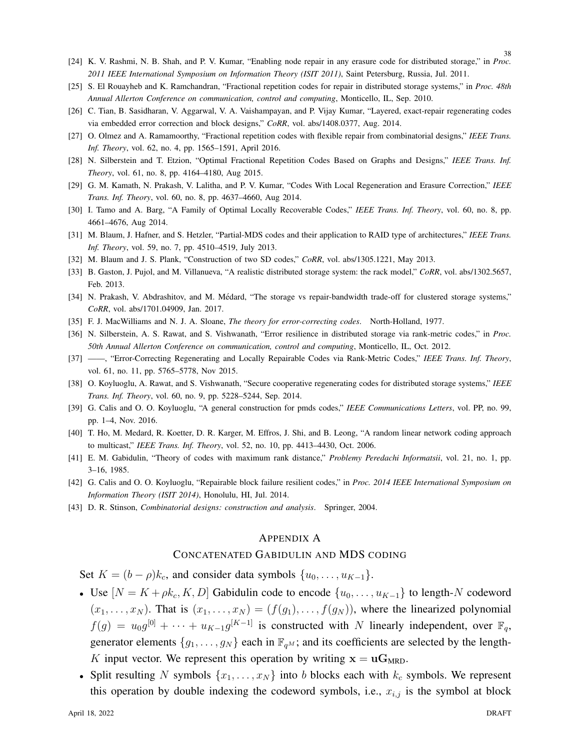[24] K. V. Rashmi, N. B. Shah, and P. V. Kumar, "Enabling node repair in any erasure code for distributed storage," in *Proc. 2011 IEEE International Symposium on Information Theory (ISIT 2011)*, Saint Petersburg, Russia, Jul. 2011.

[25] S. El Rouayheb and K. Ramchandran, "Fractional repetition codes for repair in distributed storage systems," in *Proc. 48th Annual Allerton Conference on communication, control and computing*, Monticello, IL, Sep. 2010.

[26] C. Tian, B. Sasidharan, V. Aggarwal, V. A. Vaishampayan, and P. Vijay Kumar, "Layered, exact-repair regenerating codes via embedded error correction and block designs," *CoRR*, vol. abs/1408.0377, Aug. 2014.

[27] O. Olmez and A. Ramamoorthy, "Fractional repetition codes with flexible repair from combinatorial designs," *IEEE Trans. Inf. Theory*, vol. 62, no. 4, pp. 1565–1591, April 2016.

[28] N. Silberstein and T. Etzion, "Optimal Fractional Repetition Codes Based on Graphs and Designs," *IEEE Trans. Inf. Theory*, vol. 61, no. 8, pp. 4164–4180, Aug 2015.

[29] G. M. Kamath, N. Prakash, V. Lalitha, and P. V. Kumar, "Codes With Local Regeneration and Erasure Correction," *IEEE Trans. Inf. Theory*, vol. 60, no. 8, pp. 4637–4660, Aug 2014.

[30] I. Tamo and A. Barg, "A Family of Optimal Locally Recoverable Codes," *IEEE Trans. Inf. Theory*, vol. 60, no. 8, pp. 4661–4676, Aug 2014.

[31] M. Blaum, J. Hafner, and S. Hetzler, "Partial-MDS codes and their application to RAID type of architectures," *IEEE Trans. Inf. Theory*, vol. 59, no. 7, pp. 4510–4519, July 2013.

[32] M. Blaum and J. S. Plank, "Construction of two SD codes," *CoRR*, vol. abs/1305.1221, May 2013.

[33] B. Gaston, J. Pujol, and M. Villanueva, "A realistic distributed storage system: the rack model," *CoRR*, vol. abs/1302.5657, Feb. 2013.

[34] N. Prakash, V. Abdrashitov, and M. Médard, "The storage vs repair-bandwidth trade-off for clustered storage systems," *CoRR*, vol. abs/1701.04909, Jan. 2017.

[35] F. J. MacWilliams and N. J. A. Sloane, *The theory for error-correcting codes*. North-Holland, 1977.

[36] N. Silberstein, A. S. Rawat, and S. Vishwanath, "Error resilience in distributed storage via rank-metric codes," in *Proc. 50th Annual Allerton Conference on communication, control and computing*, Monticello, IL, Oct. 2012.

[37] ——, "Error-Correcting Regenerating and Locally Repairable Codes via Rank-Metric Codes," *IEEE Trans. Inf. Theory*, vol. 61, no. 11, pp. 5765–5778, Nov 2015.

[38] O. Koyluoglu, A. Rawat, and S. Vishwanath, "Secure cooperative regenerating codes for distributed storage systems," *IEEE Trans. Inf. Theory*, vol. 60, no. 9, pp. 5228–5244, Sep. 2014.

[39] G. Calis and O. O. Koyluoglu, "A general construction for pmds codes," *IEEE Communications Letters*, vol. PP, no. 99, pp. 1–4, Nov. 2016.

[40] T. Ho, M. Medard, R. Koetter, D. R. Karger, M. Effros, J. Shi, and B. Leong, "A random linear network coding approach to multicast," *IEEE Trans. Inf. Theory*, vol. 52, no. 10, pp. 4413–4430, Oct. 2006.

[41] E. M. Gabidulin, "Theory of codes with maximum rank distance," *Problemy Peredachi Informatsii*, vol. 21, no. 1, pp. 3–16, 1985.

[42] G. Calis and O. O. Koyluoglu, "Repairable block failure resilient codes," in *Proc. 2014 IEEE International Symposium on Information Theory (ISIT 2014)*, Honolulu, HI, Jul. 2014.

[43] D. R. Stinson, *Combinatorial designs: construction and analysis*. Springer, 2004.

# APPENDIX A
## CONCATENATED GABIDULIN AND MDS CODING

Set $K = (b-\rho)k_c$, and consider data symbols $\{u_0, \ldots, u_{K-1}\}$.

- Use $[N = K + \rho k_c, K, D]$ Gabidulin code to encode $\{u_0, \ldots, u_{K-1}\}$ to length-$N$ codeword $(x_1, \ldots, x_N)$. That is $(x_1, \ldots, x_N) = (f(g_1), \ldots, f(g_N))$, where the linearized polynomial $f(g) = u_0 g^{[0]} + \cdots + u_{K-1} g^{[K-1]}$ is constructed with $N$ linearly independent, over $\mathbb{F}_q$, generator elements $\{g_1, \ldots, g_N\}$ each in $\mathbb{F}_{q^M}$; and its coefficients are selected by the length-$K$ input vector. We represent this operation by writing $\mathbf{x} = \mathbf{u}\mathbf{G}_{\text{MRD}}$.
- Split resulting $N$ symbols $\{x_1, \ldots, x_N\}$ into $b$ blocks each with $k_c$ symbols. We represent this operation by double indexing the codeword symbols, i.e., $x_{i,j}$ is the symbol at block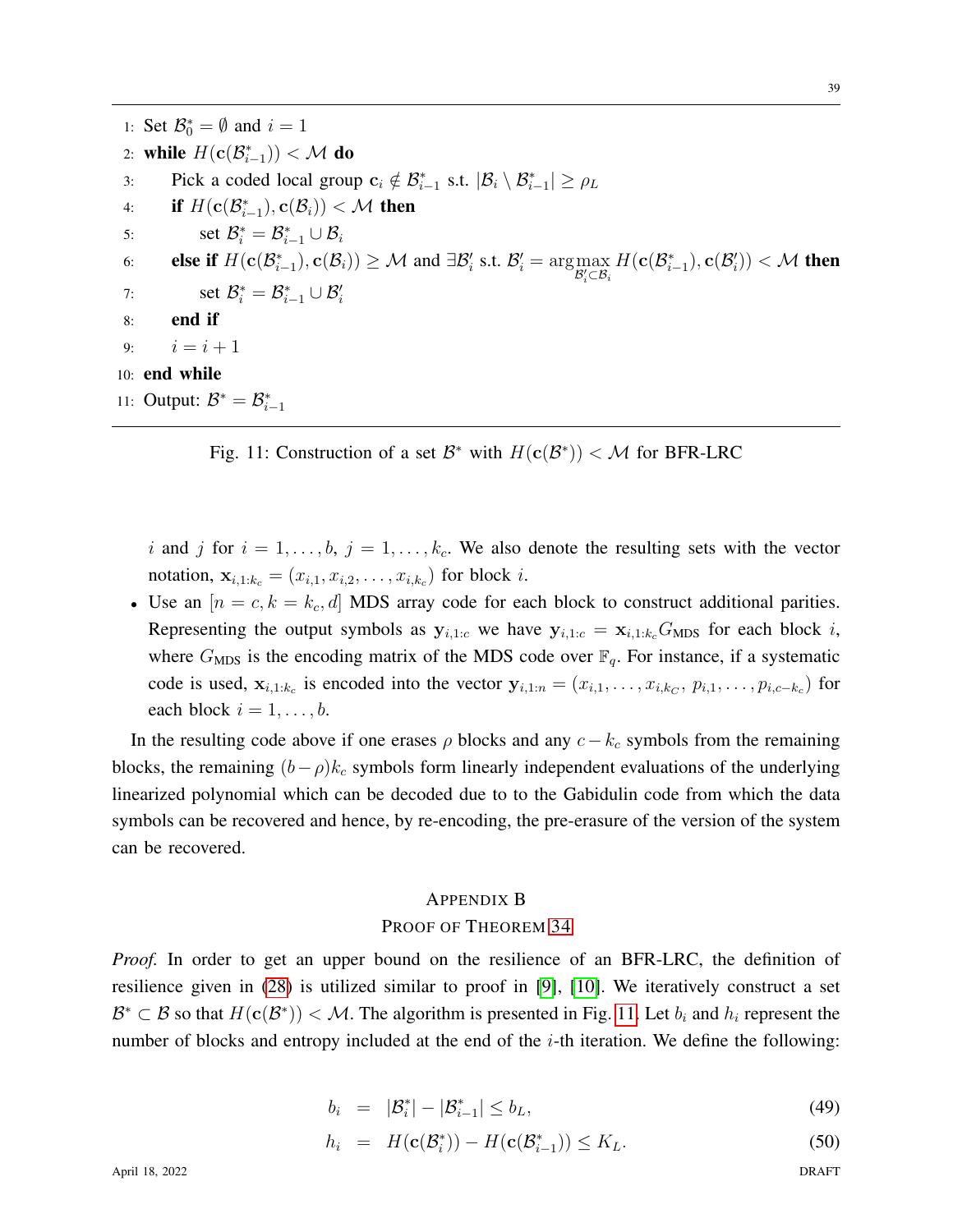```
1: Set B*_0 = ∅ and i = 1
2: while H(c(B*_{i-1})) < M do
3:     Pick a coded local group c_i ∉ B*_{i-1} s.t. |B_i \ B*_{i-1}| ≥ ρ_L
4:     if H(c(B*_{i-1}), c(B_i)) < M then
5:         set B*_i = B*_{i-1} ∪ B_i
6:     else if H(c(B*_{i-1}), c(B_i)) ≥ M and ∃B'_i s.t. B'_i = argmax_{B'_i ⊂ B_i} H(c(B*_{i-1}), c(B'_i)) < M then
7:         set B*_i = B*_{i-1} ∪ B'_i
8:     end if
9:     i = i + 1
10: end while
11: Output: B* = B*_{i-1}
```

Fig. 11: Construction of a set $\mathcal{B}^*$ with $H(\mathbf{c}(\mathcal{B}^*)) < \mathcal{M}$ for BFR-LRC

$i$ and $j$ for $i = 1, \ldots, b$, $j = 1, \ldots, k_c$. We also denote the resulting sets with the vector notation, $\mathbf{x}_{i,1:k_c} = (x_{i,1}, x_{i,2}, \ldots, x_{i,k_c})$ for block $i$.

- Use an $[n = c, k = k_c, d]$ MDS array code for each block to construct additional parities. Representing the output symbols as $\mathbf{y}_{i,1:c}$ we have $\mathbf{y}_{i,1:c} = \mathbf{x}_{i,1:k_c} G_{\text{MDS}}$ for each block $i$, where $G_{\text{MDS}}$ is the encoding matrix of the MDS code over $\mathbb{F}_q$. For instance, if a systematic code is used, $\mathbf{x}_{i,1:k_c}$ is encoded into the vector $\mathbf{y}_{i,1:n} = (x_{i,1}, \ldots, x_{i,k_C}, \, p_{i,1}, \ldots, p_{i,c-k_c})$ for each block $i = 1, \ldots, b$.

In the resulting code above if one erases $\rho$ blocks and any $c - k_c$ symbols from the remaining blocks, the remaining $(b-\rho)k_c$ symbols form linearly independent evaluations of the underlying linearized polynomial which can be decoded due to to the Gabidulin code from which the data symbols can be recovered and hence, by re-encoding, the pre-erasure of the version of the system can be recovered.

## Appendix B
## Proof of Theorem 34

*Proof.* In order to get an upper bound on the resilience of an BFR-LRC, the definition of resilience given in (28) is utilized similar to proof in [9], [10]. We iteratively construct a set $\mathcal{B}^* \subset \mathcal{B}$ so that $H(\mathbf{c}(\mathcal{B}^*)) < \mathcal{M}$. The algorithm is presented in Fig. 11. Let $b_i$ and $h_i$ represent the number of blocks and entropy included at the end of the $i$-th iteration. We define the following:

$$b_i \;=\; |\mathcal{B}_i^*| - |\mathcal{B}_{i-1}^*| \leq b_L, \tag{49}$$

$$h_i \;=\; H(\mathbf{c}(\mathcal{B}_i^*)) - H(\mathbf{c}(\mathcal{B}_{i-1}^*)) \leq K_L. \tag{50}$$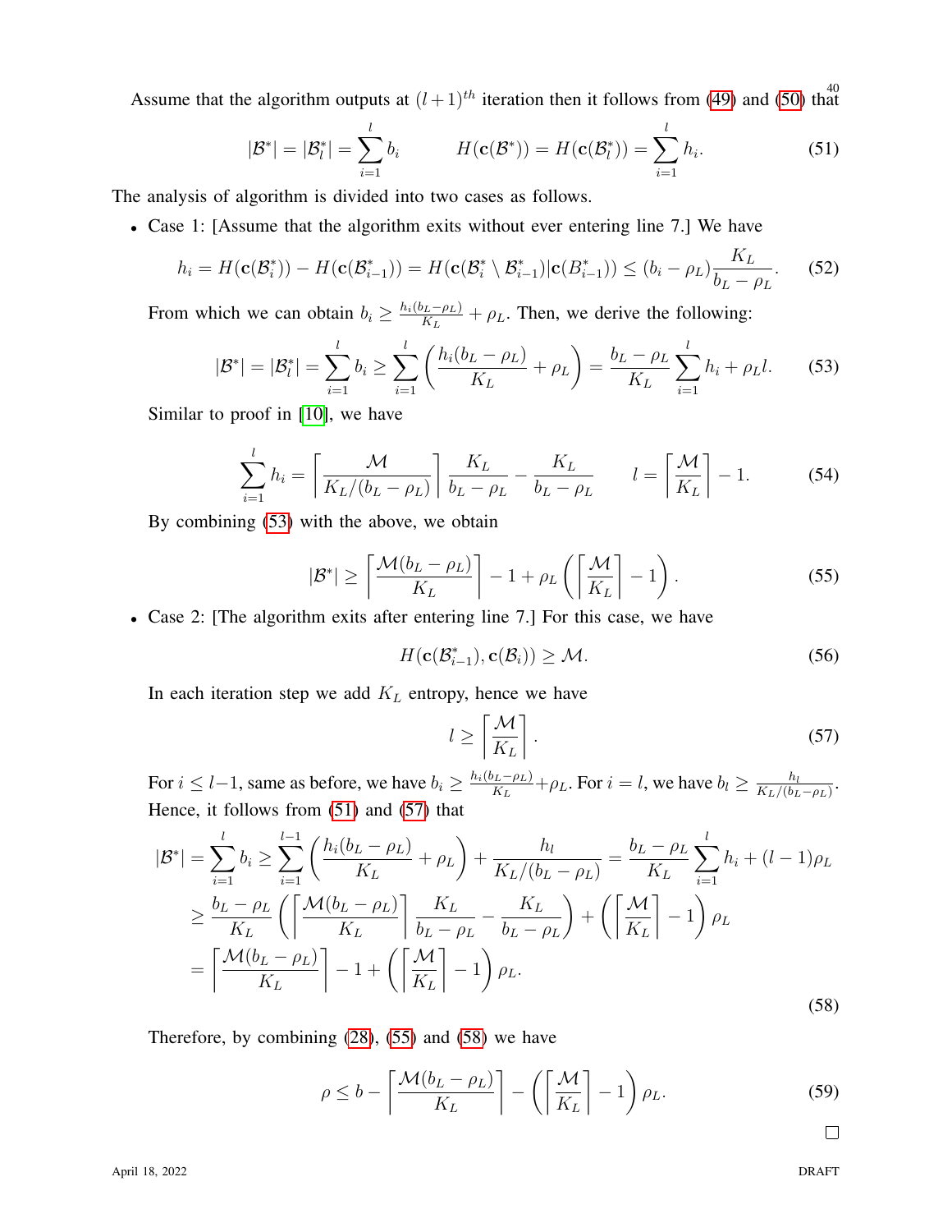Assume that the algorithm outputs at $(l+1)^{th}$ iteration then it follows from (49) and (50) that

$$|\mathcal{B}^*| = |\mathcal{B}_l^*| = \sum_{i=1}^{l} b_i \qquad H(\mathbf{c}(\mathcal{B}^*)) = H(\mathbf{c}(\mathcal{B}_l^*)) = \sum_{i=1}^{l} h_i. \tag{51}$$

The analysis of algorithm is divided into two cases as follows.

- Case 1: [Assume that the algorithm exits without ever entering line 7.] We have

$$h_i = H(\mathbf{c}(\mathcal{B}_i^*)) - H(\mathbf{c}(\mathcal{B}_{i-1}^*)) = H(\mathbf{c}(\mathcal{B}_i^* \setminus \mathcal{B}_{i-1}^*)|\mathbf{c}(B_{i-1}^*)) \le (b_i - \rho_L)\frac{K_L}{b_L - \rho_L}. \tag{52}$$

  From which we can obtain $b_i \ge \frac{h_i(b_L-\rho_L)}{K_L} + \rho_L$. Then, we derive the following:

$$|\mathcal{B}^*| = |\mathcal{B}_l^*| = \sum_{i=1}^{l} b_i \ge \sum_{i=1}^{l}\left(\frac{h_i(b_L-\rho_L)}{K_L} + \rho_L\right) = \frac{b_L-\rho_L}{K_L}\sum_{i=1}^{l} h_i + \rho_L l. \tag{53}$$

  Similar to proof in [10], we have

$$\sum_{i=1}^{l} h_i = \left\lceil \frac{\mathcal{M}}{K_L/(b_L-\rho_L)} \right\rceil \frac{K_L}{b_L-\rho_L} - \frac{K_L}{b_L-\rho_L} \qquad l = \left\lceil \frac{\mathcal{M}}{K_L} \right\rceil - 1. \tag{54}$$

  By combining (53) with the above, we obtain

$$|\mathcal{B}^*| \ge \left\lceil \frac{\mathcal{M}(b_L-\rho_L)}{K_L} \right\rceil - 1 + \rho_L\left(\left\lceil \frac{\mathcal{M}}{K_L} \right\rceil - 1\right). \tag{55}$$

- Case 2: [The algorithm exits after entering line 7.] For this case, we have

$$H(\mathbf{c}(\mathcal{B}_{i-1}^*), \mathbf{c}(\mathcal{B}_i)) \ge \mathcal{M}. \tag{56}$$

  In each iteration step we add $K_L$ entropy, hence we have

$$l \ge \left\lceil \frac{\mathcal{M}}{K_L} \right\rceil. \tag{57}$$

  For $i \le l-1$, same as before, we have $b_i \ge \frac{h_i(b_L-\rho_L)}{K_L}+\rho_L$. For $i = l$, we have $b_l \ge \frac{h_l}{K_L/(b_L-\rho_L)}$. Hence, it follows from (51) and (57) that

$$\begin{aligned}
|\mathcal{B}^*| = \sum_{i=1}^{l} b_i &\ge \sum_{i=1}^{l-1}\left(\frac{h_i(b_L-\rho_L)}{K_L} + \rho_L\right) + \frac{h_l}{K_L/(b_L-\rho_L)} = \frac{b_L-\rho_L}{K_L}\sum_{i=1}^{l} h_i + (l-1)\rho_L \\
&\ge \frac{b_L-\rho_L}{K_L}\left(\left\lceil \frac{\mathcal{M}(b_L-\rho_L)}{K_L} \right\rceil \frac{K_L}{b_L-\rho_L} - \frac{K_L}{b_L-\rho_L}\right) + \left(\left\lceil \frac{\mathcal{M}}{K_L} \right\rceil - 1\right)\rho_L \\
&= \left\lceil \frac{\mathcal{M}(b_L-\rho_L)}{K_L} \right\rceil - 1 + \left(\left\lceil \frac{\mathcal{M}}{K_L} \right\rceil - 1\right)\rho_L.
\end{aligned} \tag{58}$$

  Therefore, by combining (28), (55) and (58) we have

$$\rho \le b - \left\lceil \frac{\mathcal{M}(b_L-\rho_L)}{K_L} \right\rceil - \left(\left\lceil \frac{\mathcal{M}}{K_L} \right\rceil - 1\right)\rho_L. \tag{59}$$

□